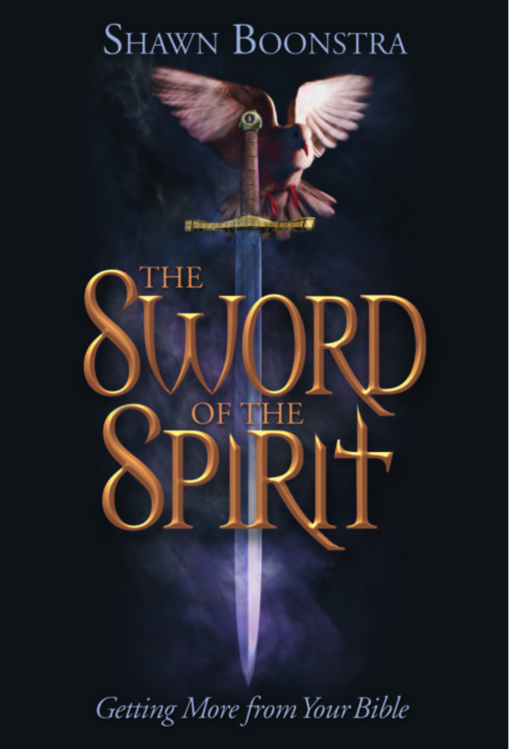Shawn Boonstra

# The Sword of the Spirit

*Getting More from Your Bible*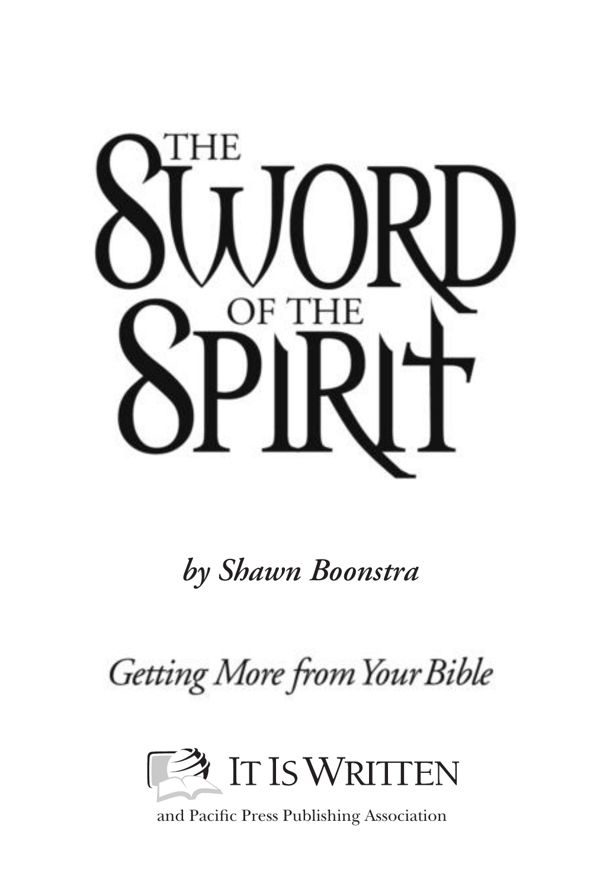# THE SWORD OF THE SPIRIT

*by Shawn Boonstra*

Getting More from Your Bible

IT IS WRITTEN

and Pacific Press Publishing Association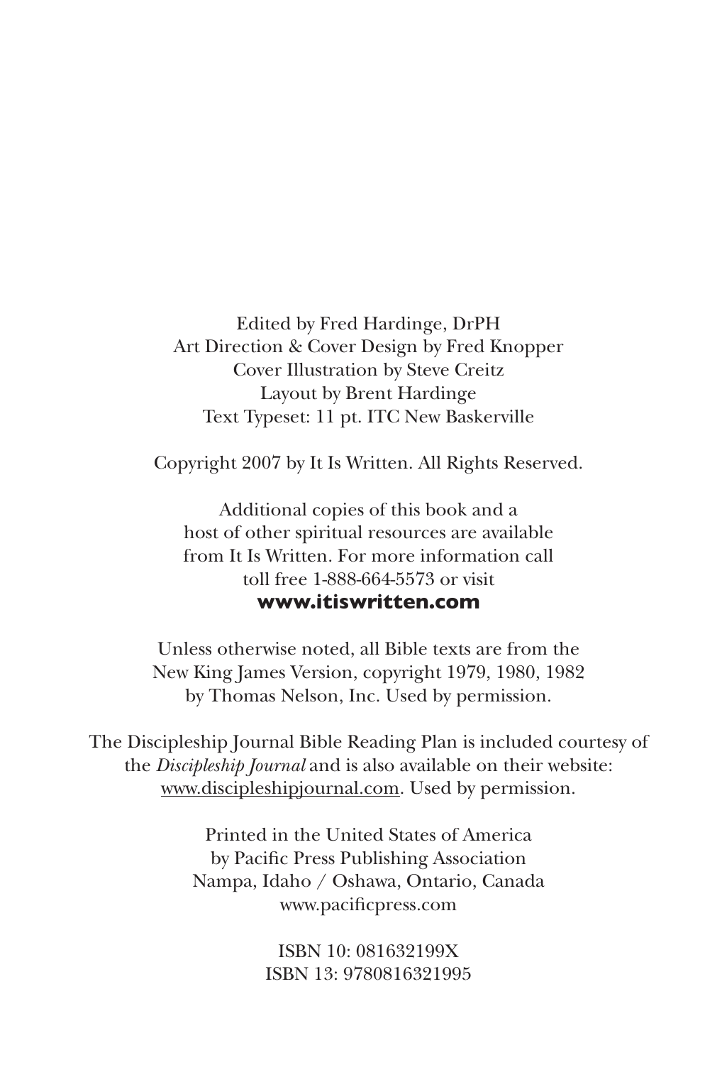Edited by Fred Hardinge, DrPH
Art Direction & Cover Design by Fred Knopper
Cover Illustration by Steve Creitz
Layout by Brent Hardinge
Text Typeset: 11 pt. ITC New Baskerville

Copyright 2007 by It Is Written. All Rights Reserved.

Additional copies of this book and a
host of other spiritual resources are available
from It Is Written. For more information call
toll free 1-888-664-5573 or visit
**www.itiswritten.com**

Unless otherwise noted, all Bible texts are from the
New King James Version, copyright 1979, 1980, 1982
by Thomas Nelson, Inc. Used by permission.

The Discipleship Journal Bible Reading Plan is included courtesy of
the *Discipleship Journal* and is also available on their website:
www.discipleshipjournal.com. Used by permission.

Printed in the United States of America
by Pacific Press Publishing Association
Nampa, Idaho / Oshawa, Ontario, Canada
www.pacificpress.com

ISBN 10: 081632199X
ISBN 13: 9780816321995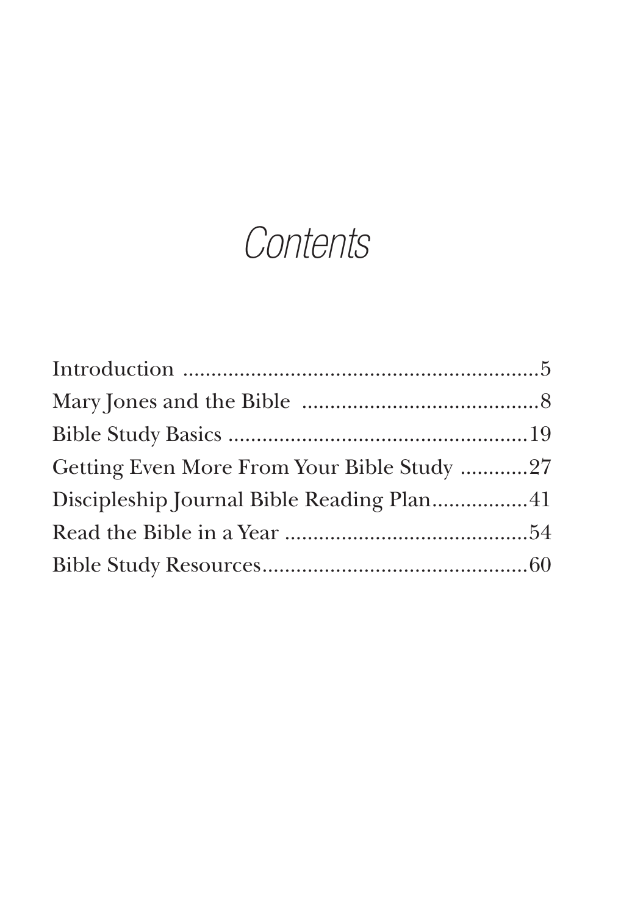# *Contents*

Introduction ..................................................................5
Mary Jones and the Bible ...........................................8
Bible Study Basics ......................................................19
Getting Even More From Your Bible Study ............27
Discipleship Journal Bible Reading Plan.................41
Read the Bible in a Year ............................................54
Bible Study Resources................................................60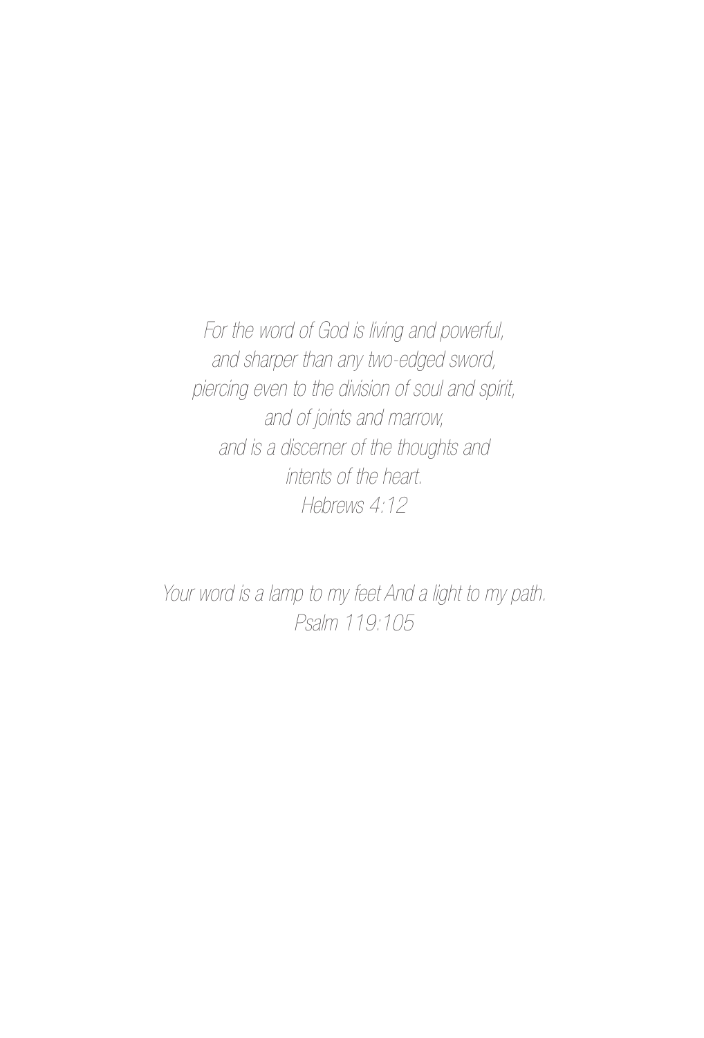*For the word of God is living and powerful,*
*and sharper than any two-edged sword,*
*piercing even to the division of soul and spirit,*
*and of joints and marrow,*
*and is a discerner of the thoughts and*
*intents of the heart.*
*Hebrews 4:12*

*Your word is a lamp to my feet And a light to my path.*
*Psalm 119:105*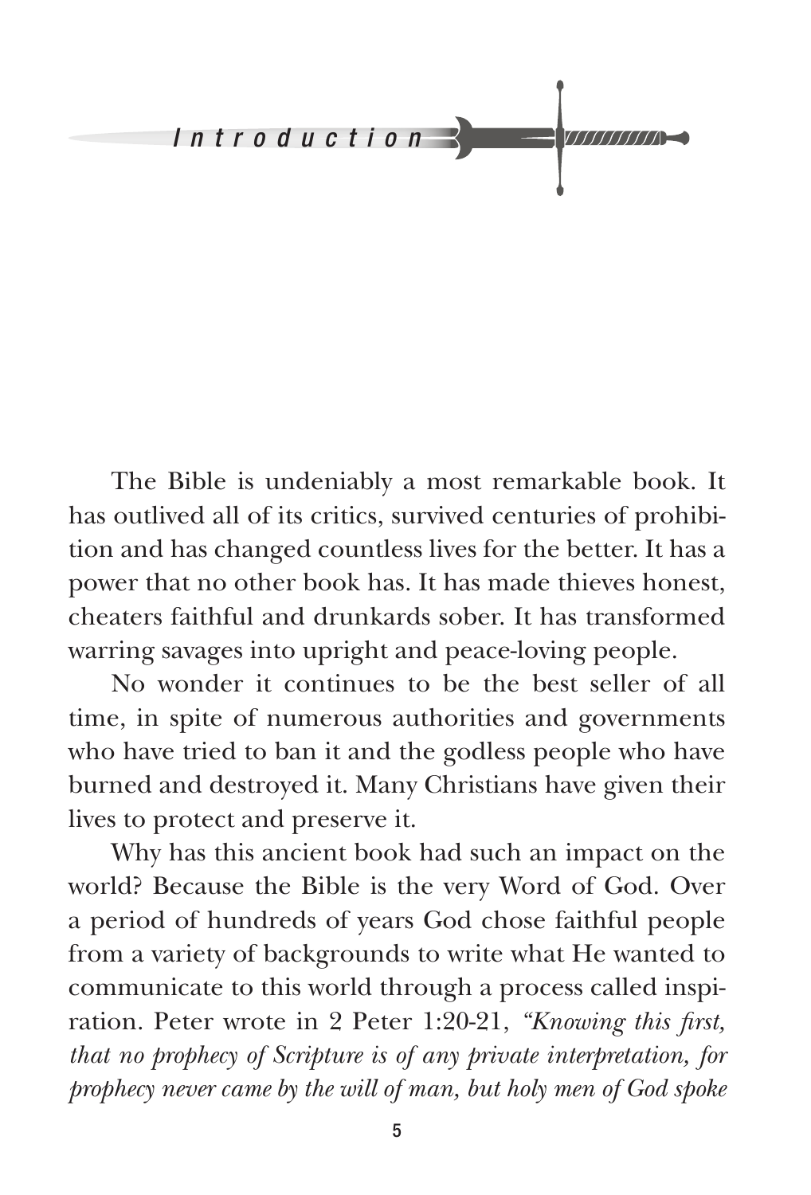# Introduction

The Bible is undeniably a most remarkable book. It has outlived all of its critics, survived centuries of prohibition and has changed countless lives for the better. It has a power that no other book has. It has made thieves honest, cheaters faithful and drunkards sober. It has transformed warring savages into upright and peace-loving people.

No wonder it continues to be the best seller of all time, in spite of numerous authorities and governments who have tried to ban it and the godless people who have burned and destroyed it. Many Christians have given their lives to protect and preserve it.

Why has this ancient book had such an impact on the world? Because the Bible is the very Word of God. Over a period of hundreds of years God chose faithful people from a variety of backgrounds to write what He wanted to communicate to this world through a process called inspiration. Peter wrote in 2 Peter 1:20-21, *"Knowing this first, that no prophecy of Scripture is of any private interpretation, for prophecy never came by the will of man, but holy men of God spoke*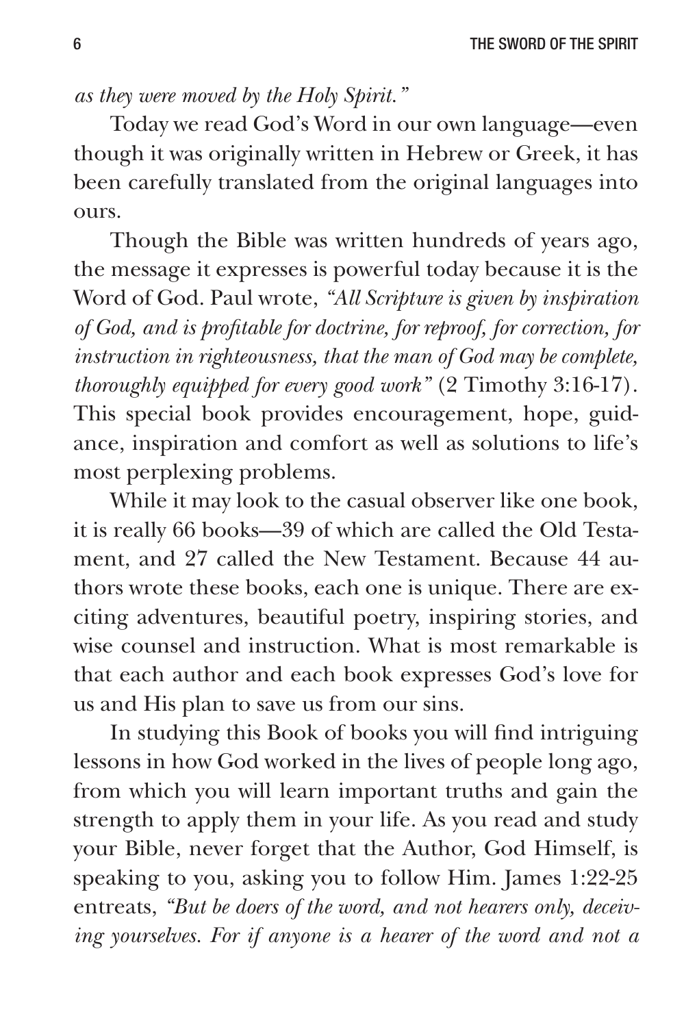*as they were moved by the Holy Spirit."*

Today we read God's Word in our own language—even though it was originally written in Hebrew or Greek, it has been carefully translated from the original languages into ours.

Though the Bible was written hundreds of years ago, the message it expresses is powerful today because it is the Word of God. Paul wrote, *"All Scripture is given by inspiration of God, and is profitable for doctrine, for reproof, for correction, for instruction in righteousness, that the man of God may be complete, thoroughly equipped for every good work"* (2 Timothy 3:16-17). This special book provides encouragement, hope, guidance, inspiration and comfort as well as solutions to life's most perplexing problems.

While it may look to the casual observer like one book, it is really 66 books—39 of which are called the Old Testament, and 27 called the New Testament. Because 44 authors wrote these books, each one is unique. There are exciting adventures, beautiful poetry, inspiring stories, and wise counsel and instruction. What is most remarkable is that each author and each book expresses God's love for us and His plan to save us from our sins.

In studying this Book of books you will find intriguing lessons in how God worked in the lives of people long ago, from which you will learn important truths and gain the strength to apply them in your life. As you read and study your Bible, never forget that the Author, God Himself, is speaking to you, asking you to follow Him. James 1:22-25 entreats, *"But be doers of the word, and not hearers only, deceiving yourselves. For if anyone is a hearer of the word and not a*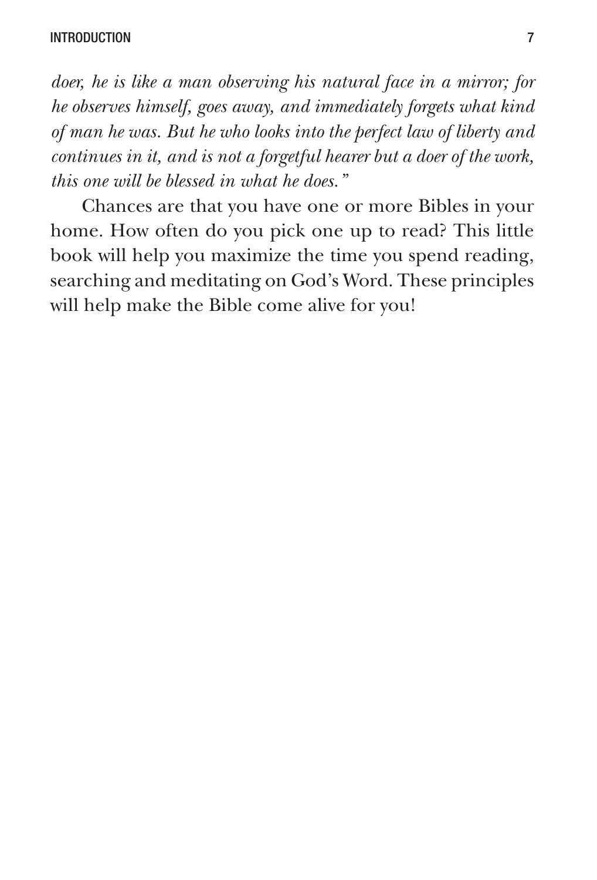*doer, he is like a man observing his natural face in a mirror; for he observes himself, goes away, and immediately forgets what kind of man he was. But he who looks into the perfect law of liberty and continues in it, and is not a forgetful hearer but a doer of the work, this one will be blessed in what he does."*

Chances are that you have one or more Bibles in your home. How often do you pick one up to read? This little book will help you maximize the time you spend reading, searching and meditating on God's Word. These principles will help make the Bible come alive for you!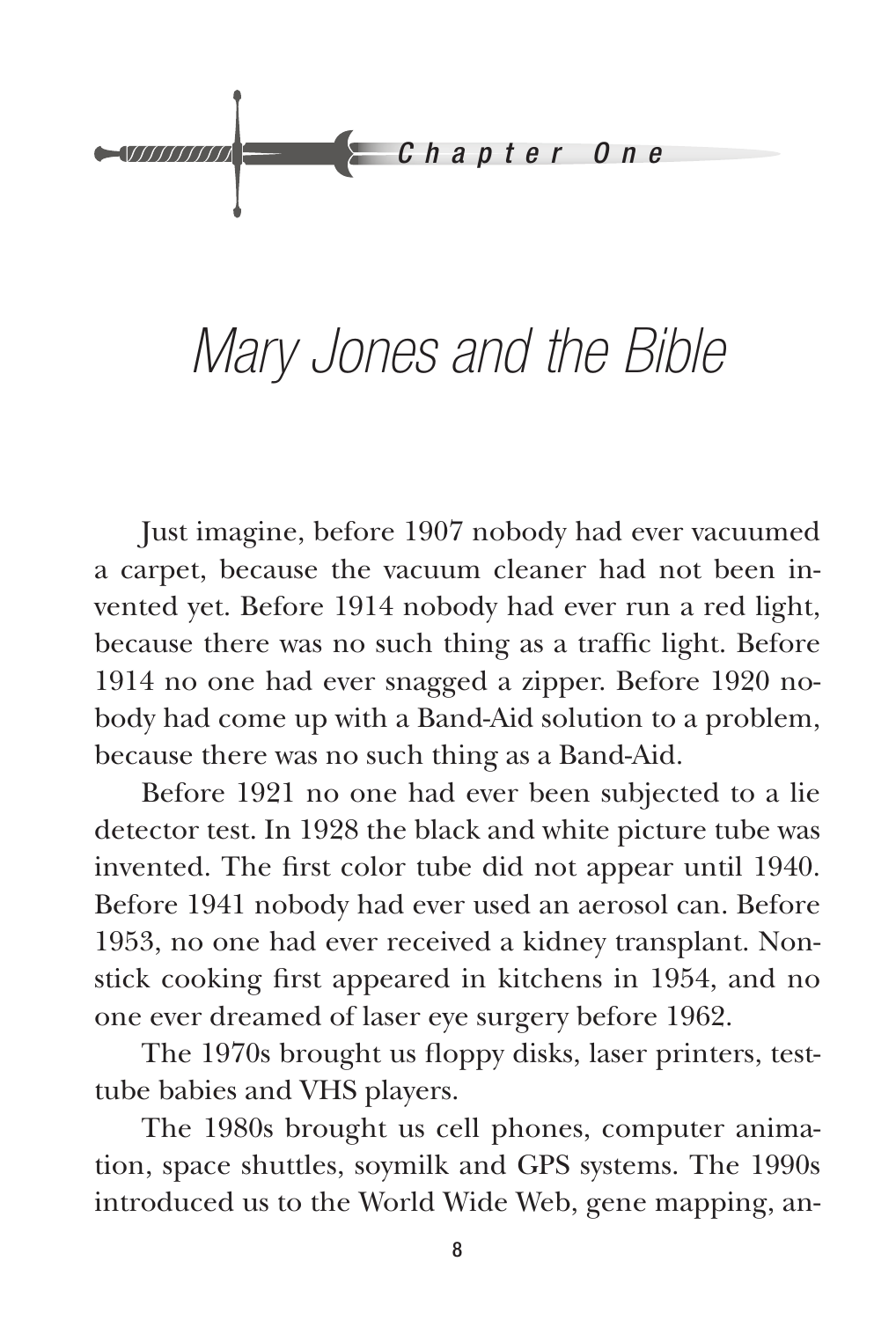Chapter One

# Mary Jones and the Bible

Just imagine, before 1907 nobody had ever vacuumed a carpet, because the vacuum cleaner had not been invented yet. Before 1914 nobody had ever run a red light, because there was no such thing as a traffic light. Before 1914 no one had ever snagged a zipper. Before 1920 nobody had come up with a Band-Aid solution to a problem, because there was no such thing as a Band-Aid.

Before 1921 no one had ever been subjected to a lie detector test. In 1928 the black and white picture tube was invented. The first color tube did not appear until 1940. Before 1941 nobody had ever used an aerosol can. Before 1953, no one had ever received a kidney transplant. Nonstick cooking first appeared in kitchens in 1954, and no one ever dreamed of laser eye surgery before 1962.

The 1970s brought us floppy disks, laser printers, test-tube babies and VHS players.

The 1980s brought us cell phones, computer animation, space shuttles, soymilk and GPS systems. The 1990s introduced us to the World Wide Web, gene mapping, an-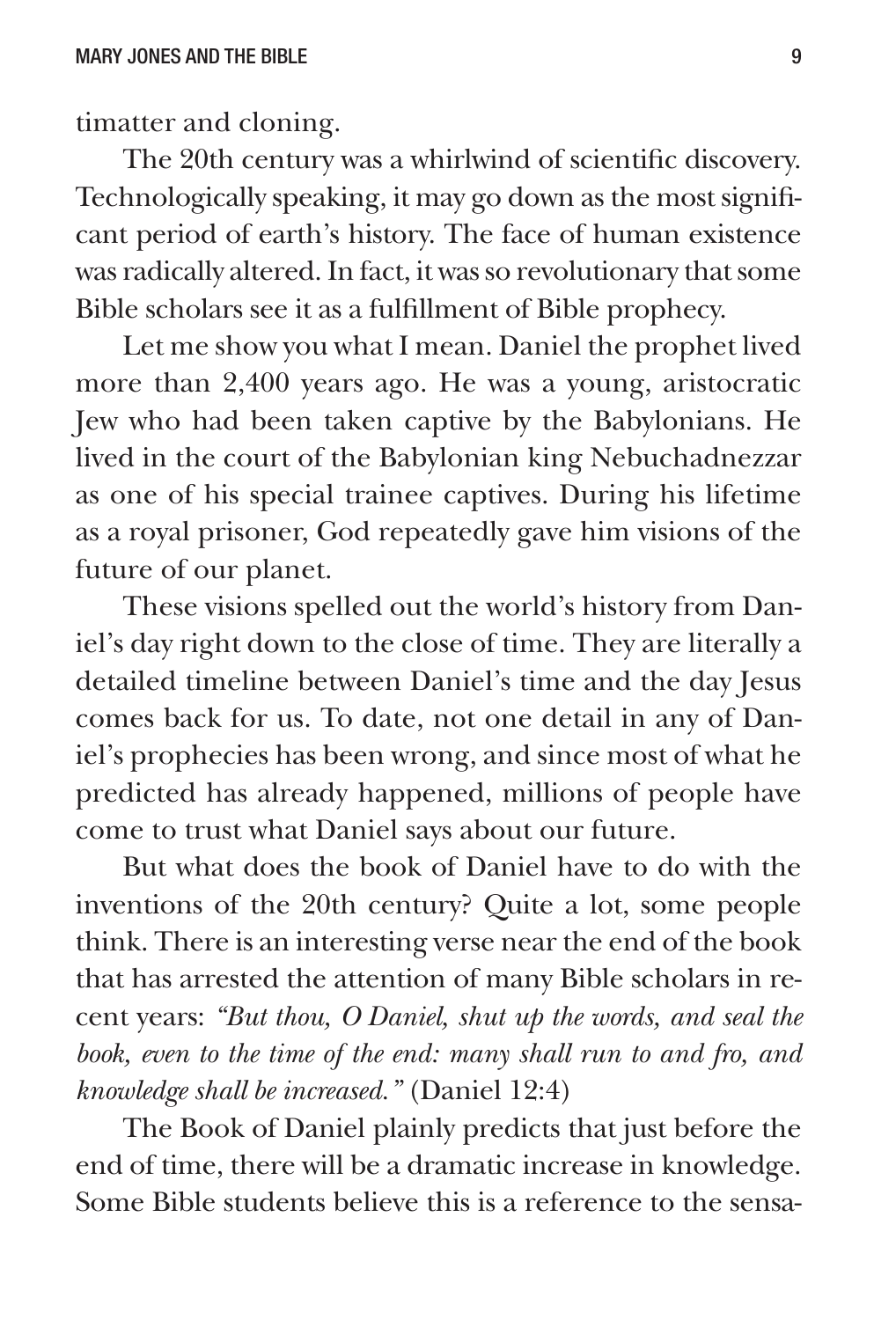timatter and cloning.

The 20th century was a whirlwind of scientific discovery. Technologically speaking, it may go down as the most significant period of earth's history. The face of human existence was radically altered. In fact, it was so revolutionary that some Bible scholars see it as a fulfillment of Bible prophecy.

Let me show you what I mean. Daniel the prophet lived more than 2,400 years ago. He was a young, aristocratic Jew who had been taken captive by the Babylonians. He lived in the court of the Babylonian king Nebuchadnezzar as one of his special trainee captives. During his lifetime as a royal prisoner, God repeatedly gave him visions of the future of our planet.

These visions spelled out the world's history from Daniel's day right down to the close of time. They are literally a detailed timeline between Daniel's time and the day Jesus comes back for us. To date, not one detail in any of Daniel's prophecies has been wrong, and since most of what he predicted has already happened, millions of people have come to trust what Daniel says about our future.

But what does the book of Daniel have to do with the inventions of the 20th century? Quite a lot, some people think. There is an interesting verse near the end of the book that has arrested the attention of many Bible scholars in recent years: *"But thou, O Daniel, shut up the words, and seal the book, even to the time of the end: many shall run to and fro, and knowledge shall be increased."* (Daniel 12:4)

The Book of Daniel plainly predicts that just before the end of time, there will be a dramatic increase in knowledge. Some Bible students believe this is a reference to the sensa-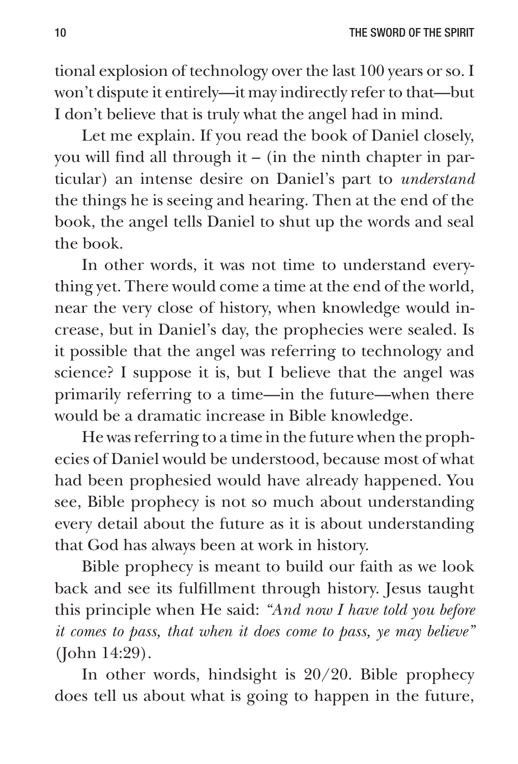tional explosion of technology over the last 100 years or so. I won't dispute it entirely—it may indirectly refer to that—but I don't believe that is truly what the angel had in mind.

Let me explain. If you read the book of Daniel closely, you will find all through it – (in the ninth chapter in particular) an intense desire on Daniel's part to *understand* the things he is seeing and hearing. Then at the end of the book, the angel tells Daniel to shut up the words and seal the book.

In other words, it was not time to understand everything yet. There would come a time at the end of the world, near the very close of history, when knowledge would increase, but in Daniel's day, the prophecies were sealed. Is it possible that the angel was referring to technology and science? I suppose it is, but I believe that the angel was primarily referring to a time—in the future—when there would be a dramatic increase in Bible knowledge.

He was referring to a time in the future when the prophecies of Daniel would be understood, because most of what had been prophesied would have already happened. You see, Bible prophecy is not so much about understanding every detail about the future as it is about understanding that God has always been at work in history.

Bible prophecy is meant to build our faith as we look back and see its fulfillment through history. Jesus taught this principle when He said: *"And now I have told you before it comes to pass, that when it does come to pass, ye may believe"* (John 14:29).

In other words, hindsight is 20/20. Bible prophecy does tell us about what is going to happen in the future,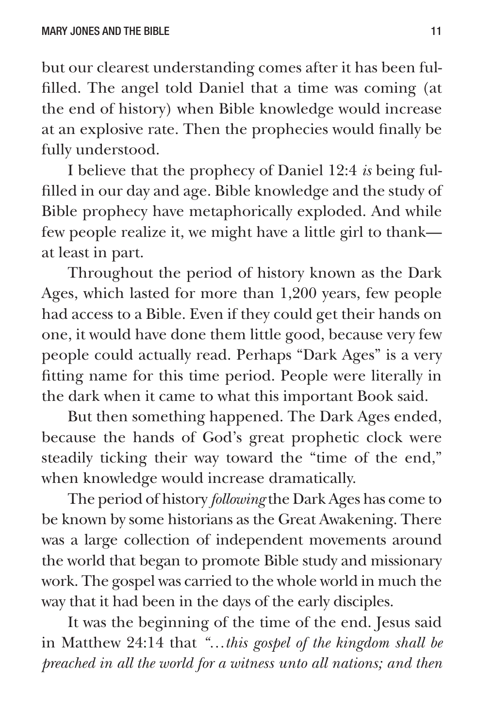but our clearest understanding comes after it has been fulfilled. The angel told Daniel that a time was coming (at the end of history) when Bible knowledge would increase at an explosive rate. Then the prophecies would finally be fully understood.

I believe that the prophecy of Daniel 12:4 *is* being fulfilled in our day and age. Bible knowledge and the study of Bible prophecy have metaphorically exploded. And while few people realize it, we might have a little girl to thank—at least in part.

Throughout the period of history known as the Dark Ages, which lasted for more than 1,200 years, few people had access to a Bible. Even if they could get their hands on one, it would have done them little good, because very few people could actually read. Perhaps "Dark Ages" is a very fitting name for this time period. People were literally in the dark when it came to what this important Book said.

But then something happened. The Dark Ages ended, because the hands of God's great prophetic clock were steadily ticking their way toward the "time of the end," when knowledge would increase dramatically.

The period of history *following* the Dark Ages has come to be known by some historians as the Great Awakening. There was a large collection of independent movements around the world that began to promote Bible study and missionary work. The gospel was carried to the whole world in much the way that it had been in the days of the early disciples.

It was the beginning of the time of the end. Jesus said in Matthew 24:14 that *"…this gospel of the kingdom shall be preached in all the world for a witness unto all nations; and then*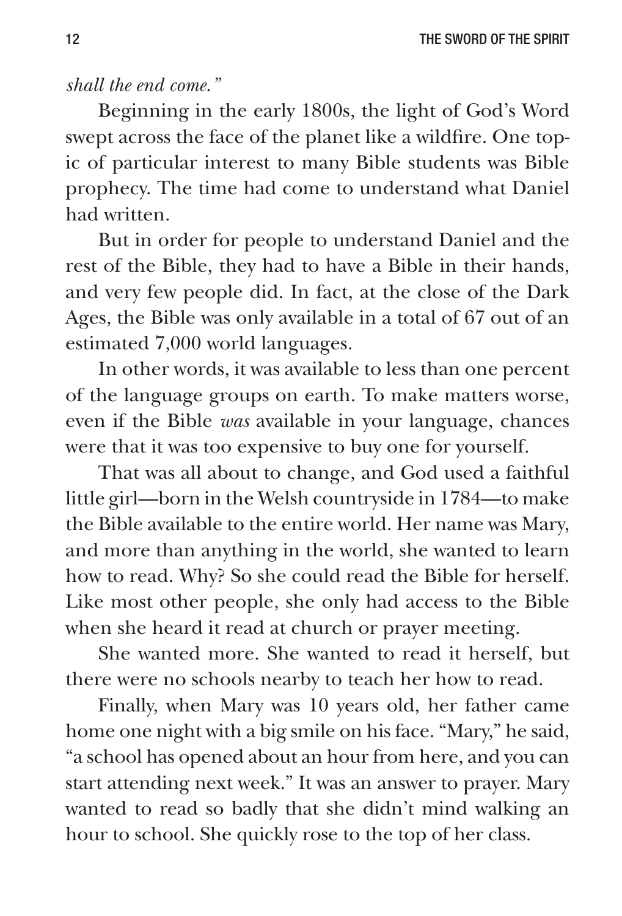*shall the end come."*

Beginning in the early 1800s, the light of God's Word swept across the face of the planet like a wildfire. One topic of particular interest to many Bible students was Bible prophecy. The time had come to understand what Daniel had written.

But in order for people to understand Daniel and the rest of the Bible, they had to have a Bible in their hands, and very few people did. In fact, at the close of the Dark Ages, the Bible was only available in a total of 67 out of an estimated 7,000 world languages.

In other words, it was available to less than one percent of the language groups on earth. To make matters worse, even if the Bible *was* available in your language, chances were that it was too expensive to buy one for yourself.

That was all about to change, and God used a faithful little girl—born in the Welsh countryside in 1784—to make the Bible available to the entire world. Her name was Mary, and more than anything in the world, she wanted to learn how to read. Why? So she could read the Bible for herself. Like most other people, she only had access to the Bible when she heard it read at church or prayer meeting.

She wanted more. She wanted to read it herself, but there were no schools nearby to teach her how to read.

Finally, when Mary was 10 years old, her father came home one night with a big smile on his face. "Mary," he said, "a school has opened about an hour from here, and you can start attending next week." It was an answer to prayer. Mary wanted to read so badly that she didn't mind walking an hour to school. She quickly rose to the top of her class.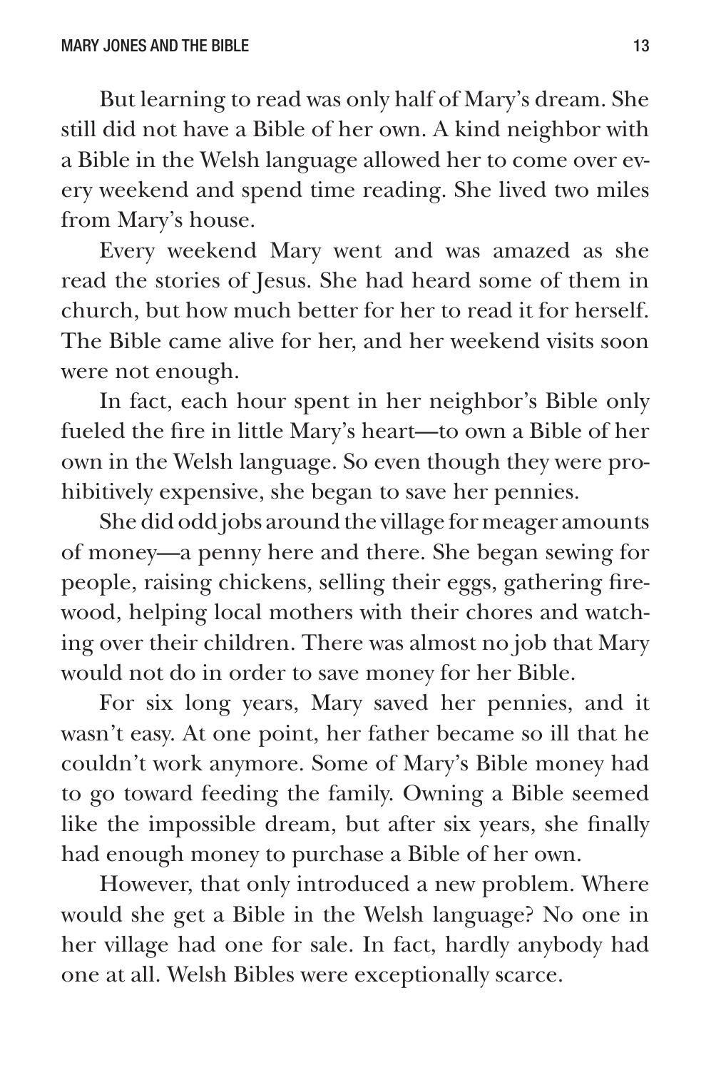But learning to read was only half of Mary's dream. She still did not have a Bible of her own. A kind neighbor with a Bible in the Welsh language allowed her to come over every weekend and spend time reading. She lived two miles from Mary's house.

Every weekend Mary went and was amazed as she read the stories of Jesus. She had heard some of them in church, but how much better for her to read it for herself. The Bible came alive for her, and her weekend visits soon were not enough.

In fact, each hour spent in her neighbor's Bible only fueled the fire in little Mary's heart—to own a Bible of her own in the Welsh language. So even though they were prohibitively expensive, she began to save her pennies.

She did odd jobs around the village for meager amounts of money—a penny here and there. She began sewing for people, raising chickens, selling their eggs, gathering firewood, helping local mothers with their chores and watching over their children. There was almost no job that Mary would not do in order to save money for her Bible.

For six long years, Mary saved her pennies, and it wasn't easy. At one point, her father became so ill that he couldn't work anymore. Some of Mary's Bible money had to go toward feeding the family. Owning a Bible seemed like the impossible dream, but after six years, she finally had enough money to purchase a Bible of her own.

However, that only introduced a new problem. Where would she get a Bible in the Welsh language? No one in her village had one for sale. In fact, hardly anybody had one at all. Welsh Bibles were exceptionally scarce.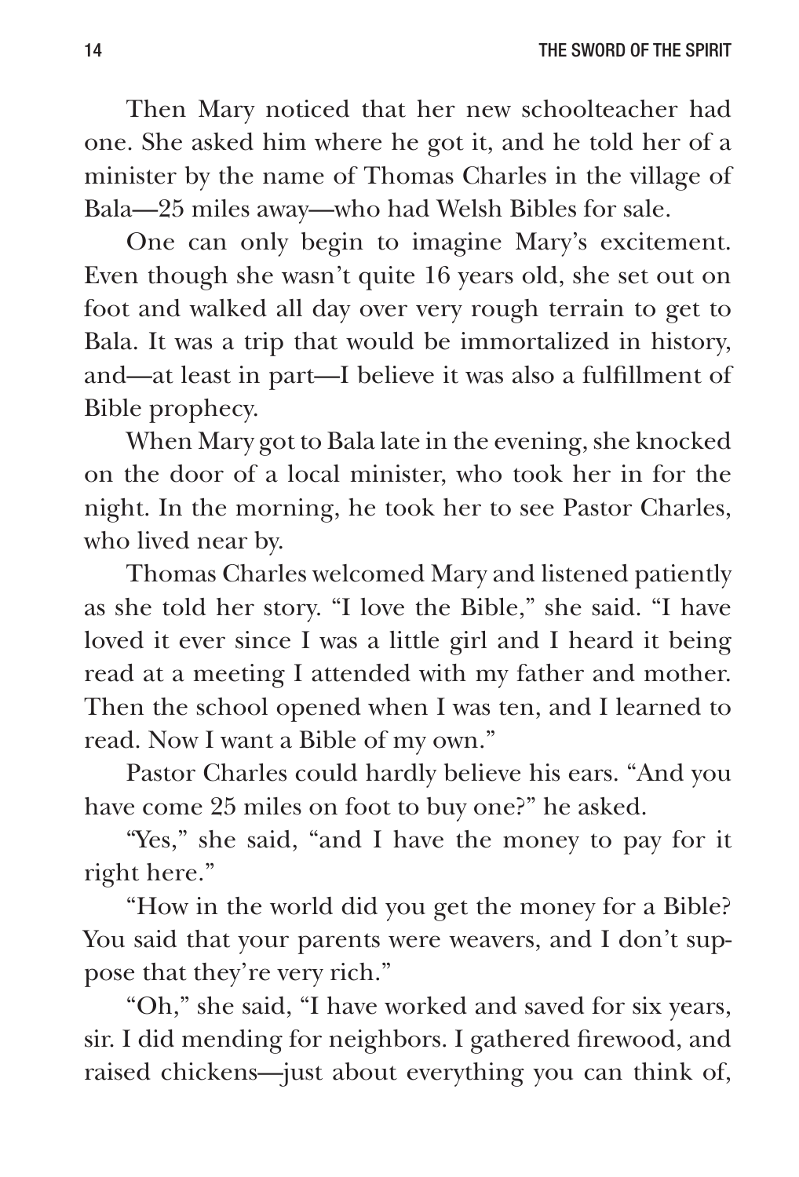Then Mary noticed that her new schoolteacher had one. She asked him where he got it, and he told her of a minister by the name of Thomas Charles in the village of Bala—25 miles away—who had Welsh Bibles for sale.

One can only begin to imagine Mary's excitement. Even though she wasn't quite 16 years old, she set out on foot and walked all day over very rough terrain to get to Bala. It was a trip that would be immortalized in history, and—at least in part—I believe it was also a fulfillment of Bible prophecy.

When Mary got to Bala late in the evening, she knocked on the door of a local minister, who took her in for the night. In the morning, he took her to see Pastor Charles, who lived near by.

Thomas Charles welcomed Mary and listened patiently as she told her story. "I love the Bible," she said. "I have loved it ever since I was a little girl and I heard it being read at a meeting I attended with my father and mother. Then the school opened when I was ten, and I learned to read. Now I want a Bible of my own."

Pastor Charles could hardly believe his ears. "And you have come 25 miles on foot to buy one?" he asked.

"Yes," she said, "and I have the money to pay for it right here."

"How in the world did you get the money for a Bible? You said that your parents were weavers, and I don't suppose that they're very rich."

"Oh," she said, "I have worked and saved for six years, sir. I did mending for neighbors. I gathered firewood, and raised chickens—just about everything you can think of,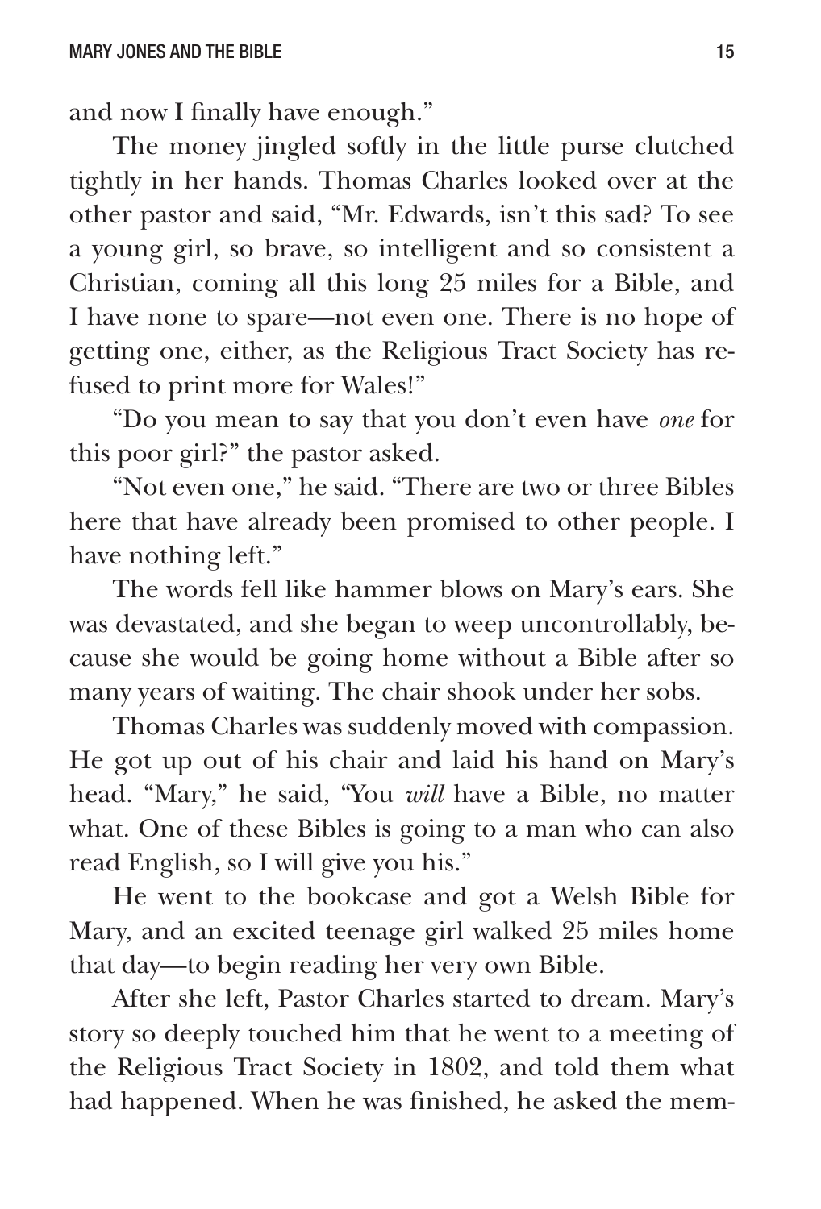and now I finally have enough."

The money jingled softly in the little purse clutched tightly in her hands. Thomas Charles looked over at the other pastor and said, "Mr. Edwards, isn't this sad? To see a young girl, so brave, so intelligent and so consistent a Christian, coming all this long 25 miles for a Bible, and I have none to spare—not even one. There is no hope of getting one, either, as the Religious Tract Society has refused to print more for Wales!"

"Do you mean to say that you don't even have *one* for this poor girl?" the pastor asked.

"Not even one," he said. "There are two or three Bibles here that have already been promised to other people. I have nothing left."

The words fell like hammer blows on Mary's ears. She was devastated, and she began to weep uncontrollably, because she would be going home without a Bible after so many years of waiting. The chair shook under her sobs.

Thomas Charles was suddenly moved with compassion. He got up out of his chair and laid his hand on Mary's head. "Mary," he said, "You *will* have a Bible, no matter what. One of these Bibles is going to a man who can also read English, so I will give you his."

He went to the bookcase and got a Welsh Bible for Mary, and an excited teenage girl walked 25 miles home that day—to begin reading her very own Bible.

After she left, Pastor Charles started to dream. Mary's story so deeply touched him that he went to a meeting of the Religious Tract Society in 1802, and told them what had happened. When he was finished, he asked the mem-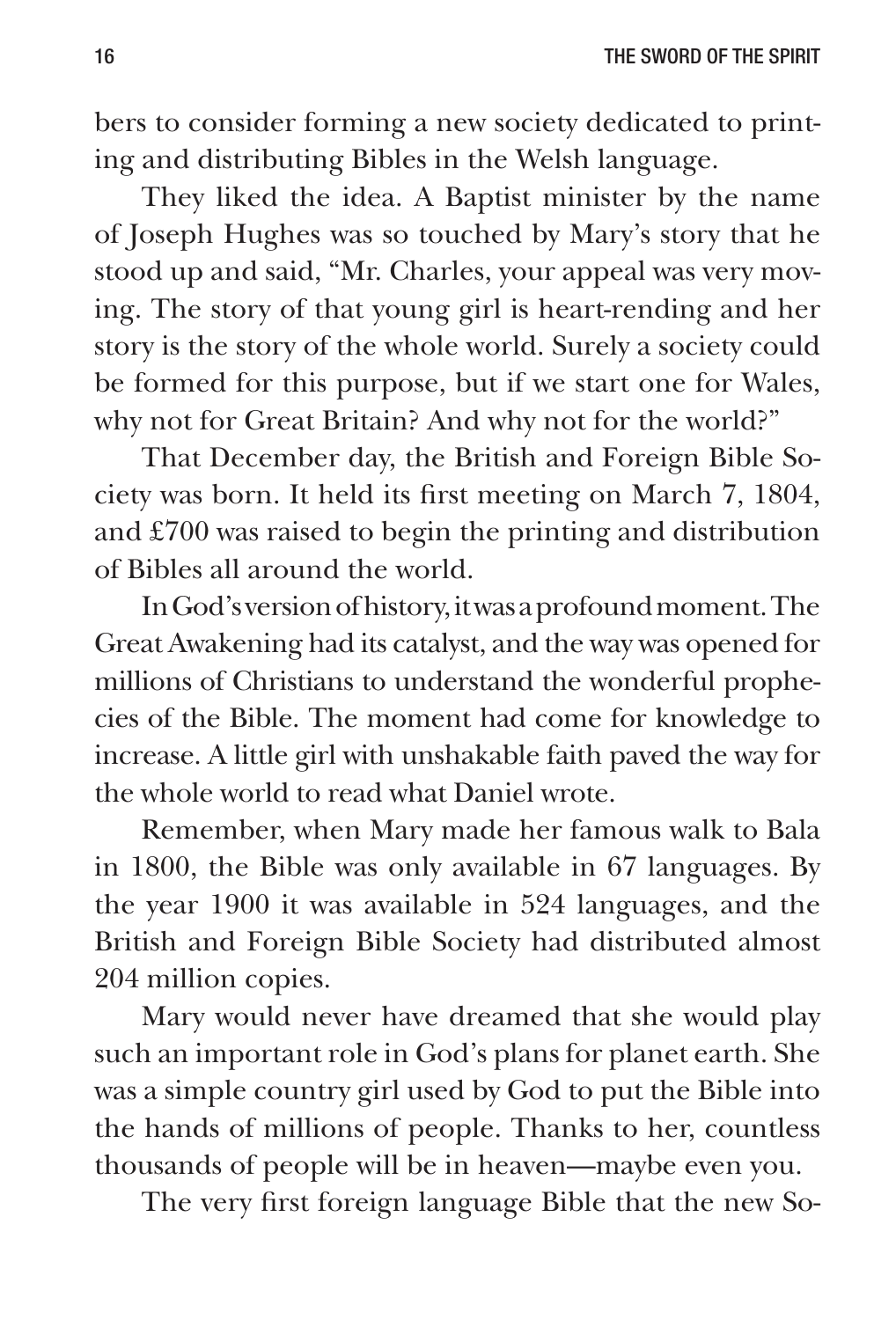bers to consider forming a new society dedicated to printing and distributing Bibles in the Welsh language.

They liked the idea. A Baptist minister by the name of Joseph Hughes was so touched by Mary's story that he stood up and said, "Mr. Charles, your appeal was very moving. The story of that young girl is heart-rending and her story is the story of the whole world. Surely a society could be formed for this purpose, but if we start one for Wales, why not for Great Britain? And why not for the world?"

That December day, the British and Foreign Bible Society was born. It held its first meeting on March 7, 1804, and £700 was raised to begin the printing and distribution of Bibles all around the world.

In God's version of history, it was a profound moment. The Great Awakening had its catalyst, and the way was opened for millions of Christians to understand the wonderful prophecies of the Bible. The moment had come for knowledge to increase. A little girl with unshakable faith paved the way for the whole world to read what Daniel wrote.

Remember, when Mary made her famous walk to Bala in 1800, the Bible was only available in 67 languages. By the year 1900 it was available in 524 languages, and the British and Foreign Bible Society had distributed almost 204 million copies.

Mary would never have dreamed that she would play such an important role in God's plans for planet earth. She was a simple country girl used by God to put the Bible into the hands of millions of people. Thanks to her, countless thousands of people will be in heaven—maybe even you.

The very first foreign language Bible that the new So-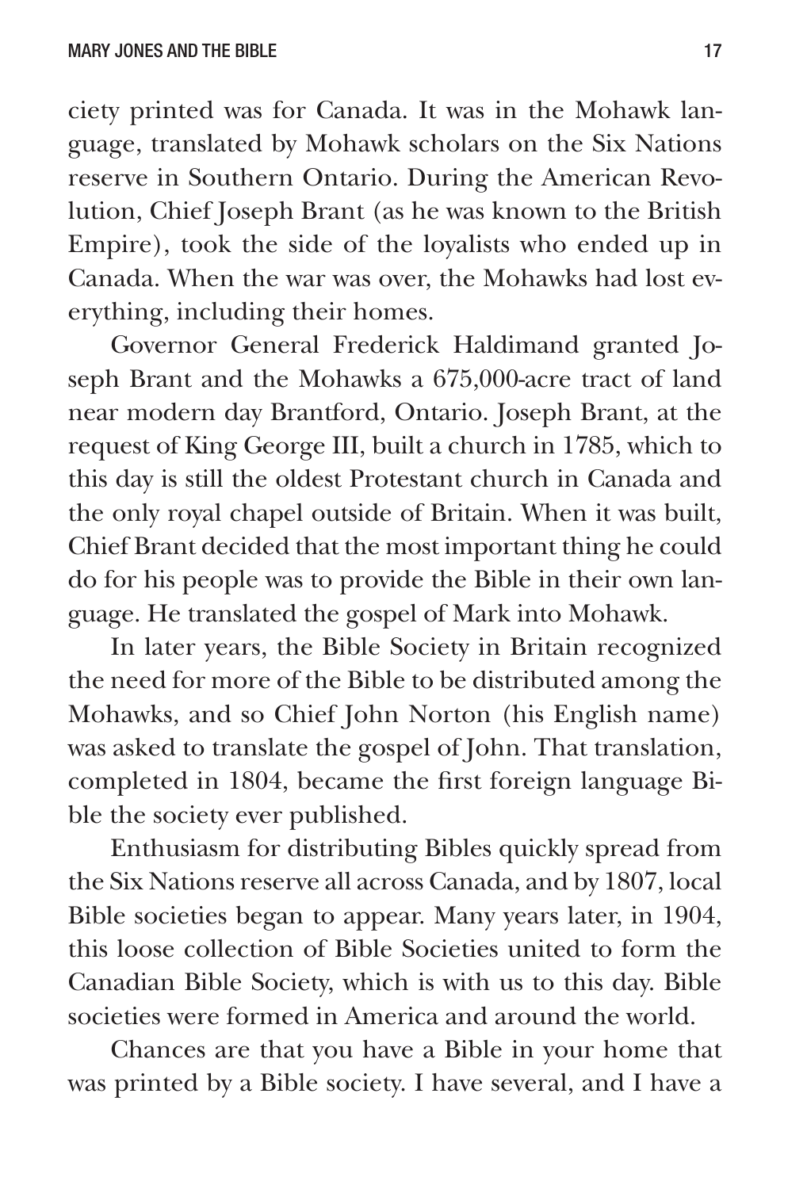ciety printed was for Canada. It was in the Mohawk language, translated by Mohawk scholars on the Six Nations reserve in Southern Ontario. During the American Revolution, Chief Joseph Brant (as he was known to the British Empire), took the side of the loyalists who ended up in Canada. When the war was over, the Mohawks had lost everything, including their homes.

Governor General Frederick Haldimand granted Joseph Brant and the Mohawks a 675,000-acre tract of land near modern day Brantford, Ontario. Joseph Brant, at the request of King George III, built a church in 1785, which to this day is still the oldest Protestant church in Canada and the only royal chapel outside of Britain. When it was built, Chief Brant decided that the most important thing he could do for his people was to provide the Bible in their own language. He translated the gospel of Mark into Mohawk.

In later years, the Bible Society in Britain recognized the need for more of the Bible to be distributed among the Mohawks, and so Chief John Norton (his English name) was asked to translate the gospel of John. That translation, completed in 1804, became the first foreign language Bible the society ever published.

Enthusiasm for distributing Bibles quickly spread from the Six Nations reserve all across Canada, and by 1807, local Bible societies began to appear. Many years later, in 1904, this loose collection of Bible Societies united to form the Canadian Bible Society, which is with us to this day. Bible societies were formed in America and around the world.

Chances are that you have a Bible in your home that was printed by a Bible society. I have several, and I have a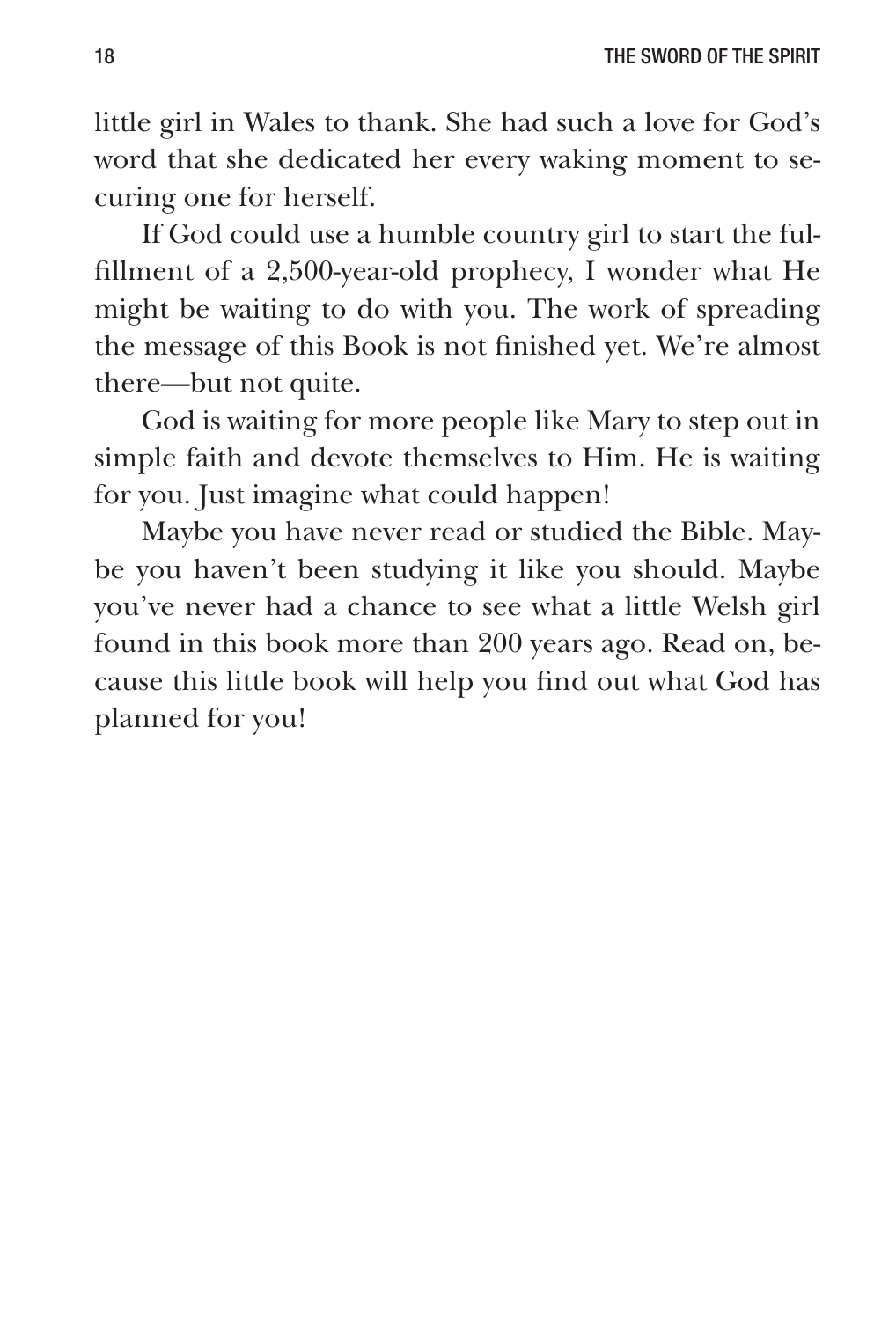little girl in Wales to thank. She had such a love for God's word that she dedicated her every waking moment to securing one for herself.

If God could use a humble country girl to start the fulfillment of a 2,500-year-old prophecy, I wonder what He might be waiting to do with you. The work of spreading the message of this Book is not finished yet. We're almost there—but not quite.

God is waiting for more people like Mary to step out in simple faith and devote themselves to Him. He is waiting for you. Just imagine what could happen!

Maybe you have never read or studied the Bible. Maybe you haven't been studying it like you should. Maybe you've never had a chance to see what a little Welsh girl found in this book more than 200 years ago. Read on, because this little book will help you find out what God has planned for you!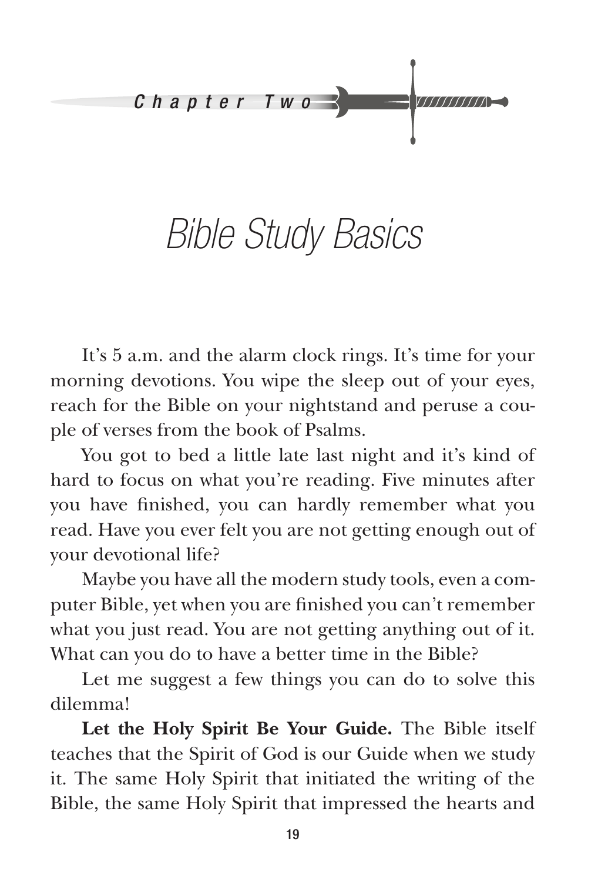*Chapter Two*

# Bible Study Basics

It's 5 a.m. and the alarm clock rings. It's time for your morning devotions. You wipe the sleep out of your eyes, reach for the Bible on your nightstand and peruse a couple of verses from the book of Psalms.

You got to bed a little late last night and it's kind of hard to focus on what you're reading. Five minutes after you have finished, you can hardly remember what you read. Have you ever felt you are not getting enough out of your devotional life?

Maybe you have all the modern study tools, even a computer Bible, yet when you are finished you can't remember what you just read. You are not getting anything out of it. What can you do to have a better time in the Bible?

Let me suggest a few things you can do to solve this dilemma!

**Let the Holy Spirit Be Your Guide.** The Bible itself teaches that the Spirit of God is our Guide when we study it. The same Holy Spirit that initiated the writing of the Bible, the same Holy Spirit that impressed the hearts and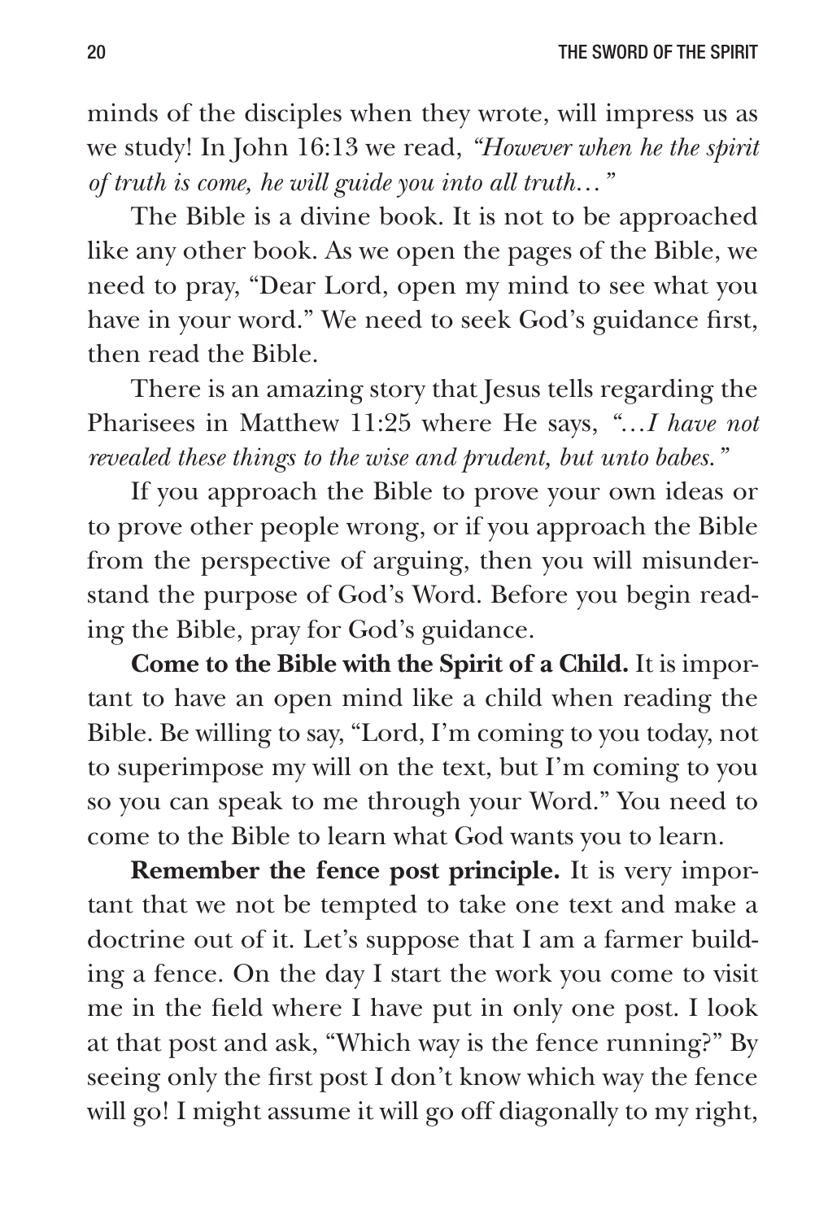minds of the disciples when they wrote, will impress us as we study! In John 16:13 we read, *"However when he the spirit of truth is come, he will guide you into all truth…"*

The Bible is a divine book. It is not to be approached like any other book. As we open the pages of the Bible, we need to pray, "Dear Lord, open my mind to see what you have in your word." We need to seek God's guidance first, then read the Bible.

There is an amazing story that Jesus tells regarding the Pharisees in Matthew 11:25 where He says, *"…I have not revealed these things to the wise and prudent, but unto babes."*

If you approach the Bible to prove your own ideas or to prove other people wrong, or if you approach the Bible from the perspective of arguing, then you will misunderstand the purpose of God's Word. Before you begin reading the Bible, pray for God's guidance.

**Come to the Bible with the Spirit of a Child.** It is important to have an open mind like a child when reading the Bible. Be willing to say, "Lord, I'm coming to you today, not to superimpose my will on the text, but I'm coming to you so you can speak to me through your Word." You need to come to the Bible to learn what God wants you to learn.

**Remember the fence post principle.** It is very important that we not be tempted to take one text and make a doctrine out of it. Let's suppose that I am a farmer building a fence. On the day I start the work you come to visit me in the field where I have put in only one post. I look at that post and ask, "Which way is the fence running?" By seeing only the first post I don't know which way the fence will go! I might assume it will go off diagonally to my right,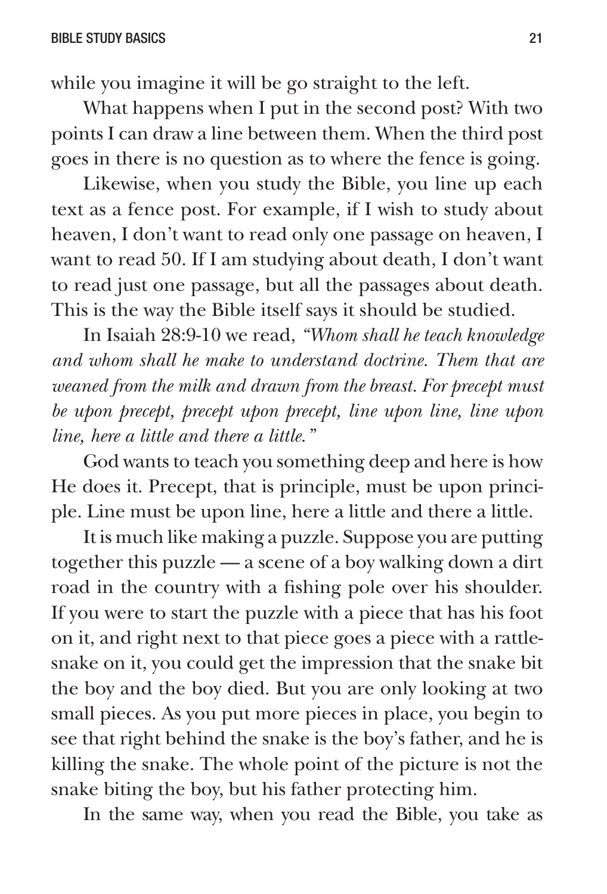while you imagine it will be go straight to the left.

What happens when I put in the second post? With two points I can draw a line between them. When the third post goes in there is no question as to where the fence is going.

Likewise, when you study the Bible, you line up each text as a fence post. For example, if I wish to study about heaven, I don't want to read only one passage on heaven, I want to read 50. If I am studying about death, I don't want to read just one passage, but all the passages about death. This is the way the Bible itself says it should be studied.

In Isaiah 28:9-10 we read, *"Whom shall he teach knowledge and whom shall he make to understand doctrine. Them that are weaned from the milk and drawn from the breast. For precept must be upon precept, precept upon precept, line upon line, line upon line, here a little and there a little."*

God wants to teach you something deep and here is how He does it. Precept, that is principle, must be upon principle. Line must be upon line, here a little and there a little.

It is much like making a puzzle. Suppose you are putting together this puzzle — a scene of a boy walking down a dirt road in the country with a fishing pole over his shoulder. If you were to start the puzzle with a piece that has his foot on it, and right next to that piece goes a piece with a rattlesnake on it, you could get the impression that the snake bit the boy and the boy died. But you are only looking at two small pieces. As you put more pieces in place, you begin to see that right behind the snake is the boy's father, and he is killing the snake. The whole point of the picture is not the snake biting the boy, but his father protecting him.

In the same way, when you read the Bible, you take as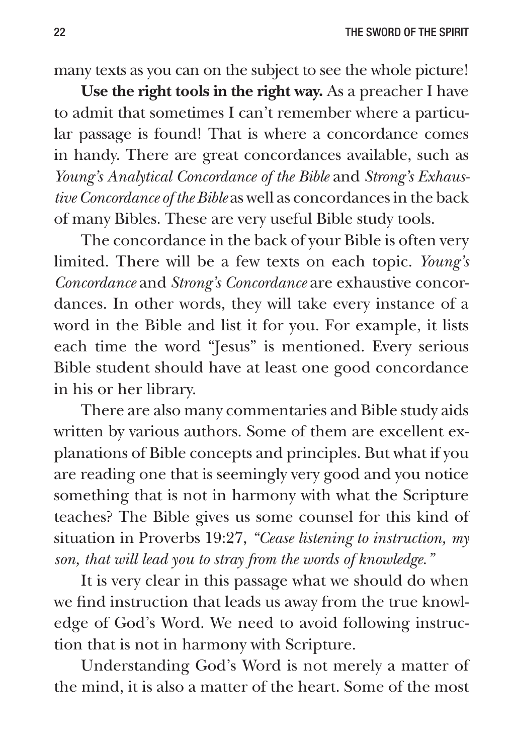many texts as you can on the subject to see the whole picture!

**Use the right tools in the right way.** As a preacher I have to admit that sometimes I can't remember where a particular passage is found! That is where a concordance comes in handy. There are great concordances available, such as *Young's Analytical Concordance of the Bible* and *Strong's Exhaustive Concordance of the Bible* as well as concordances in the back of many Bibles. These are very useful Bible study tools.

The concordance in the back of your Bible is often very limited. There will be a few texts on each topic. *Young's Concordance* and *Strong's Concordance* are exhaustive concordances. In other words, they will take every instance of a word in the Bible and list it for you. For example, it lists each time the word "Jesus" is mentioned. Every serious Bible student should have at least one good concordance in his or her library.

There are also many commentaries and Bible study aids written by various authors. Some of them are excellent explanations of Bible concepts and principles. But what if you are reading one that is seemingly very good and you notice something that is not in harmony with what the Scripture teaches? The Bible gives us some counsel for this kind of situation in Proverbs 19:27, *"Cease listening to instruction, my son, that will lead you to stray from the words of knowledge."*

It is very clear in this passage what we should do when we find instruction that leads us away from the true knowledge of God's Word. We need to avoid following instruction that is not in harmony with Scripture.

Understanding God's Word is not merely a matter of the mind, it is also a matter of the heart. Some of the most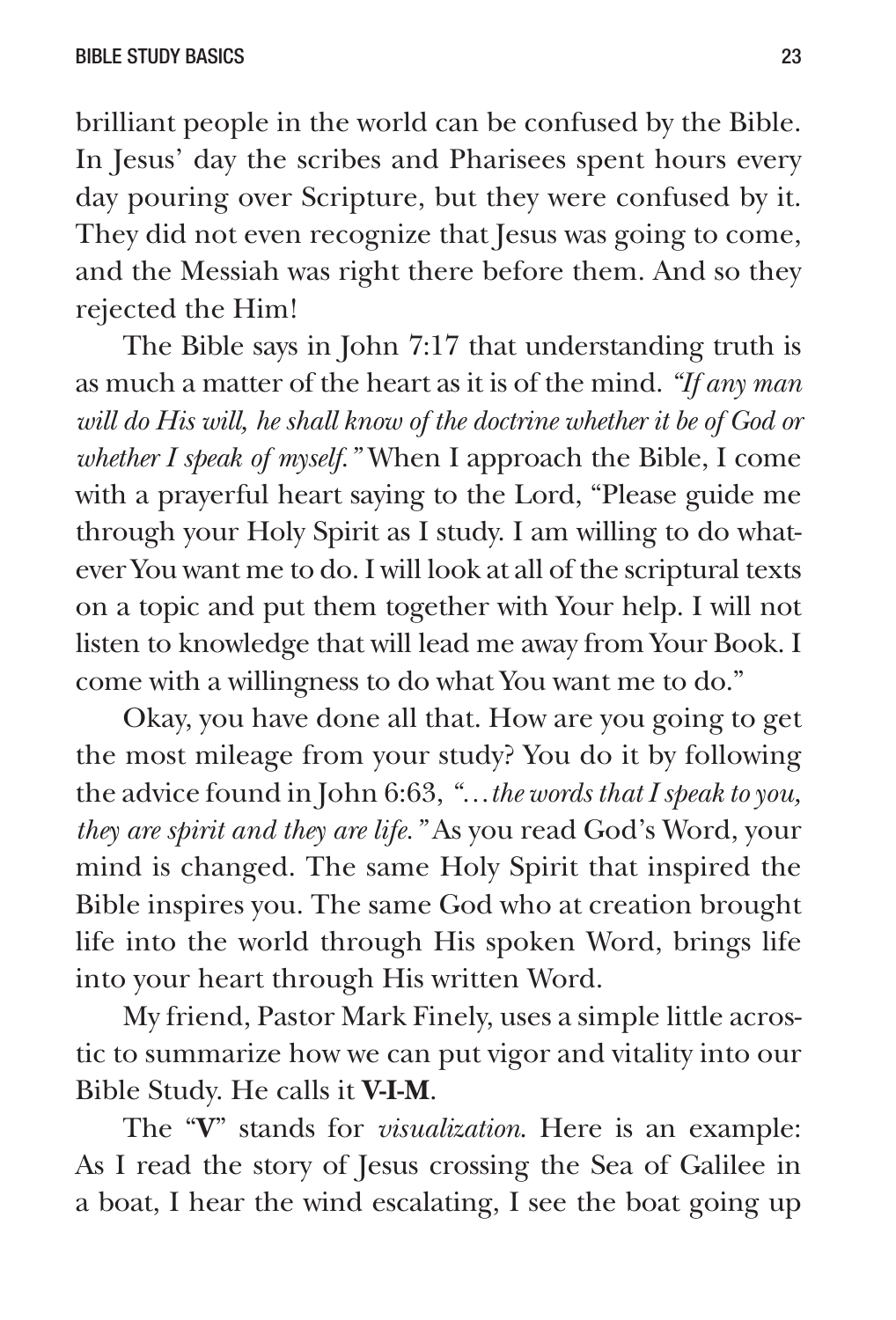brilliant people in the world can be confused by the Bible. In Jesus' day the scribes and Pharisees spent hours every day pouring over Scripture, but they were confused by it. They did not even recognize that Jesus was going to come, and the Messiah was right there before them. And so they rejected the Him!

The Bible says in John 7:17 that understanding truth is as much a matter of the heart as it is of the mind. *"If any man will do His will, he shall know of the doctrine whether it be of God or whether I speak of myself."* When I approach the Bible, I come with a prayerful heart saying to the Lord, "Please guide me through your Holy Spirit as I study. I am willing to do whatever You want me to do. I will look at all of the scriptural texts on a topic and put them together with Your help. I will not listen to knowledge that will lead me away from Your Book. I come with a willingness to do what You want me to do."

Okay, you have done all that. How are you going to get the most mileage from your study? You do it by following the advice found in John 6:63, *"…the words that I speak to you, they are spirit and they are life."* As you read God's Word, your mind is changed. The same Holy Spirit that inspired the Bible inspires you. The same God who at creation brought life into the world through His spoken Word, brings life into your heart through His written Word.

My friend, Pastor Mark Finely, uses a simple little acrostic to summarize how we can put vigor and vitality into our Bible Study. He calls it **V-I-M**.

The "**V**" stands for *visualization.* Here is an example: As I read the story of Jesus crossing the Sea of Galilee in a boat, I hear the wind escalating, I see the boat going up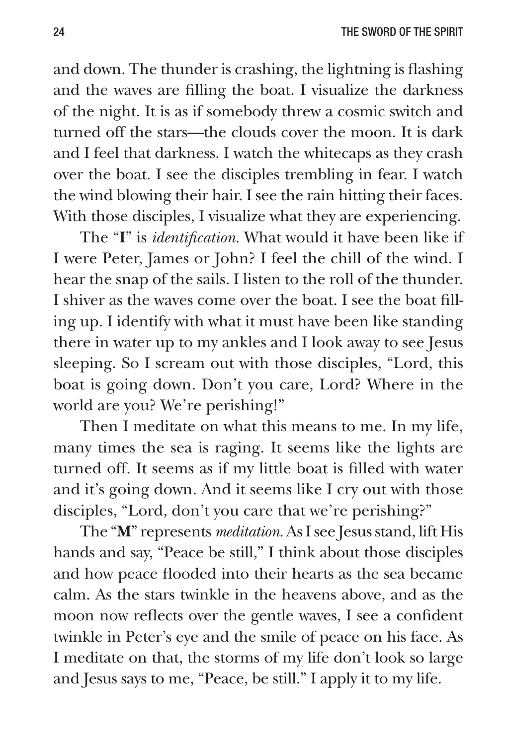and down. The thunder is crashing, the lightning is flashing and the waves are filling the boat. I visualize the darkness of the night. It is as if somebody threw a cosmic switch and turned off the stars—the clouds cover the moon. It is dark and I feel that darkness. I watch the whitecaps as they crash over the boat. I see the disciples trembling in fear. I watch the wind blowing their hair. I see the rain hitting their faces. With those disciples, I visualize what they are experiencing.

The "**I**" is *identification*. What would it have been like if I were Peter, James or John? I feel the chill of the wind. I hear the snap of the sails. I listen to the roll of the thunder. I shiver as the waves come over the boat. I see the boat filling up. I identify with what it must have been like standing there in water up to my ankles and I look away to see Jesus sleeping. So I scream out with those disciples, "Lord, this boat is going down. Don't you care, Lord? Where in the world are you? We're perishing!"

Then I meditate on what this means to me. In my life, many times the sea is raging. It seems like the lights are turned off. It seems as if my little boat is filled with water and it's going down. And it seems like I cry out with those disciples, "Lord, don't you care that we're perishing?"

The "**M**" represents *meditation*. As I see Jesus stand, lift His hands and say, "Peace be still," I think about those disciples and how peace flooded into their hearts as the sea became calm. As the stars twinkle in the heavens above, and as the moon now reflects over the gentle waves, I see a confident twinkle in Peter's eye and the smile of peace on his face. As I meditate on that, the storms of my life don't look so large and Jesus says to me, "Peace, be still." I apply it to my life.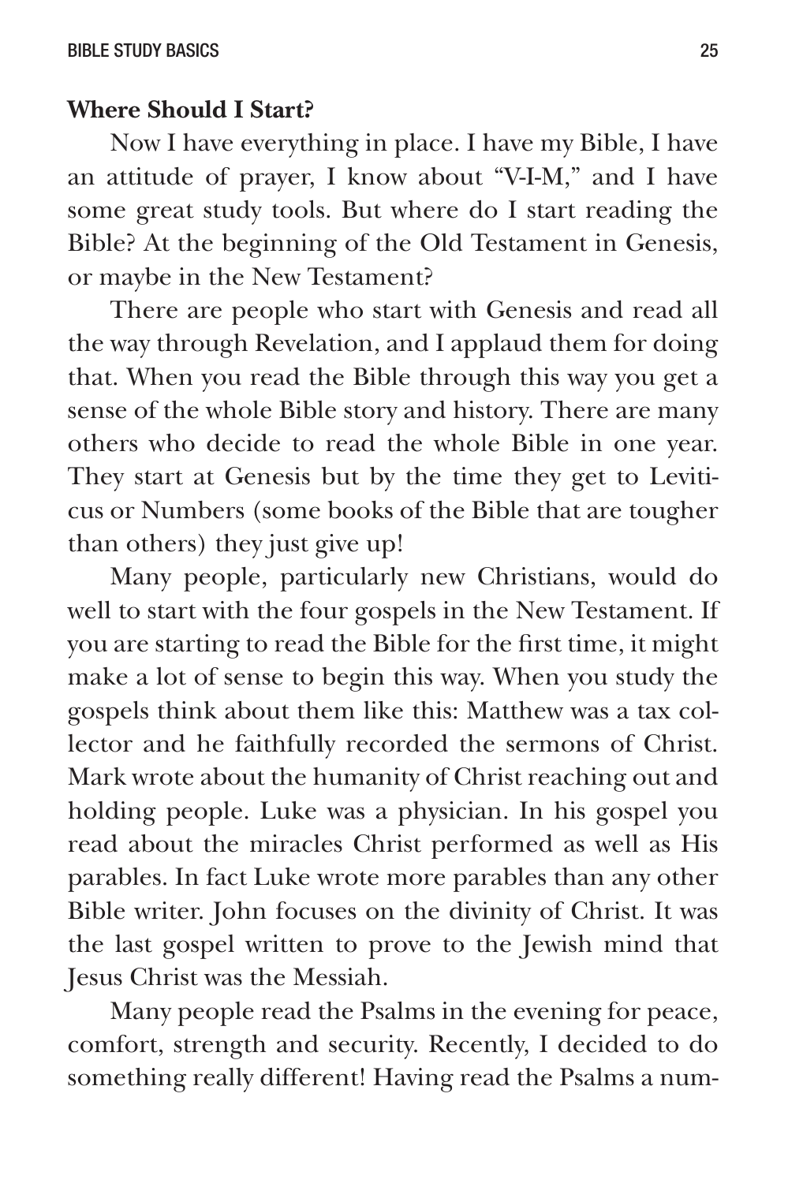**Where Should I Start?**

Now I have everything in place. I have my Bible, I have an attitude of prayer, I know about "V-I-M," and I have some great study tools. But where do I start reading the Bible? At the beginning of the Old Testament in Genesis, or maybe in the New Testament?

There are people who start with Genesis and read all the way through Revelation, and I applaud them for doing that. When you read the Bible through this way you get a sense of the whole Bible story and history. There are many others who decide to read the whole Bible in one year. They start at Genesis but by the time they get to Leviticus or Numbers (some books of the Bible that are tougher than others) they just give up!

Many people, particularly new Christians, would do well to start with the four gospels in the New Testament. If you are starting to read the Bible for the first time, it might make a lot of sense to begin this way. When you study the gospels think about them like this: Matthew was a tax collector and he faithfully recorded the sermons of Christ. Mark wrote about the humanity of Christ reaching out and holding people. Luke was a physician. In his gospel you read about the miracles Christ performed as well as His parables. In fact Luke wrote more parables than any other Bible writer. John focuses on the divinity of Christ. It was the last gospel written to prove to the Jewish mind that Jesus Christ was the Messiah.

Many people read the Psalms in the evening for peace, comfort, strength and security. Recently, I decided to do something really different! Having read the Psalms a num-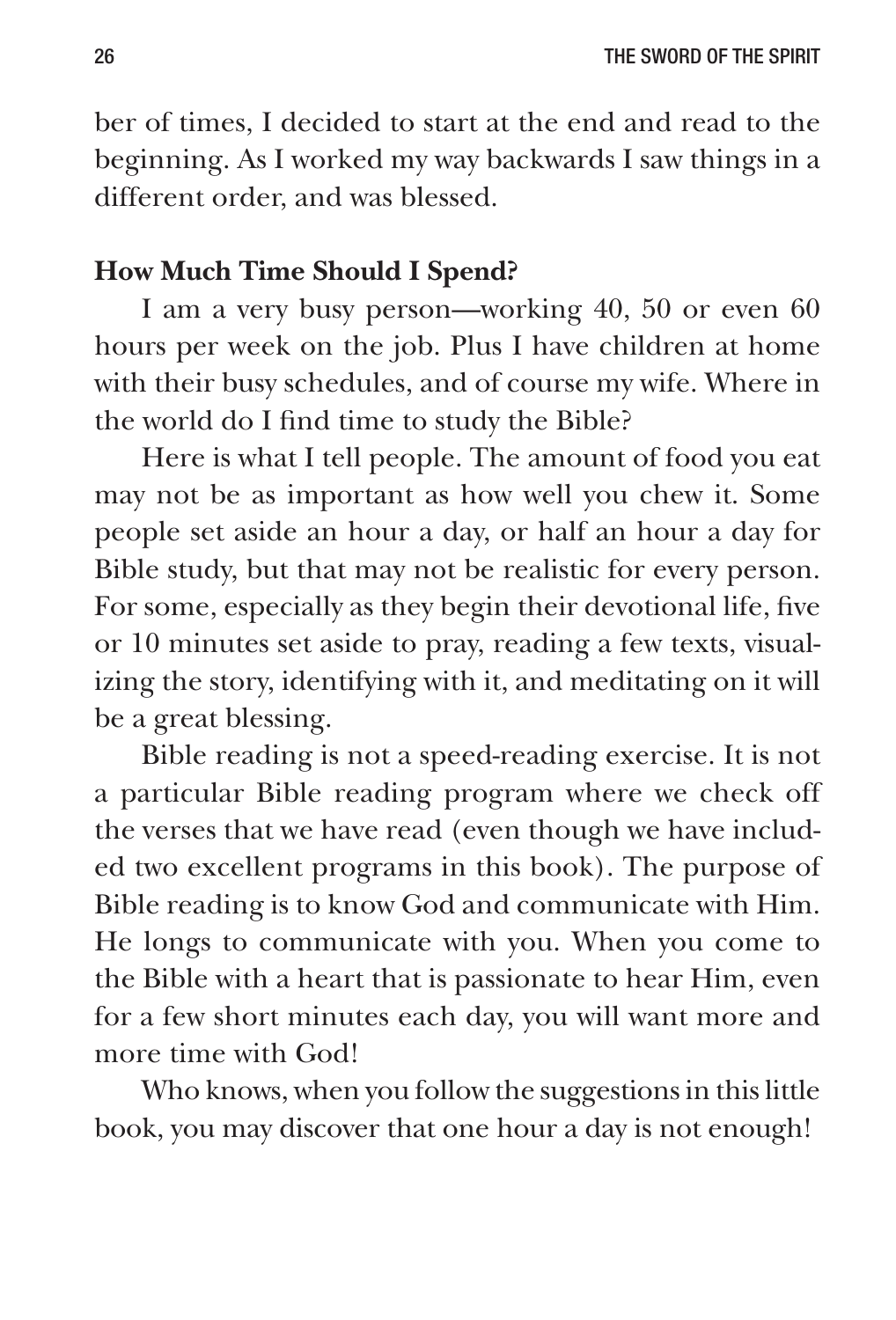ber of times, I decided to start at the end and read to the beginning. As I worked my way backwards I saw things in a different order, and was blessed.

**How Much Time Should I Spend?**

I am a very busy person—working 40, 50 or even 60 hours per week on the job. Plus I have children at home with their busy schedules, and of course my wife. Where in the world do I find time to study the Bible?

Here is what I tell people. The amount of food you eat may not be as important as how well you chew it. Some people set aside an hour a day, or half an hour a day for Bible study, but that may not be realistic for every person. For some, especially as they begin their devotional life, five or 10 minutes set aside to pray, reading a few texts, visualizing the story, identifying with it, and meditating on it will be a great blessing.

Bible reading is not a speed-reading exercise. It is not a particular Bible reading program where we check off the verses that we have read (even though we have included two excellent programs in this book). The purpose of Bible reading is to know God and communicate with Him. He longs to communicate with you. When you come to the Bible with a heart that is passionate to hear Him, even for a few short minutes each day, you will want more and more time with God!

Who knows, when you follow the suggestions in this little book, you may discover that one hour a day is not enough!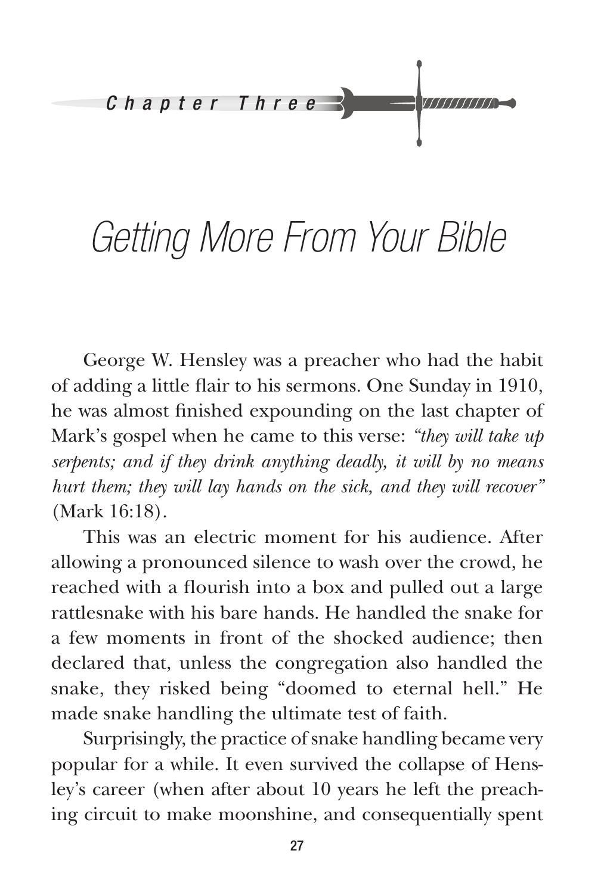Chapter Three

# Getting More From Your Bible

George W. Hensley was a preacher who had the habit of adding a little flair to his sermons. One Sunday in 1910, he was almost finished expounding on the last chapter of Mark's gospel when he came to this verse: *"they will take up serpents; and if they drink anything deadly, it will by no means hurt them; they will lay hands on the sick, and they will recover"* (Mark 16:18).

This was an electric moment for his audience. After allowing a pronounced silence to wash over the crowd, he reached with a flourish into a box and pulled out a large rattlesnake with his bare hands. He handled the snake for a few moments in front of the shocked audience; then declared that, unless the congregation also handled the snake, they risked being "doomed to eternal hell." He made snake handling the ultimate test of faith.

Surprisingly, the practice of snake handling became very popular for a while. It even survived the collapse of Hensley's career (when after about 10 years he left the preaching circuit to make moonshine, and consequentially spent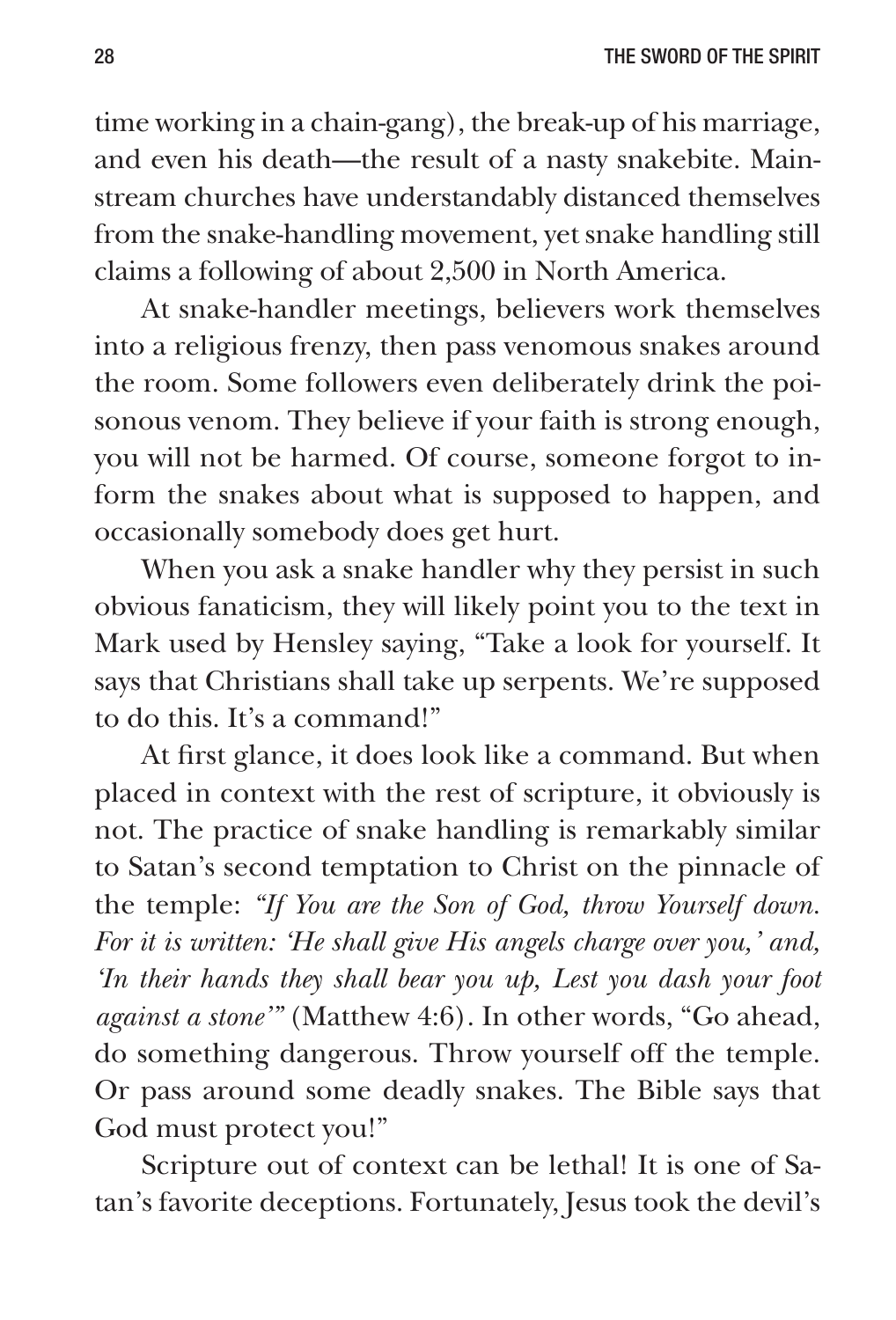time working in a chain-gang), the break-up of his marriage, and even his death—the result of a nasty snakebite. Mainstream churches have understandably distanced themselves from the snake-handling movement, yet snake handling still claims a following of about 2,500 in North America.

At snake-handler meetings, believers work themselves into a religious frenzy, then pass venomous snakes around the room. Some followers even deliberately drink the poisonous venom. They believe if your faith is strong enough, you will not be harmed. Of course, someone forgot to inform the snakes about what is supposed to happen, and occasionally somebody does get hurt.

When you ask a snake handler why they persist in such obvious fanaticism, they will likely point you to the text in Mark used by Hensley saying, "Take a look for yourself. It says that Christians shall take up serpents. We're supposed to do this. It's a command!"

At first glance, it does look like a command. But when placed in context with the rest of scripture, it obviously is not. The practice of snake handling is remarkably similar to Satan's second temptation to Christ on the pinnacle of the temple: *"If You are the Son of God, throw Yourself down. For it is written: 'He shall give His angels charge over you,' and, 'In their hands they shall bear you up, Lest you dash your foot against a stone'"* (Matthew 4:6). In other words, "Go ahead, do something dangerous. Throw yourself off the temple. Or pass around some deadly snakes. The Bible says that God must protect you!"

Scripture out of context can be lethal! It is one of Satan's favorite deceptions. Fortunately, Jesus took the devil's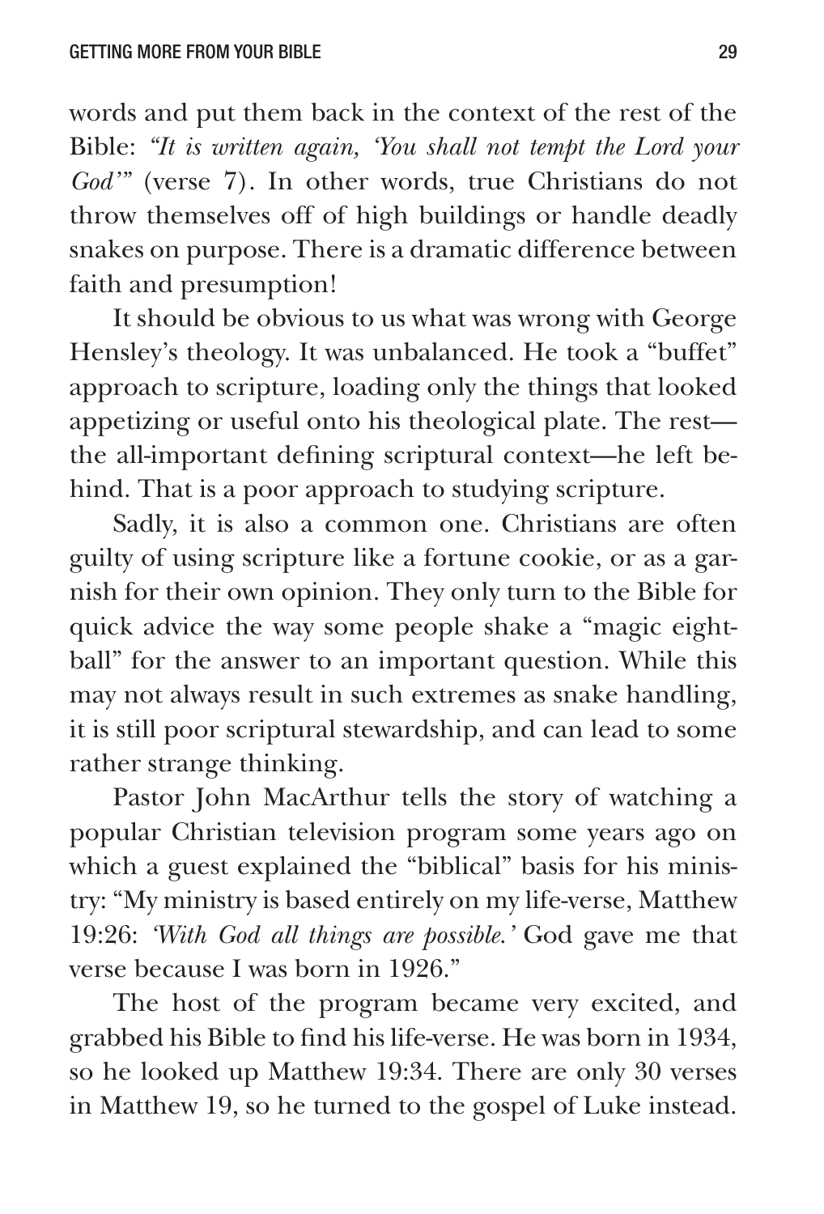words and put them back in the context of the rest of the Bible: *"It is written again, 'You shall not tempt the Lord your God'"* (verse 7). In other words, true Christians do not throw themselves off of high buildings or handle deadly snakes on purpose. There is a dramatic difference between faith and presumption!

It should be obvious to us what was wrong with George Hensley's theology. It was unbalanced. He took a "buffet" approach to scripture, loading only the things that looked appetizing or useful onto his theological plate. The rest—the all-important defining scriptural context—he left behind. That is a poor approach to studying scripture.

Sadly, it is also a common one. Christians are often guilty of using scripture like a fortune cookie, or as a garnish for their own opinion. They only turn to the Bible for quick advice the way some people shake a "magic eight-ball" for the answer to an important question. While this may not always result in such extremes as snake handling, it is still poor scriptural stewardship, and can lead to some rather strange thinking.

Pastor John MacArthur tells the story of watching a popular Christian television program some years ago on which a guest explained the "biblical" basis for his ministry: "My ministry is based entirely on my life-verse, Matthew 19:26: *'With God all things are possible.'* God gave me that verse because I was born in 1926."

The host of the program became very excited, and grabbed his Bible to find his life-verse. He was born in 1934, so he looked up Matthew 19:34. There are only 30 verses in Matthew 19, so he turned to the gospel of Luke instead.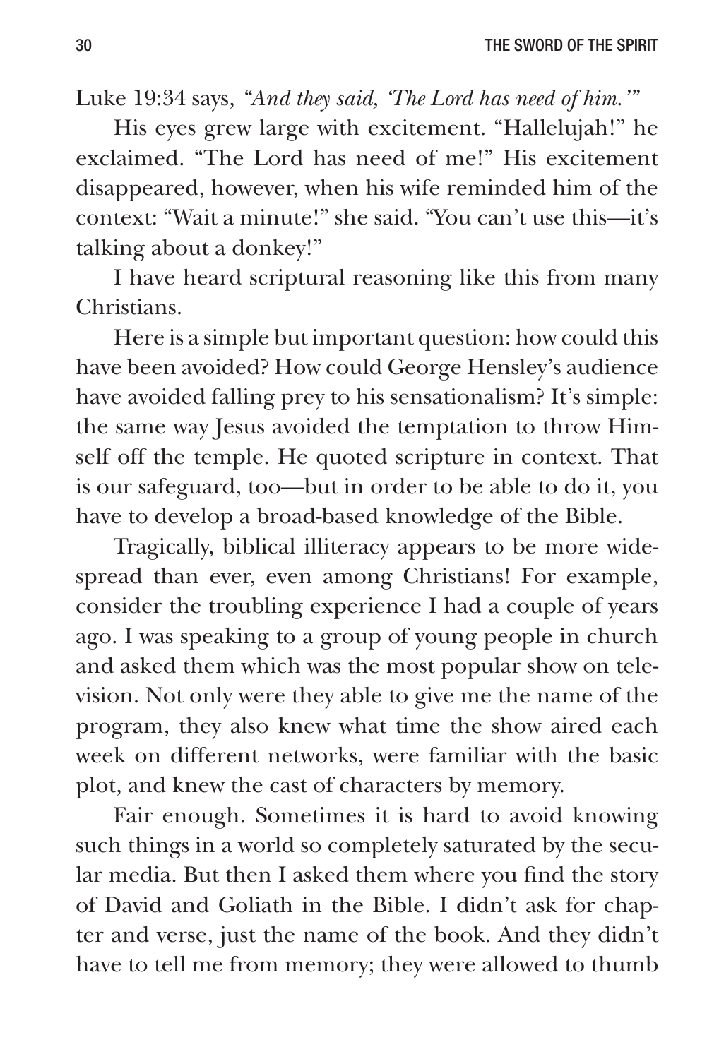Luke 19:34 says, *"And they said, 'The Lord has need of him.'"*

His eyes grew large with excitement. "Hallelujah!" he exclaimed. "The Lord has need of me!" His excitement disappeared, however, when his wife reminded him of the context: "Wait a minute!" she said. "You can't use this—it's talking about a donkey!"

I have heard scriptural reasoning like this from many Christians.

Here is a simple but important question: how could this have been avoided? How could George Hensley's audience have avoided falling prey to his sensationalism? It's simple: the same way Jesus avoided the temptation to throw Himself off the temple. He quoted scripture in context. That is our safeguard, too—but in order to be able to do it, you have to develop a broad-based knowledge of the Bible.

Tragically, biblical illiteracy appears to be more widespread than ever, even among Christians! For example, consider the troubling experience I had a couple of years ago. I was speaking to a group of young people in church and asked them which was the most popular show on television. Not only were they able to give me the name of the program, they also knew what time the show aired each week on different networks, were familiar with the basic plot, and knew the cast of characters by memory.

Fair enough. Sometimes it is hard to avoid knowing such things in a world so completely saturated by the secular media. But then I asked them where you find the story of David and Goliath in the Bible. I didn't ask for chapter and verse, just the name of the book. And they didn't have to tell me from memory; they were allowed to thumb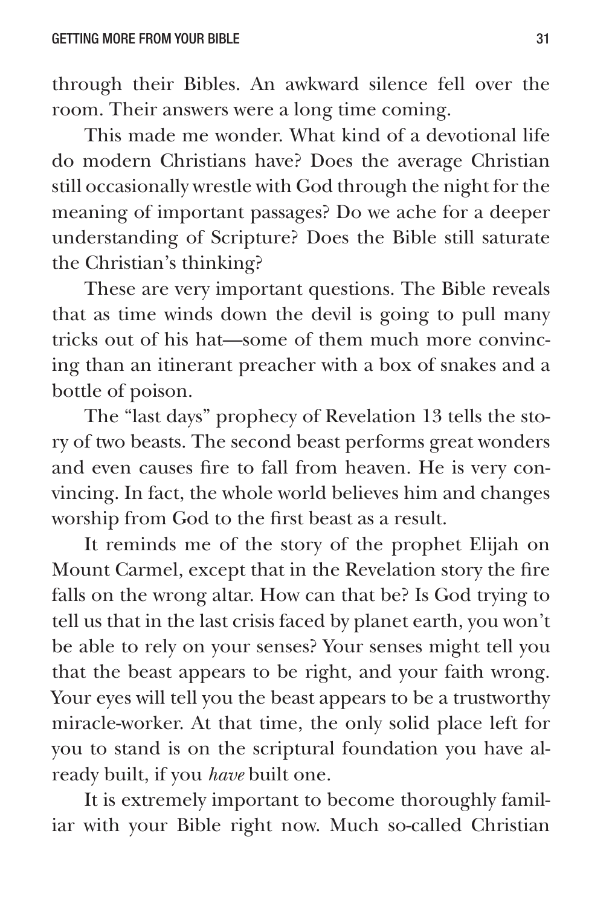through their Bibles. An awkward silence fell over the room. Their answers were a long time coming.

This made me wonder. What kind of a devotional life do modern Christians have? Does the average Christian still occasionally wrestle with God through the night for the meaning of important passages? Do we ache for a deeper understanding of Scripture? Does the Bible still saturate the Christian's thinking?

These are very important questions. The Bible reveals that as time winds down the devil is going to pull many tricks out of his hat—some of them much more convincing than an itinerant preacher with a box of snakes and a bottle of poison.

The "last days" prophecy of Revelation 13 tells the story of two beasts. The second beast performs great wonders and even causes fire to fall from heaven. He is very convincing. In fact, the whole world believes him and changes worship from God to the first beast as a result.

It reminds me of the story of the prophet Elijah on Mount Carmel, except that in the Revelation story the fire falls on the wrong altar. How can that be? Is God trying to tell us that in the last crisis faced by planet earth, you won't be able to rely on your senses? Your senses might tell you that the beast appears to be right, and your faith wrong. Your eyes will tell you the beast appears to be a trustworthy miracle-worker. At that time, the only solid place left for you to stand is on the scriptural foundation you have already built, if you *have* built one.

It is extremely important to become thoroughly familiar with your Bible right now. Much so-called Christian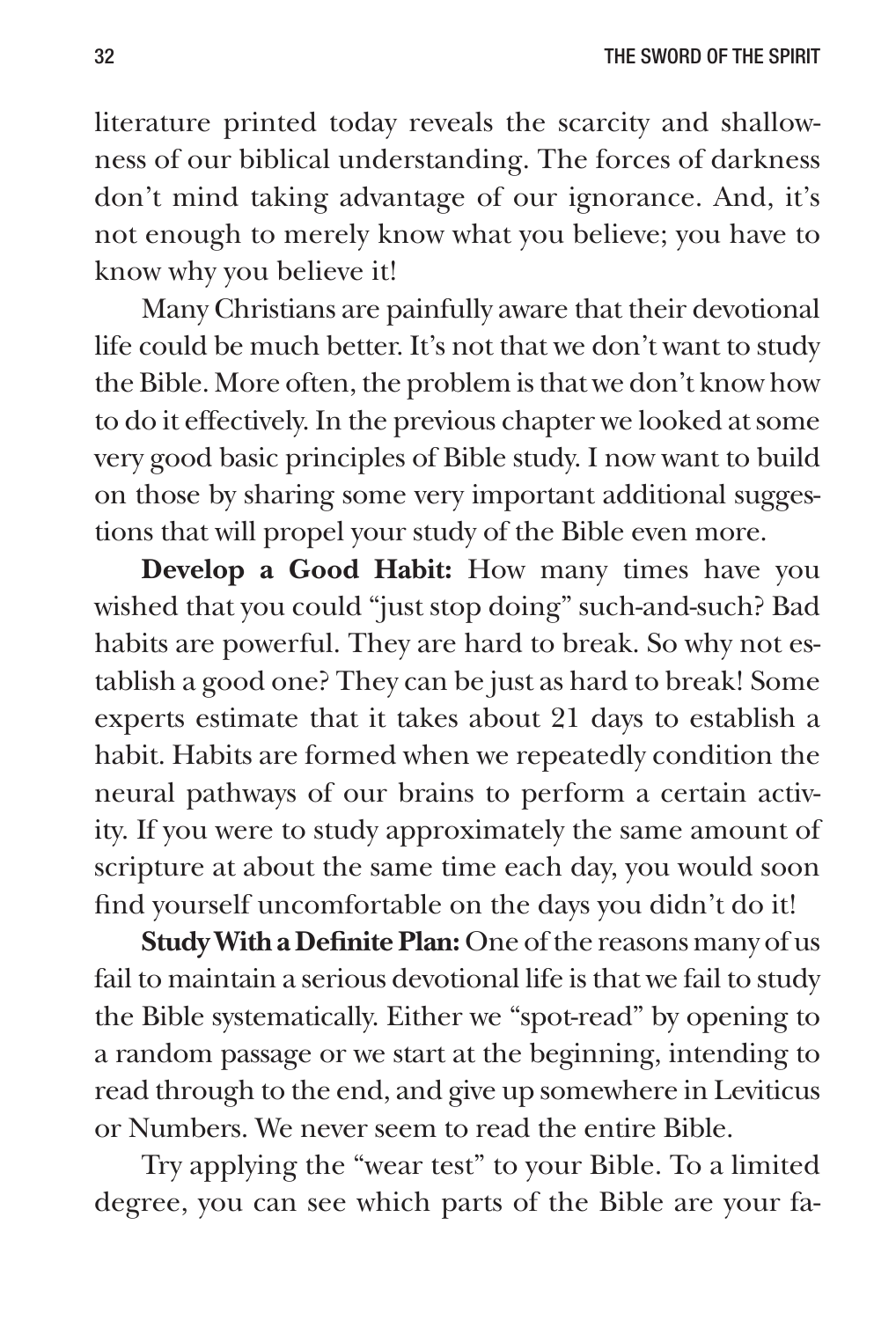literature printed today reveals the scarcity and shallowness of our biblical understanding. The forces of darkness don't mind taking advantage of our ignorance. And, it's not enough to merely know what you believe; you have to know why you believe it!

Many Christians are painfully aware that their devotional life could be much better. It's not that we don't want to study the Bible. More often, the problem is that we don't know how to do it effectively. In the previous chapter we looked at some very good basic principles of Bible study. I now want to build on those by sharing some very important additional suggestions that will propel your study of the Bible even more.

**Develop a Good Habit:** How many times have you wished that you could "just stop doing" such-and-such? Bad habits are powerful. They are hard to break. So why not establish a good one? They can be just as hard to break! Some experts estimate that it takes about 21 days to establish a habit. Habits are formed when we repeatedly condition the neural pathways of our brains to perform a certain activity. If you were to study approximately the same amount of scripture at about the same time each day, you would soon find yourself uncomfortable on the days you didn't do it!

**Study With a Definite Plan:** One of the reasons many of us fail to maintain a serious devotional life is that we fail to study the Bible systematically. Either we "spot-read" by opening to a random passage or we start at the beginning, intending to read through to the end, and give up somewhere in Leviticus or Numbers. We never seem to read the entire Bible.

Try applying the "wear test" to your Bible. To a limited degree, you can see which parts of the Bible are your fa-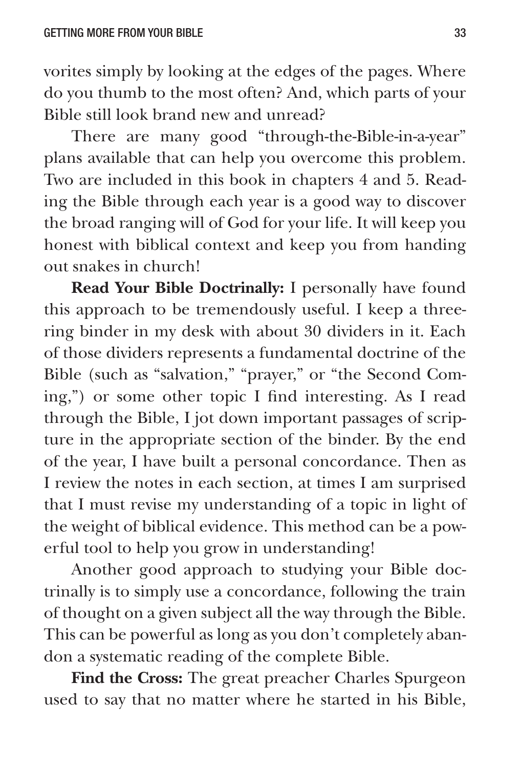vorites simply by looking at the edges of the pages. Where do you thumb to the most often? And, which parts of your Bible still look brand new and unread?

There are many good "through-the-Bible-in-a-year" plans available that can help you overcome this problem. Two are included in this book in chapters 4 and 5. Reading the Bible through each year is a good way to discover the broad ranging will of God for your life. It will keep you honest with biblical context and keep you from handing out snakes in church!

**Read Your Bible Doctrinally:** I personally have found this approach to be tremendously useful. I keep a three-ring binder in my desk with about 30 dividers in it. Each of those dividers represents a fundamental doctrine of the Bible (such as "salvation," "prayer," or "the Second Coming,") or some other topic I find interesting. As I read through the Bible, I jot down important passages of scripture in the appropriate section of the binder. By the end of the year, I have built a personal concordance. Then as I review the notes in each section, at times I am surprised that I must revise my understanding of a topic in light of the weight of biblical evidence. This method can be a powerful tool to help you grow in understanding!

Another good approach to studying your Bible doctrinally is to simply use a concordance, following the train of thought on a given subject all the way through the Bible. This can be powerful as long as you don't completely abandon a systematic reading of the complete Bible.

**Find the Cross:** The great preacher Charles Spurgeon used to say that no matter where he started in his Bible,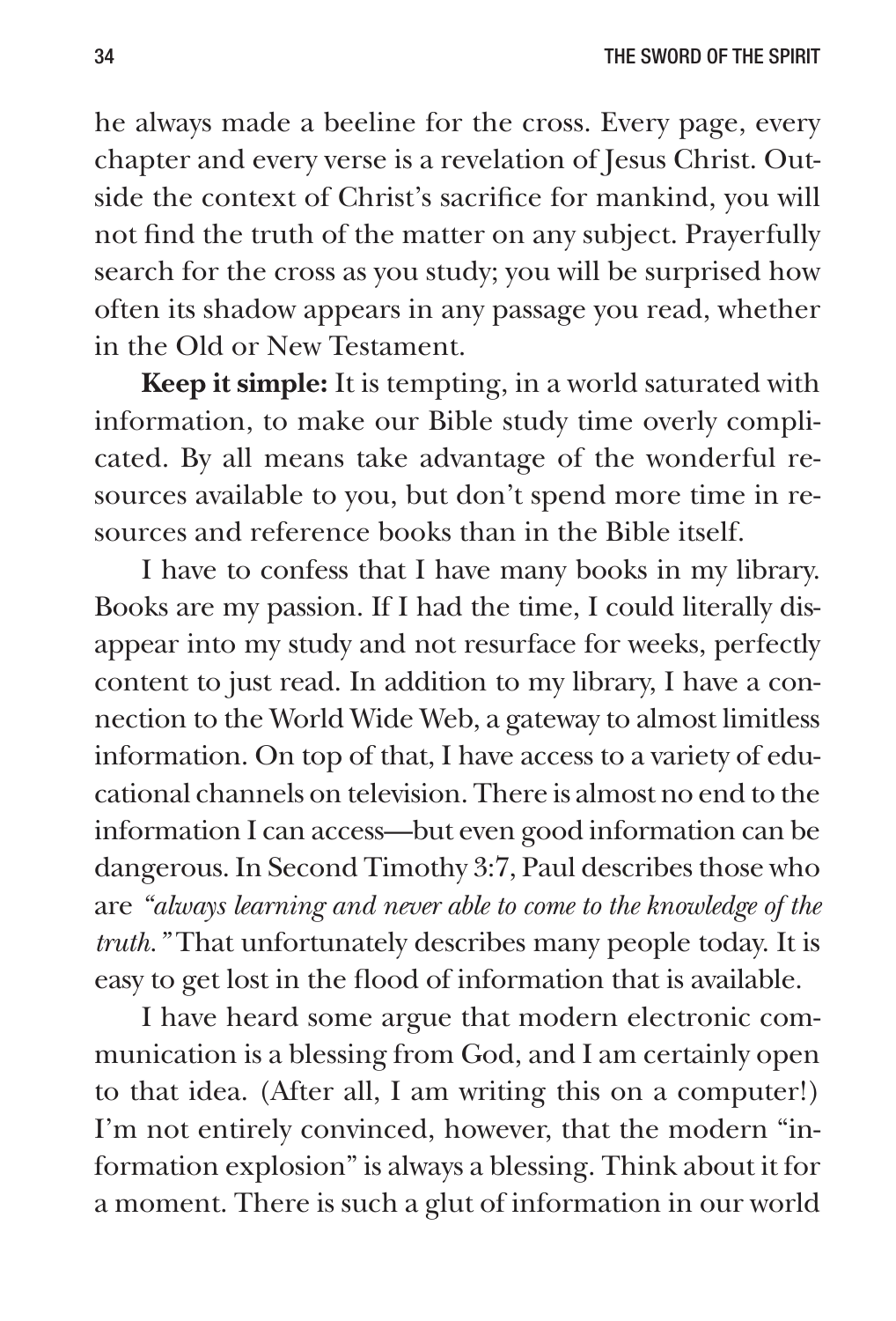he always made a beeline for the cross. Every page, every chapter and every verse is a revelation of Jesus Christ. Outside the context of Christ's sacrifice for mankind, you will not find the truth of the matter on any subject. Prayerfully search for the cross as you study; you will be surprised how often its shadow appears in any passage you read, whether in the Old or New Testament.

**Keep it simple:** It is tempting, in a world saturated with information, to make our Bible study time overly complicated. By all means take advantage of the wonderful resources available to you, but don't spend more time in resources and reference books than in the Bible itself.

I have to confess that I have many books in my library. Books are my passion. If I had the time, I could literally disappear into my study and not resurface for weeks, perfectly content to just read. In addition to my library, I have a connection to the World Wide Web, a gateway to almost limitless information. On top of that, I have access to a variety of educational channels on television. There is almost no end to the information I can access—but even good information can be dangerous. In Second Timothy 3:7, Paul describes those who are *"always learning and never able to come to the knowledge of the truth."* That unfortunately describes many people today. It is easy to get lost in the flood of information that is available.

I have heard some argue that modern electronic communication is a blessing from God, and I am certainly open to that idea. (After all, I am writing this on a computer!) I'm not entirely convinced, however, that the modern "information explosion" is always a blessing. Think about it for a moment. There is such a glut of information in our world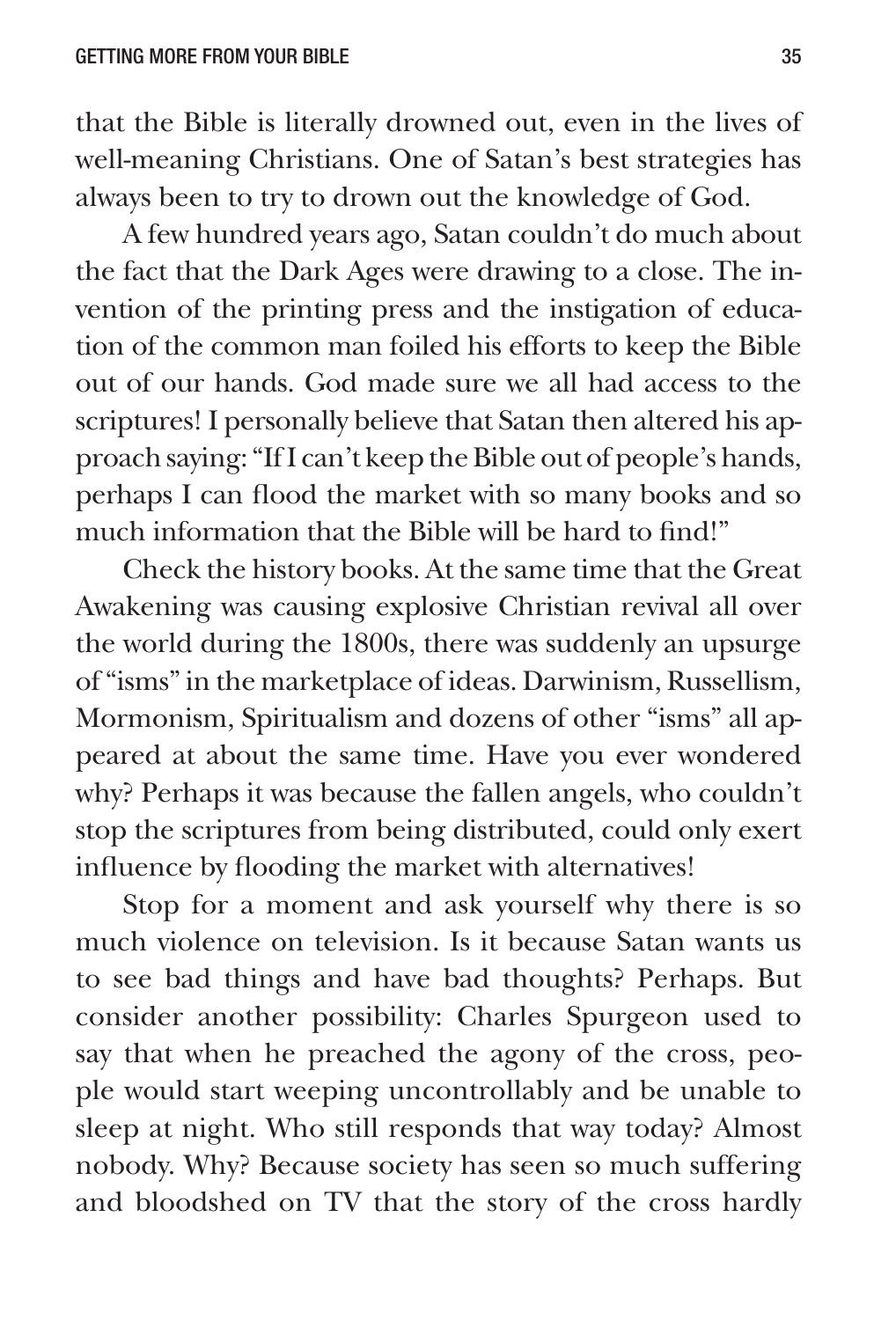that the Bible is literally drowned out, even in the lives of well-meaning Christians. One of Satan's best strategies has always been to try to drown out the knowledge of God.

A few hundred years ago, Satan couldn't do much about the fact that the Dark Ages were drawing to a close. The invention of the printing press and the instigation of education of the common man foiled his efforts to keep the Bible out of our hands. God made sure we all had access to the scriptures! I personally believe that Satan then altered his approach saying: "If I can't keep the Bible out of people's hands, perhaps I can flood the market with so many books and so much information that the Bible will be hard to find!"

Check the history books. At the same time that the Great Awakening was causing explosive Christian revival all over the world during the 1800s, there was suddenly an upsurge of "isms" in the marketplace of ideas. Darwinism, Russellism, Mormonism, Spiritualism and dozens of other "isms" all appeared at about the same time. Have you ever wondered why? Perhaps it was because the fallen angels, who couldn't stop the scriptures from being distributed, could only exert influence by flooding the market with alternatives!

Stop for a moment and ask yourself why there is so much violence on television. Is it because Satan wants us to see bad things and have bad thoughts? Perhaps. But consider another possibility: Charles Spurgeon used to say that when he preached the agony of the cross, people would start weeping uncontrollably and be unable to sleep at night. Who still responds that way today? Almost nobody. Why? Because society has seen so much suffering and bloodshed on TV that the story of the cross hardly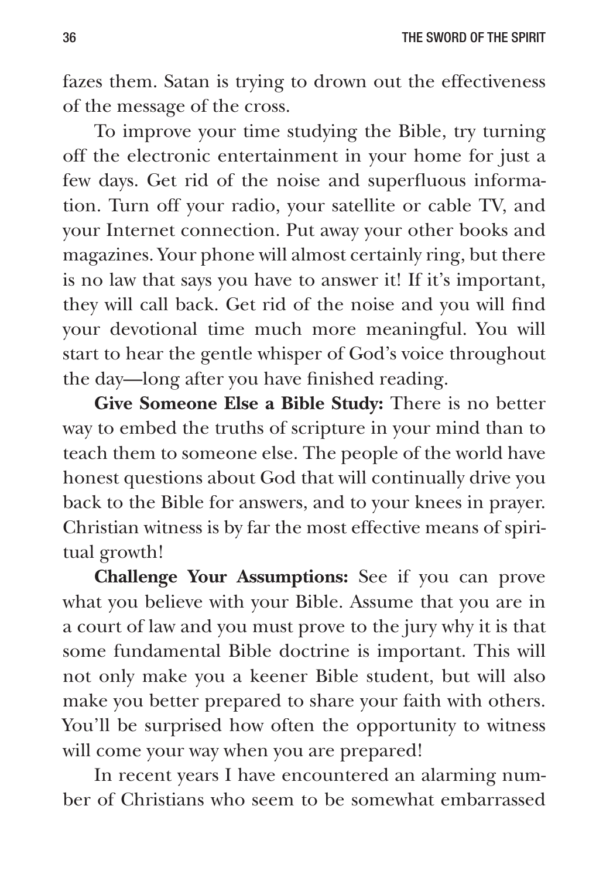fazes them. Satan is trying to drown out the effectiveness of the message of the cross.

To improve your time studying the Bible, try turning off the electronic entertainment in your home for just a few days. Get rid of the noise and superfluous information. Turn off your radio, your satellite or cable TV, and your Internet connection. Put away your other books and magazines. Your phone will almost certainly ring, but there is no law that says you have to answer it! If it's important, they will call back. Get rid of the noise and you will find your devotional time much more meaningful. You will start to hear the gentle whisper of God's voice throughout the day—long after you have finished reading.

**Give Someone Else a Bible Study:** There is no better way to embed the truths of scripture in your mind than to teach them to someone else. The people of the world have honest questions about God that will continually drive you back to the Bible for answers, and to your knees in prayer. Christian witness is by far the most effective means of spiritual growth!

**Challenge Your Assumptions:** See if you can prove what you believe with your Bible. Assume that you are in a court of law and you must prove to the jury why it is that some fundamental Bible doctrine is important. This will not only make you a keener Bible student, but will also make you better prepared to share your faith with others. You'll be surprised how often the opportunity to witness will come your way when you are prepared!

In recent years I have encountered an alarming number of Christians who seem to be somewhat embarrassed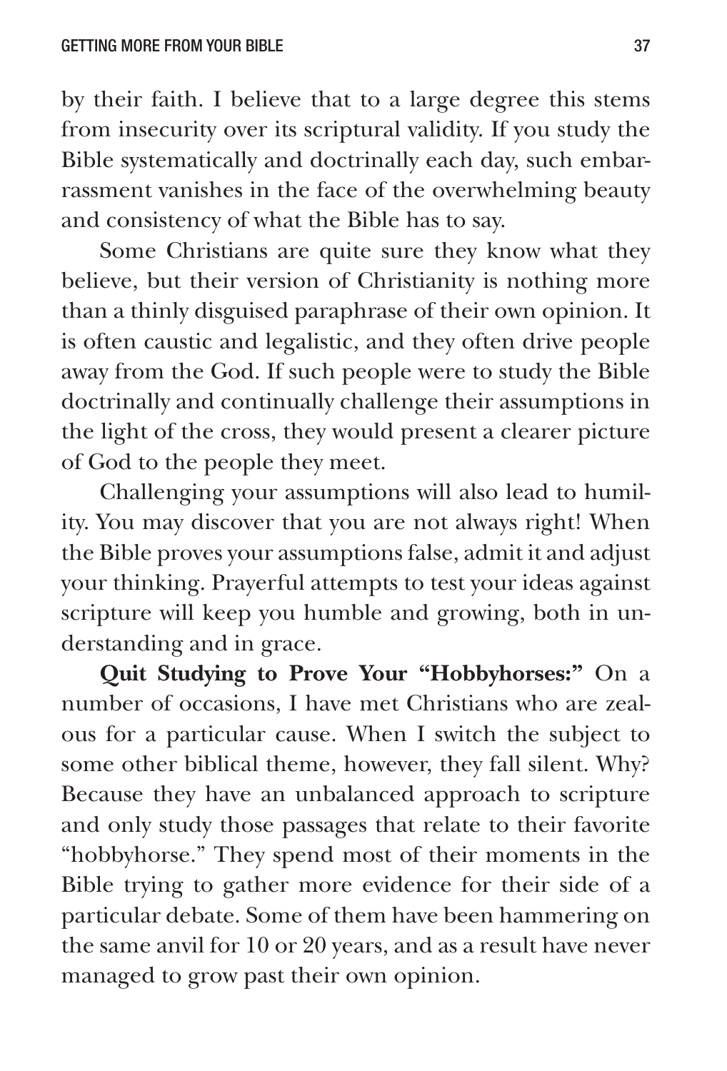by their faith. I believe that to a large degree this stems from insecurity over its scriptural validity. If you study the Bible systematically and doctrinally each day, such embarrassment vanishes in the face of the overwhelming beauty and consistency of what the Bible has to say.

Some Christians are quite sure they know what they believe, but their version of Christianity is nothing more than a thinly disguised paraphrase of their own opinion. It is often caustic and legalistic, and they often drive people away from the God. If such people were to study the Bible doctrinally and continually challenge their assumptions in the light of the cross, they would present a clearer picture of God to the people they meet.

Challenging your assumptions will also lead to humility. You may discover that you are not always right! When the Bible proves your assumptions false, admit it and adjust your thinking. Prayerful attempts to test your ideas against scripture will keep you humble and growing, both in understanding and in grace.

**Quit Studying to Prove Your "Hobbyhorses:"** On a number of occasions, I have met Christians who are zealous for a particular cause. When I switch the subject to some other biblical theme, however, they fall silent. Why? Because they have an unbalanced approach to scripture and only study those passages that relate to their favorite "hobbyhorse." They spend most of their moments in the Bible trying to gather more evidence for their side of a particular debate. Some of them have been hammering on the same anvil for 10 or 20 years, and as a result have never managed to grow past their own opinion.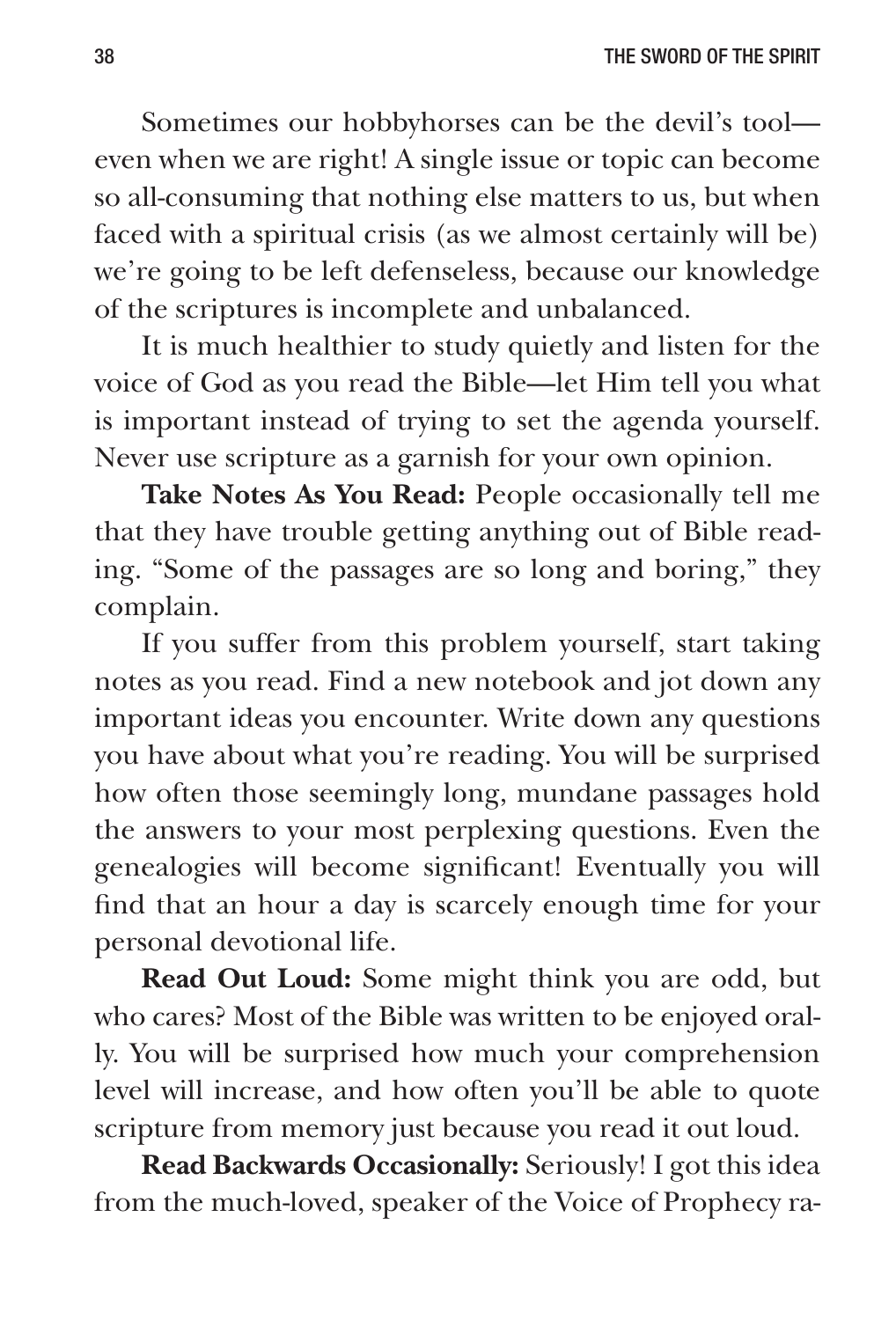Sometimes our hobbyhorses can be the devil's tool—even when we are right! A single issue or topic can become so all-consuming that nothing else matters to us, but when faced with a spiritual crisis (as we almost certainly will be) we're going to be left defenseless, because our knowledge of the scriptures is incomplete and unbalanced.

It is much healthier to study quietly and listen for the voice of God as you read the Bible—let Him tell you what is important instead of trying to set the agenda yourself. Never use scripture as a garnish for your own opinion.

**Take Notes As You Read:** People occasionally tell me that they have trouble getting anything out of Bible reading. "Some of the passages are so long and boring," they complain.

If you suffer from this problem yourself, start taking notes as you read. Find a new notebook and jot down any important ideas you encounter. Write down any questions you have about what you're reading. You will be surprised how often those seemingly long, mundane passages hold the answers to your most perplexing questions. Even the genealogies will become significant! Eventually you will find that an hour a day is scarcely enough time for your personal devotional life.

**Read Out Loud:** Some might think you are odd, but who cares? Most of the Bible was written to be enjoyed orally. You will be surprised how much your comprehension level will increase, and how often you'll be able to quote scripture from memory just because you read it out loud.

**Read Backwards Occasionally:** Seriously! I got this idea from the much-loved, speaker of the Voice of Prophecy ra-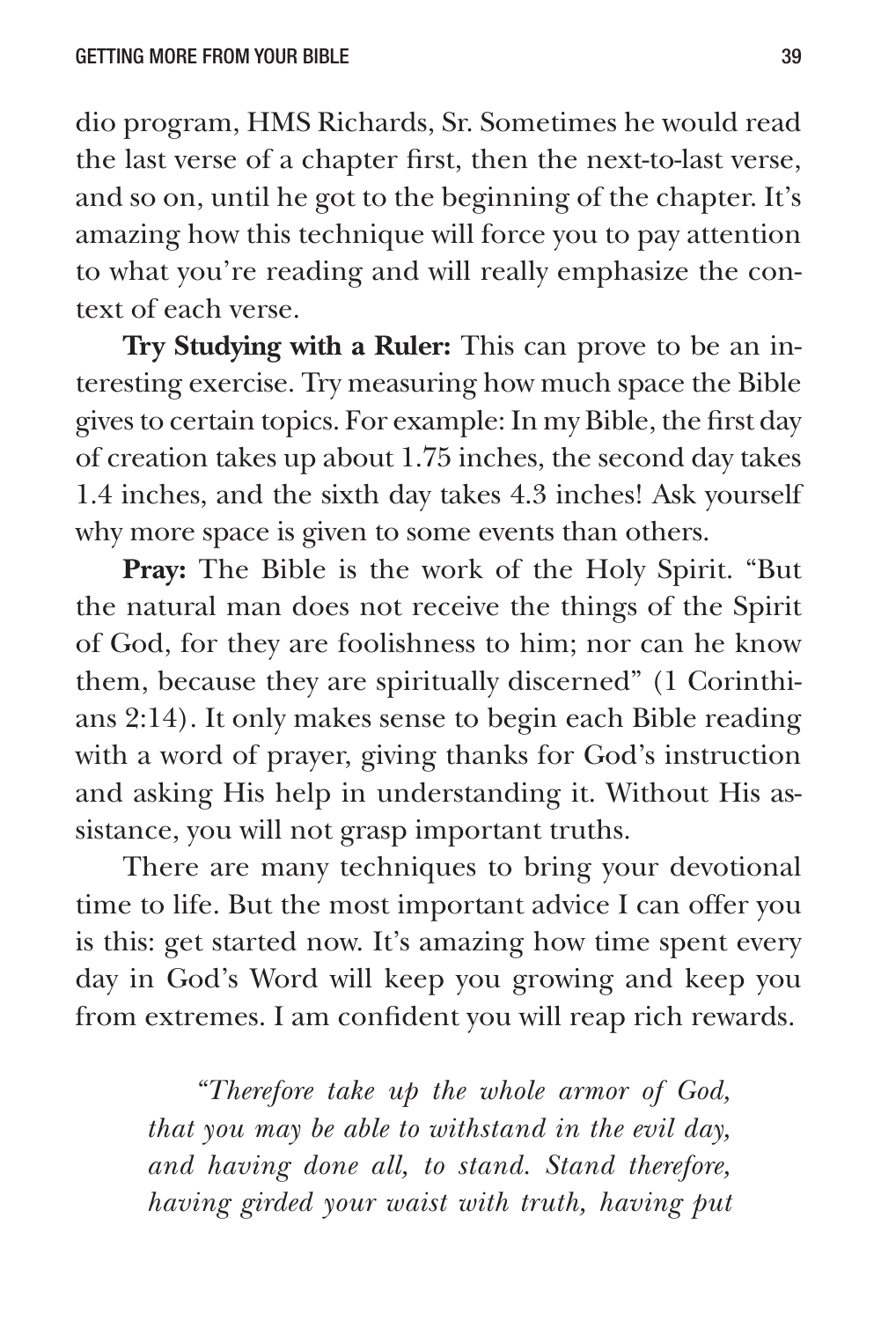dio program, HMS Richards, Sr. Sometimes he would read the last verse of a chapter first, then the next-to-last verse, and so on, until he got to the beginning of the chapter. It's amazing how this technique will force you to pay attention to what you're reading and will really emphasize the context of each verse.

**Try Studying with a Ruler:** This can prove to be an interesting exercise. Try measuring how much space the Bible gives to certain topics. For example: In my Bible, the first day of creation takes up about 1.75 inches, the second day takes 1.4 inches, and the sixth day takes 4.3 inches! Ask yourself why more space is given to some events than others.

**Pray:** The Bible is the work of the Holy Spirit. "But the natural man does not receive the things of the Spirit of God, for they are foolishness to him; nor can he know them, because they are spiritually discerned" (1 Corinthians 2:14). It only makes sense to begin each Bible reading with a word of prayer, giving thanks for God's instruction and asking His help in understanding it. Without His assistance, you will not grasp important truths.

There are many techniques to bring your devotional time to life. But the most important advice I can offer you is this: get started now. It's amazing how time spent every day in God's Word will keep you growing and keep you from extremes. I am confident you will reap rich rewards.

> *"Therefore take up the whole armor of God, that you may be able to withstand in the evil day, and having done all, to stand. Stand therefore, having girded your waist with truth, having put*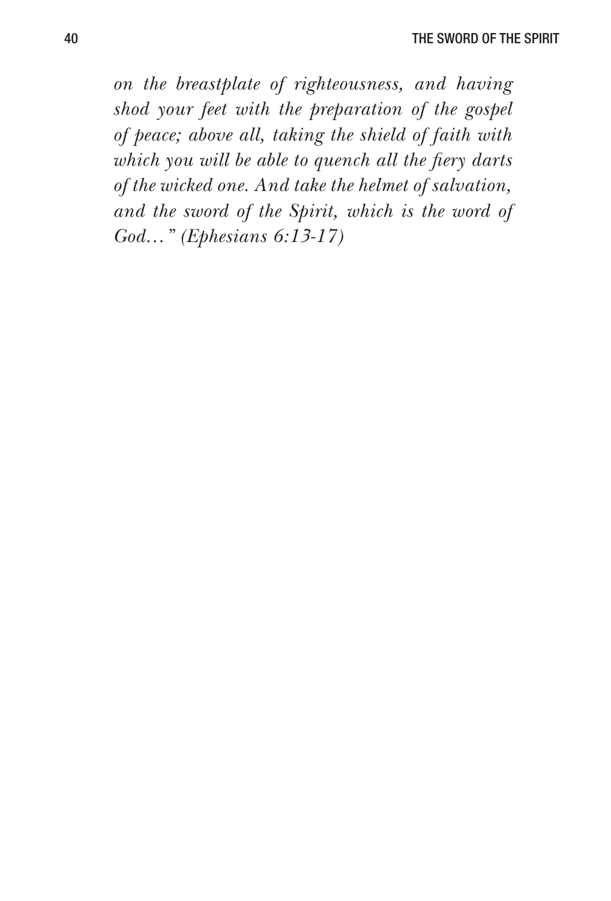*on the breastplate of righteousness, and having shod your feet with the preparation of the gospel of peace; above all, taking the shield of faith with which you will be able to quench all the fiery darts of the wicked one. And take the helmet of salvation, and the sword of the Spirit, which is the word of God…" (Ephesians 6:13-17)*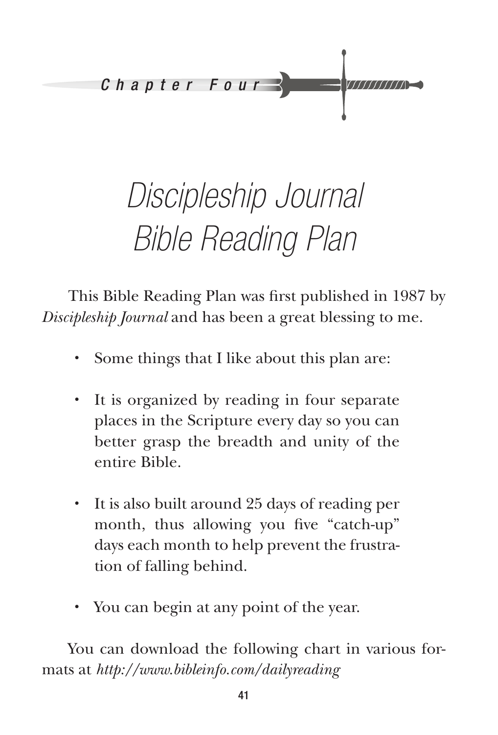*Chapter Four*

# *Discipleship Journal Bible Reading Plan*

This Bible Reading Plan was first published in 1987 by *Discipleship Journal* and has been a great blessing to me.

- Some things that I like about this plan are:
- It is organized by reading in four separate places in the Scripture every day so you can better grasp the breadth and unity of the entire Bible.
- It is also built around 25 days of reading per month, thus allowing you five "catch-up" days each month to help prevent the frustration of falling behind.
- You can begin at any point of the year.

You can download the following chart in various formats at *http://www.bibleinfo.com/dailyreading*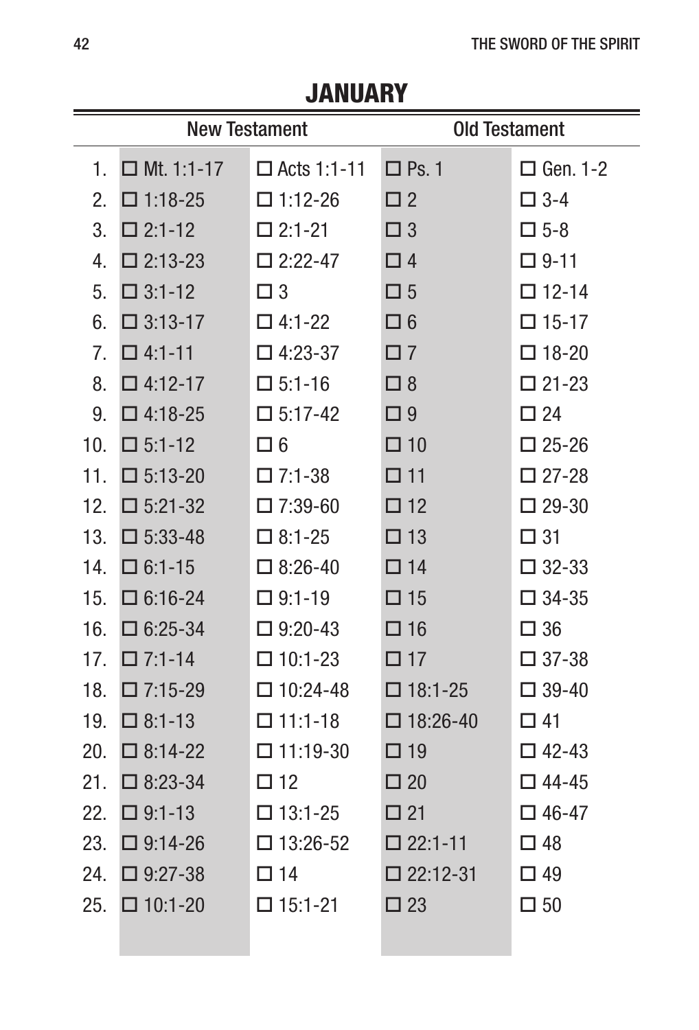## JANUARY

| | New Testament | | Old Testament | |
|---|---|---|---|---|
| 1. | ☐ Mt. 1:1-17 | ☐ Acts 1:1-11 | ☐ Ps. 1 | ☐ Gen. 1-2 |
| 2. | ☐ 1:18-25 | ☐ 1:12-26 | ☐ 2 | ☐ 3-4 |
| 3. | ☐ 2:1-12 | ☐ 2:1-21 | ☐ 3 | ☐ 5-8 |
| 4. | ☐ 2:13-23 | ☐ 2:22-47 | ☐ 4 | ☐ 9-11 |
| 5. | ☐ 3:1-12 | ☐ 3 | ☐ 5 | ☐ 12-14 |
| 6. | ☐ 3:13-17 | ☐ 4:1-22 | ☐ 6 | ☐ 15-17 |
| 7. | ☐ 4:1-11 | ☐ 4:23-37 | ☐ 7 | ☐ 18-20 |
| 8. | ☐ 4:12-17 | ☐ 5:1-16 | ☐ 8 | ☐ 21-23 |
| 9. | ☐ 4:18-25 | ☐ 5:17-42 | ☐ 9 | ☐ 24 |
| 10. | ☐ 5:1-12 | ☐ 6 | ☐ 10 | ☐ 25-26 |
| 11. | ☐ 5:13-20 | ☐ 7:1-38 | ☐ 11 | ☐ 27-28 |
| 12. | ☐ 5:21-32 | ☐ 7:39-60 | ☐ 12 | ☐ 29-30 |
| 13. | ☐ 5:33-48 | ☐ 8:1-25 | ☐ 13 | ☐ 31 |
| 14. | ☐ 6:1-15 | ☐ 8:26-40 | ☐ 14 | ☐ 32-33 |
| 15. | ☐ 6:16-24 | ☐ 9:1-19 | ☐ 15 | ☐ 34-35 |
| 16. | ☐ 6:25-34 | ☐ 9:20-43 | ☐ 16 | ☐ 36 |
| 17. | ☐ 7:1-14 | ☐ 10:1-23 | ☐ 17 | ☐ 37-38 |
| 18. | ☐ 7:15-29 | ☐ 10:24-48 | ☐ 18:1-25 | ☐ 39-40 |
| 19. | ☐ 8:1-13 | ☐ 11:1-18 | ☐ 18:26-40 | ☐ 41 |
| 20. | ☐ 8:14-22 | ☐ 11:19-30 | ☐ 19 | ☐ 42-43 |
| 21. | ☐ 8:23-34 | ☐ 12 | ☐ 20 | ☐ 44-45 |
| 22. | ☐ 9:1-13 | ☐ 13:1-25 | ☐ 21 | ☐ 46-47 |
| 23. | ☐ 9:14-26 | ☐ 13:26-52 | ☐ 22:1-11 | ☐ 48 |
| 24. | ☐ 9:27-38 | ☐ 14 | ☐ 22:12-31 | ☐ 49 |
| 25. | ☐ 10:1-20 | ☐ 15:1-21 | ☐ 23 | ☐ 50 |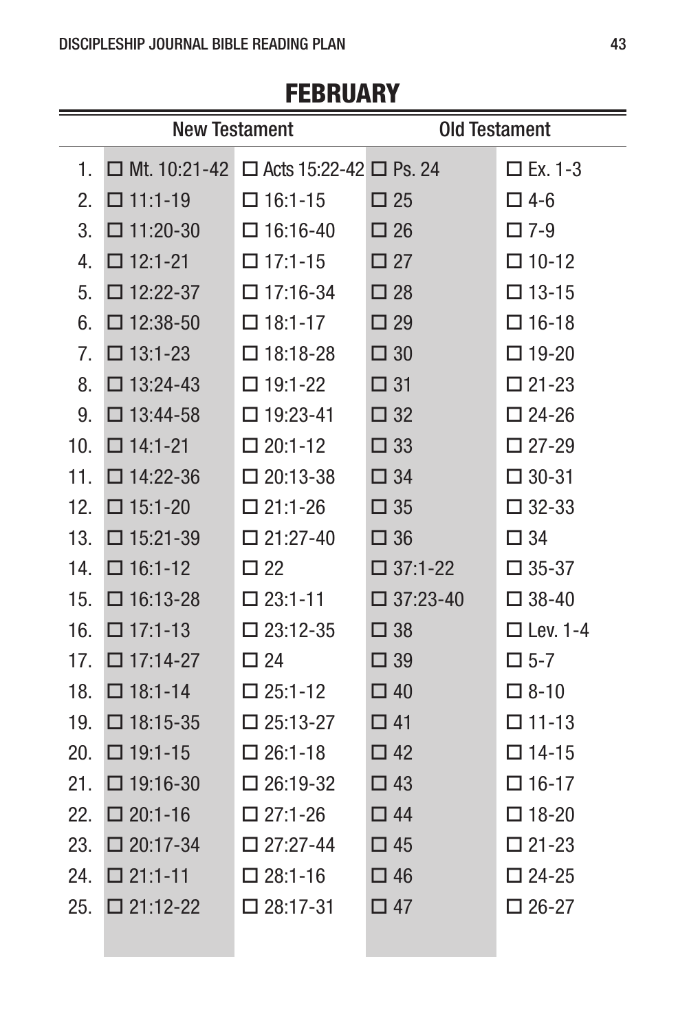## FEBRUARY

| | New Testament | | Old Testament | |
|---|---|---|---|---|
| 1. | ☐ Mt. 10:21-42 | ☐ Acts 15:22-42 | ☐ Ps. 24 | ☐ Ex. 1-3 |
| 2. | ☐ 11:1-19 | ☐ 16:1-15 | ☐ 25 | ☐ 4-6 |
| 3. | ☐ 11:20-30 | ☐ 16:16-40 | ☐ 26 | ☐ 7-9 |
| 4. | ☐ 12:1-21 | ☐ 17:1-15 | ☐ 27 | ☐ 10-12 |
| 5. | ☐ 12:22-37 | ☐ 17:16-34 | ☐ 28 | ☐ 13-15 |
| 6. | ☐ 12:38-50 | ☐ 18:1-17 | ☐ 29 | ☐ 16-18 |
| 7. | ☐ 13:1-23 | ☐ 18:18-28 | ☐ 30 | ☐ 19-20 |
| 8. | ☐ 13:24-43 | ☐ 19:1-22 | ☐ 31 | ☐ 21-23 |
| 9. | ☐ 13:44-58 | ☐ 19:23-41 | ☐ 32 | ☐ 24-26 |
| 10. | ☐ 14:1-21 | ☐ 20:1-12 | ☐ 33 | ☐ 27-29 |
| 11. | ☐ 14:22-36 | ☐ 20:13-38 | ☐ 34 | ☐ 30-31 |
| 12. | ☐ 15:1-20 | ☐ 21:1-26 | ☐ 35 | ☐ 32-33 |
| 13. | ☐ 15:21-39 | ☐ 21:27-40 | ☐ 36 | ☐ 34 |
| 14. | ☐ 16:1-12 | ☐ 22 | ☐ 37:1-22 | ☐ 35-37 |
| 15. | ☐ 16:13-28 | ☐ 23:1-11 | ☐ 37:23-40 | ☐ 38-40 |
| 16. | ☐ 17:1-13 | ☐ 23:12-35 | ☐ 38 | ☐ Lev. 1-4 |
| 17. | ☐ 17:14-27 | ☐ 24 | ☐ 39 | ☐ 5-7 |
| 18. | ☐ 18:1-14 | ☐ 25:1-12 | ☐ 40 | ☐ 8-10 |
| 19. | ☐ 18:15-35 | ☐ 25:13-27 | ☐ 41 | ☐ 11-13 |
| 20. | ☐ 19:1-15 | ☐ 26:1-18 | ☐ 42 | ☐ 14-15 |
| 21. | ☐ 19:16-30 | ☐ 26:19-32 | ☐ 43 | ☐ 16-17 |
| 22. | ☐ 20:1-16 | ☐ 27:1-26 | ☐ 44 | ☐ 18-20 |
| 23. | ☐ 20:17-34 | ☐ 27:27-44 | ☐ 45 | ☐ 21-23 |
| 24. | ☐ 21:1-11 | ☐ 28:1-16 | ☐ 46 | ☐ 24-25 |
| 25. | ☐ 21:12-22 | ☐ 28:17-31 | ☐ 47 | ☐ 26-27 |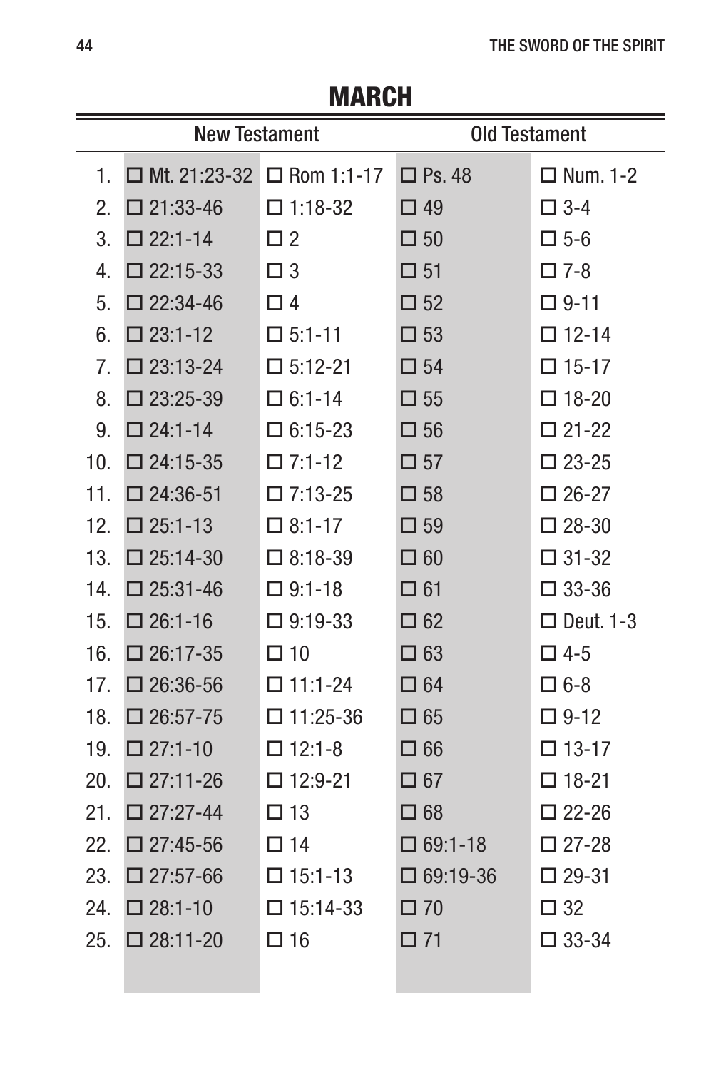# MARCH

| | New Testament | | Old Testament | |
|---|---|---|---|---|
| 1. | ☐ Mt. 21:23-32 | ☐ Rom 1:1-17 | ☐ Ps. 48 | ☐ Num. 1-2 |
| 2. | ☐ 21:33-46 | ☐ 1:18-32 | ☐ 49 | ☐ 3-4 |
| 3. | ☐ 22:1-14 | ☐ 2 | ☐ 50 | ☐ 5-6 |
| 4. | ☐ 22:15-33 | ☐ 3 | ☐ 51 | ☐ 7-8 |
| 5. | ☐ 22:34-46 | ☐ 4 | ☐ 52 | ☐ 9-11 |
| 6. | ☐ 23:1-12 | ☐ 5:1-11 | ☐ 53 | ☐ 12-14 |
| 7. | ☐ 23:13-24 | ☐ 5:12-21 | ☐ 54 | ☐ 15-17 |
| 8. | ☐ 23:25-39 | ☐ 6:1-14 | ☐ 55 | ☐ 18-20 |
| 9. | ☐ 24:1-14 | ☐ 6:15-23 | ☐ 56 | ☐ 21-22 |
| 10. | ☐ 24:15-35 | ☐ 7:1-12 | ☐ 57 | ☐ 23-25 |
| 11. | ☐ 24:36-51 | ☐ 7:13-25 | ☐ 58 | ☐ 26-27 |
| 12. | ☐ 25:1-13 | ☐ 8:1-17 | ☐ 59 | ☐ 28-30 |
| 13. | ☐ 25:14-30 | ☐ 8:18-39 | ☐ 60 | ☐ 31-32 |
| 14. | ☐ 25:31-46 | ☐ 9:1-18 | ☐ 61 | ☐ 33-36 |
| 15. | ☐ 26:1-16 | ☐ 9:19-33 | ☐ 62 | ☐ Deut. 1-3 |
| 16. | ☐ 26:17-35 | ☐ 10 | ☐ 63 | ☐ 4-5 |
| 17. | ☐ 26:36-56 | ☐ 11:1-24 | ☐ 64 | ☐ 6-8 |
| 18. | ☐ 26:57-75 | ☐ 11:25-36 | ☐ 65 | ☐ 9-12 |
| 19. | ☐ 27:1-10 | ☐ 12:1-8 | ☐ 66 | ☐ 13-17 |
| 20. | ☐ 27:11-26 | ☐ 12:9-21 | ☐ 67 | ☐ 18-21 |
| 21. | ☐ 27:27-44 | ☐ 13 | ☐ 68 | ☐ 22-26 |
| 22. | ☐ 27:45-56 | ☐ 14 | ☐ 69:1-18 | ☐ 27-28 |
| 23. | ☐ 27:57-66 | ☐ 15:1-13 | ☐ 69:19-36 | ☐ 29-31 |
| 24. | ☐ 28:1-10 | ☐ 15:14-33 | ☐ 70 | ☐ 32 |
| 25. | ☐ 28:11-20 | ☐ 16 | ☐ 71 | ☐ 33-34 |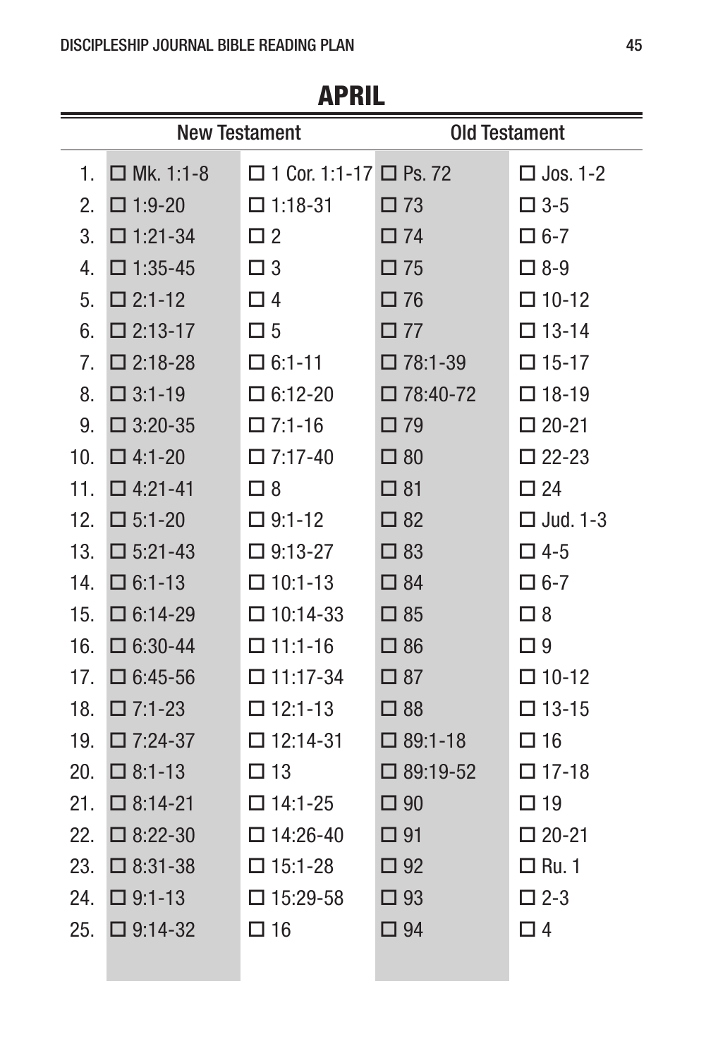## APRIL

| | New Testament | | Old Testament | |
|---|---|---|---|---|
| 1. | ☐ Mk. 1:1-8 | ☐ 1 Cor. 1:1-17 | ☐ Ps. 72 | ☐ Jos. 1-2 |
| 2. | ☐ 1:9-20 | ☐ 1:18-31 | ☐ 73 | ☐ 3-5 |
| 3. | ☐ 1:21-34 | ☐ 2 | ☐ 74 | ☐ 6-7 |
| 4. | ☐ 1:35-45 | ☐ 3 | ☐ 75 | ☐ 8-9 |
| 5. | ☐ 2:1-12 | ☐ 4 | ☐ 76 | ☐ 10-12 |
| 6. | ☐ 2:13-17 | ☐ 5 | ☐ 77 | ☐ 13-14 |
| 7. | ☐ 2:18-28 | ☐ 6:1-11 | ☐ 78:1-39 | ☐ 15-17 |
| 8. | ☐ 3:1-19 | ☐ 6:12-20 | ☐ 78:40-72 | ☐ 18-19 |
| 9. | ☐ 3:20-35 | ☐ 7:1-16 | ☐ 79 | ☐ 20-21 |
| 10. | ☐ 4:1-20 | ☐ 7:17-40 | ☐ 80 | ☐ 22-23 |
| 11. | ☐ 4:21-41 | ☐ 8 | ☐ 81 | ☐ 24 |
| 12. | ☐ 5:1-20 | ☐ 9:1-12 | ☐ 82 | ☐ Jud. 1-3 |
| 13. | ☐ 5:21-43 | ☐ 9:13-27 | ☐ 83 | ☐ 4-5 |
| 14. | ☐ 6:1-13 | ☐ 10:1-13 | ☐ 84 | ☐ 6-7 |
| 15. | ☐ 6:14-29 | ☐ 10:14-33 | ☐ 85 | ☐ 8 |
| 16. | ☐ 6:30-44 | ☐ 11:1-16 | ☐ 86 | ☐ 9 |
| 17. | ☐ 6:45-56 | ☐ 11:17-34 | ☐ 87 | ☐ 10-12 |
| 18. | ☐ 7:1-23 | ☐ 12:1-13 | ☐ 88 | ☐ 13-15 |
| 19. | ☐ 7:24-37 | ☐ 12:14-31 | ☐ 89:1-18 | ☐ 16 |
| 20. | ☐ 8:1-13 | ☐ 13 | ☐ 89:19-52 | ☐ 17-18 |
| 21. | ☐ 8:14-21 | ☐ 14:1-25 | ☐ 90 | ☐ 19 |
| 22. | ☐ 8:22-30 | ☐ 14:26-40 | ☐ 91 | ☐ 20-21 |
| 23. | ☐ 8:31-38 | ☐ 15:1-28 | ☐ 92 | ☐ Ru. 1 |
| 24. | ☐ 9:1-13 | ☐ 15:29-58 | ☐ 93 | ☐ 2-3 |
| 25. | ☐ 9:14-32 | ☐ 16 | ☐ 94 | ☐ 4 |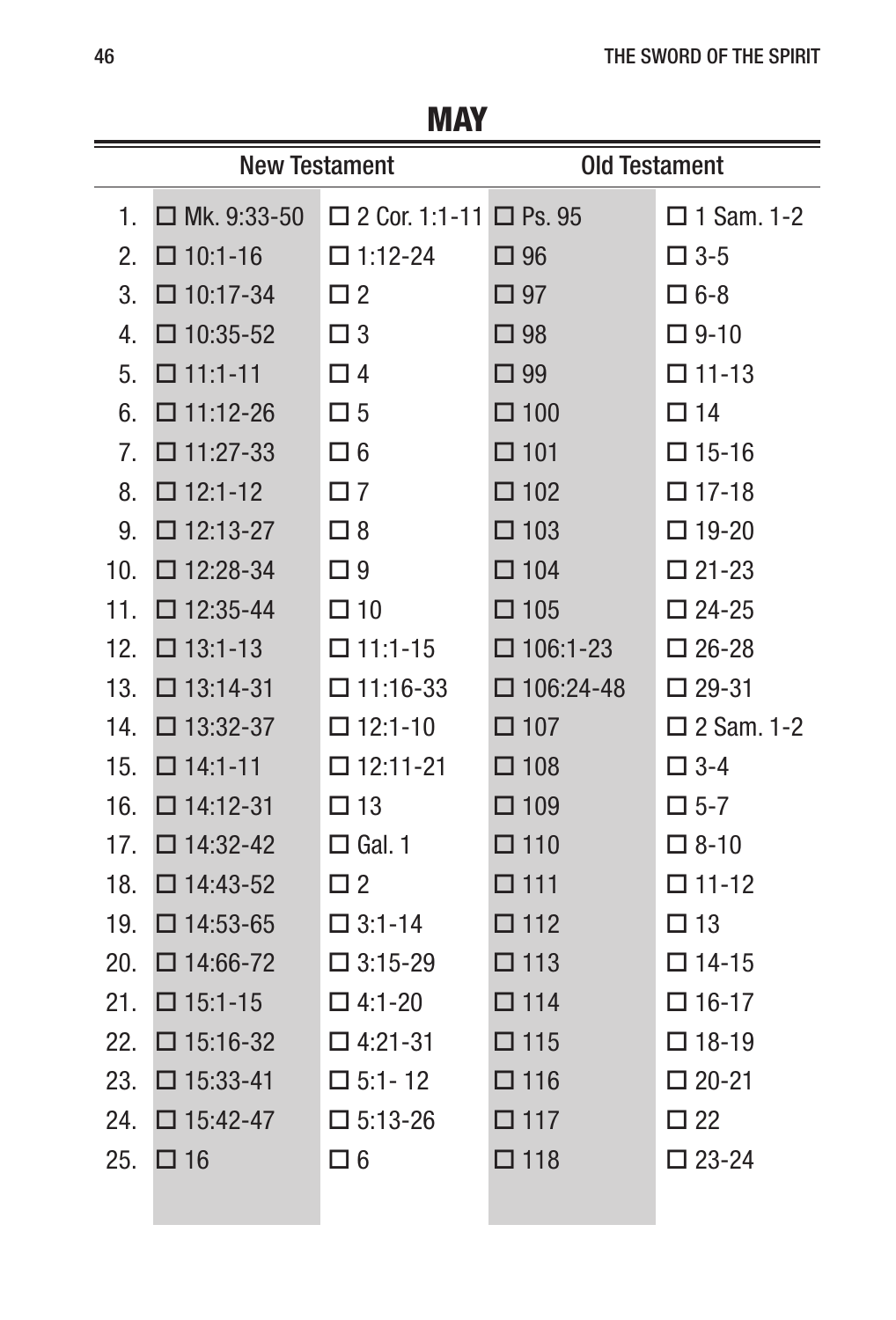# MAY

| | New Testament | | Old Testament | |
|---|---|---|---|---|
| 1. | ☐ Mk. 9:33-50 | ☐ 2 Cor. 1:1-11 | ☐ Ps. 95 | ☐ 1 Sam. 1-2 |
| 2. | ☐ 10:1-16 | ☐ 1:12-24 | ☐ 96 | ☐ 3-5 |
| 3. | ☐ 10:17-34 | ☐ 2 | ☐ 97 | ☐ 6-8 |
| 4. | ☐ 10:35-52 | ☐ 3 | ☐ 98 | ☐ 9-10 |
| 5. | ☐ 11:1-11 | ☐ 4 | ☐ 99 | ☐ 11-13 |
| 6. | ☐ 11:12-26 | ☐ 5 | ☐ 100 | ☐ 14 |
| 7. | ☐ 11:27-33 | ☐ 6 | ☐ 101 | ☐ 15-16 |
| 8. | ☐ 12:1-12 | ☐ 7 | ☐ 102 | ☐ 17-18 |
| 9. | ☐ 12:13-27 | ☐ 8 | ☐ 103 | ☐ 19-20 |
| 10. | ☐ 12:28-34 | ☐ 9 | ☐ 104 | ☐ 21-23 |
| 11. | ☐ 12:35-44 | ☐ 10 | ☐ 105 | ☐ 24-25 |
| 12. | ☐ 13:1-13 | ☐ 11:1-15 | ☐ 106:1-23 | ☐ 26-28 |
| 13. | ☐ 13:14-31 | ☐ 11:16-33 | ☐ 106:24-48 | ☐ 29-31 |
| 14. | ☐ 13:32-37 | ☐ 12:1-10 | ☐ 107 | ☐ 2 Sam. 1-2 |
| 15. | ☐ 14:1-11 | ☐ 12:11-21 | ☐ 108 | ☐ 3-4 |
| 16. | ☐ 14:12-31 | ☐ 13 | ☐ 109 | ☐ 5-7 |
| 17. | ☐ 14:32-42 | ☐ Gal. 1 | ☐ 110 | ☐ 8-10 |
| 18. | ☐ 14:43-52 | ☐ 2 | ☐ 111 | ☐ 11-12 |
| 19. | ☐ 14:53-65 | ☐ 3:1-14 | ☐ 112 | ☐ 13 |
| 20. | ☐ 14:66-72 | ☐ 3:15-29 | ☐ 113 | ☐ 14-15 |
| 21. | ☐ 15:1-15 | ☐ 4:1-20 | ☐ 114 | ☐ 16-17 |
| 22. | ☐ 15:16-32 | ☐ 4:21-31 | ☐ 115 | ☐ 18-19 |
| 23. | ☐ 15:33-41 | ☐ 5:1- 12 | ☐ 116 | ☐ 20-21 |
| 24. | ☐ 15:42-47 | ☐ 5:13-26 | ☐ 117 | ☐ 22 |
| 25. | ☐ 16 | ☐ 6 | ☐ 118 | ☐ 23-24 |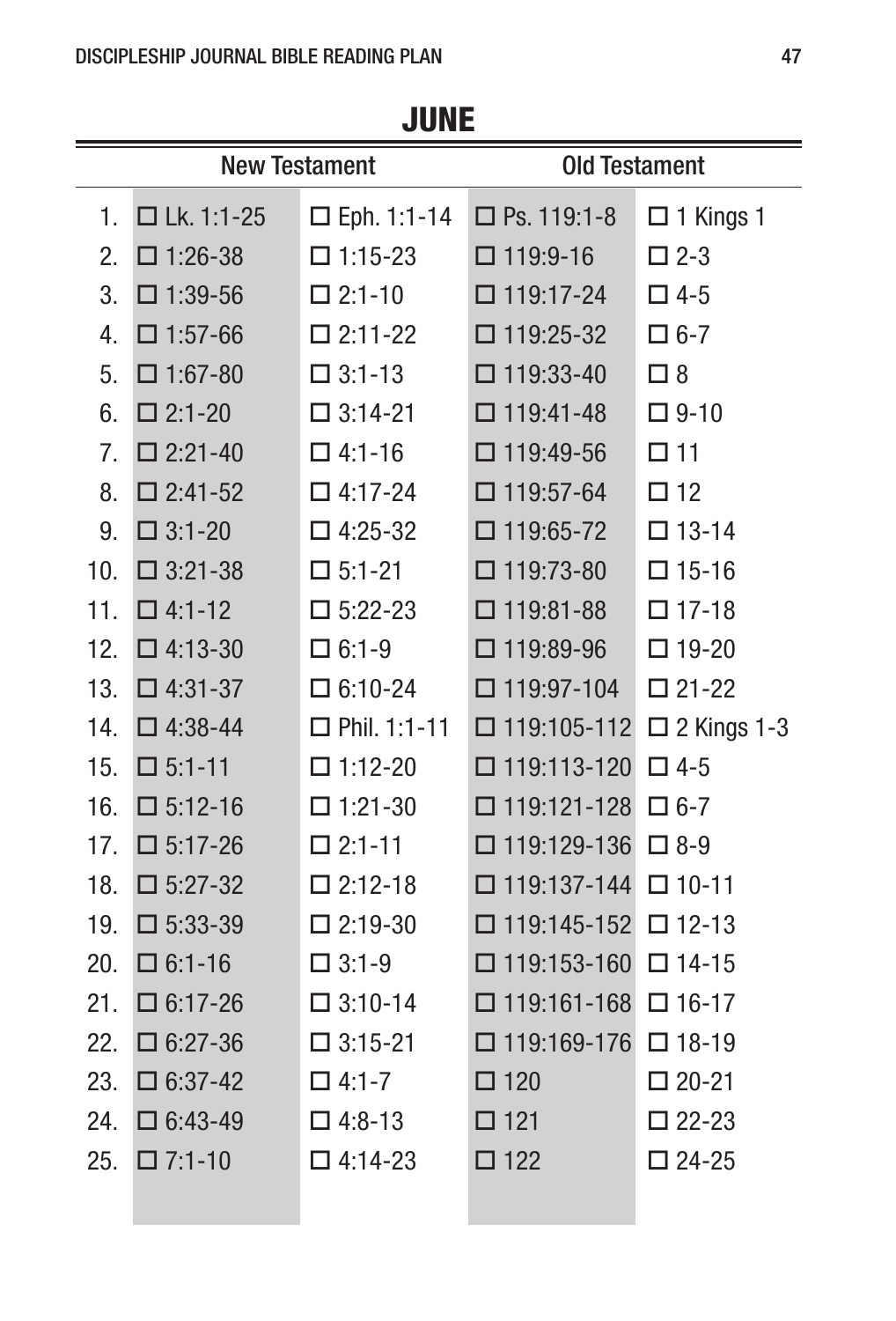# JUNE

| | New Testament | | Old Testament | |
|---|---|---|---|---|
| 1. | ☐ Lk. 1:1-25 | ☐ Eph. 1:1-14 | ☐ Ps. 119:1-8 | ☐ 1 Kings 1 |
| 2. | ☐ 1:26-38 | ☐ 1:15-23 | ☐ 119:9-16 | ☐ 2-3 |
| 3. | ☐ 1:39-56 | ☐ 2:1-10 | ☐ 119:17-24 | ☐ 4-5 |
| 4. | ☐ 1:57-66 | ☐ 2:11-22 | ☐ 119:25-32 | ☐ 6-7 |
| 5. | ☐ 1:67-80 | ☐ 3:1-13 | ☐ 119:33-40 | ☐ 8 |
| 6. | ☐ 2:1-20 | ☐ 3:14-21 | ☐ 119:41-48 | ☐ 9-10 |
| 7. | ☐ 2:21-40 | ☐ 4:1-16 | ☐ 119:49-56 | ☐ 11 |
| 8. | ☐ 2:41-52 | ☐ 4:17-24 | ☐ 119:57-64 | ☐ 12 |
| 9. | ☐ 3:1-20 | ☐ 4:25-32 | ☐ 119:65-72 | ☐ 13-14 |
| 10. | ☐ 3:21-38 | ☐ 5:1-21 | ☐ 119:73-80 | ☐ 15-16 |
| 11. | ☐ 4:1-12 | ☐ 5:22-23 | ☐ 119:81-88 | ☐ 17-18 |
| 12. | ☐ 4:13-30 | ☐ 6:1-9 | ☐ 119:89-96 | ☐ 19-20 |
| 13. | ☐ 4:31-37 | ☐ 6:10-24 | ☐ 119:97-104 | ☐ 21-22 |
| 14. | ☐ 4:38-44 | ☐ Phil. 1:1-11 | ☐ 119:105-112 | ☐ 2 Kings 1-3 |
| 15. | ☐ 5:1-11 | ☐ 1:12-20 | ☐ 119:113-120 | ☐ 4-5 |
| 16. | ☐ 5:12-16 | ☐ 1:21-30 | ☐ 119:121-128 | ☐ 6-7 |
| 17. | ☐ 5:17-26 | ☐ 2:1-11 | ☐ 119:129-136 | ☐ 8-9 |
| 18. | ☐ 5:27-32 | ☐ 2:12-18 | ☐ 119:137-144 | ☐ 10-11 |
| 19. | ☐ 5:33-39 | ☐ 2:19-30 | ☐ 119:145-152 | ☐ 12-13 |
| 20. | ☐ 6:1-16 | ☐ 3:1-9 | ☐ 119:153-160 | ☐ 14-15 |
| 21. | ☐ 6:17-26 | ☐ 3:10-14 | ☐ 119:161-168 | ☐ 16-17 |
| 22. | ☐ 6:27-36 | ☐ 3:15-21 | ☐ 119:169-176 | ☐ 18-19 |
| 23. | ☐ 6:37-42 | ☐ 4:1-7 | ☐ 120 | ☐ 20-21 |
| 24. | ☐ 6:43-49 | ☐ 4:8-13 | ☐ 121 | ☐ 22-23 |
| 25. | ☐ 7:1-10 | ☐ 4:14-23 | ☐ 122 | ☐ 24-25 |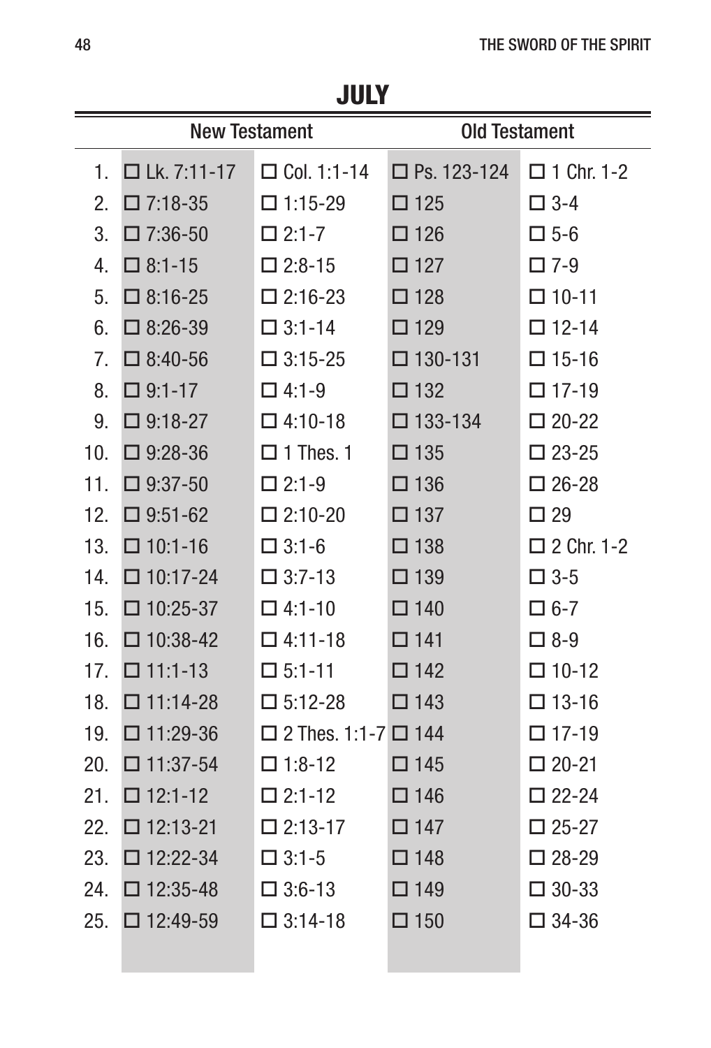# JULY

| | New Testament | | Old Testament | |
|---|---|---|---|---|
| 1. | ☐ Lk. 7:11-17 | ☐ Col. 1:1-14 | ☐ Ps. 123-124 | ☐ 1 Chr. 1-2 |
| 2. | ☐ 7:18-35 | ☐ 1:15-29 | ☐ 125 | ☐ 3-4 |
| 3. | ☐ 7:36-50 | ☐ 2:1-7 | ☐ 126 | ☐ 5-6 |
| 4. | ☐ 8:1-15 | ☐ 2:8-15 | ☐ 127 | ☐ 7-9 |
| 5. | ☐ 8:16-25 | ☐ 2:16-23 | ☐ 128 | ☐ 10-11 |
| 6. | ☐ 8:26-39 | ☐ 3:1-14 | ☐ 129 | ☐ 12-14 |
| 7. | ☐ 8:40-56 | ☐ 3:15-25 | ☐ 130-131 | ☐ 15-16 |
| 8. | ☐ 9:1-17 | ☐ 4:1-9 | ☐ 132 | ☐ 17-19 |
| 9. | ☐ 9:18-27 | ☐ 4:10-18 | ☐ 133-134 | ☐ 20-22 |
| 10. | ☐ 9:28-36 | ☐ 1 Thes. 1 | ☐ 135 | ☐ 23-25 |
| 11. | ☐ 9:37-50 | ☐ 2:1-9 | ☐ 136 | ☐ 26-28 |
| 12. | ☐ 9:51-62 | ☐ 2:10-20 | ☐ 137 | ☐ 29 |
| 13. | ☐ 10:1-16 | ☐ 3:1-6 | ☐ 138 | ☐ 2 Chr. 1-2 |
| 14. | ☐ 10:17-24 | ☐ 3:7-13 | ☐ 139 | ☐ 3-5 |
| 15. | ☐ 10:25-37 | ☐ 4:1-10 | ☐ 140 | ☐ 6-7 |
| 16. | ☐ 10:38-42 | ☐ 4:11-18 | ☐ 141 | ☐ 8-9 |
| 17. | ☐ 11:1-13 | ☐ 5:1-11 | ☐ 142 | ☐ 10-12 |
| 18. | ☐ 11:14-28 | ☐ 5:12-28 | ☐ 143 | ☐ 13-16 |
| 19. | ☐ 11:29-36 | ☐ 2 Thes. 1:1-7 | ☐ 144 | ☐ 17-19 |
| 20. | ☐ 11:37-54 | ☐ 1:8-12 | ☐ 145 | ☐ 20-21 |
| 21. | ☐ 12:1-12 | ☐ 2:1-12 | ☐ 146 | ☐ 22-24 |
| 22. | ☐ 12:13-21 | ☐ 2:13-17 | ☐ 147 | ☐ 25-27 |
| 23. | ☐ 12:22-34 | ☐ 3:1-5 | ☐ 148 | ☐ 28-29 |
| 24. | ☐ 12:35-48 | ☐ 3:6-13 | ☐ 149 | ☐ 30-33 |
| 25. | ☐ 12:49-59 | ☐ 3:14-18 | ☐ 150 | ☐ 34-36 |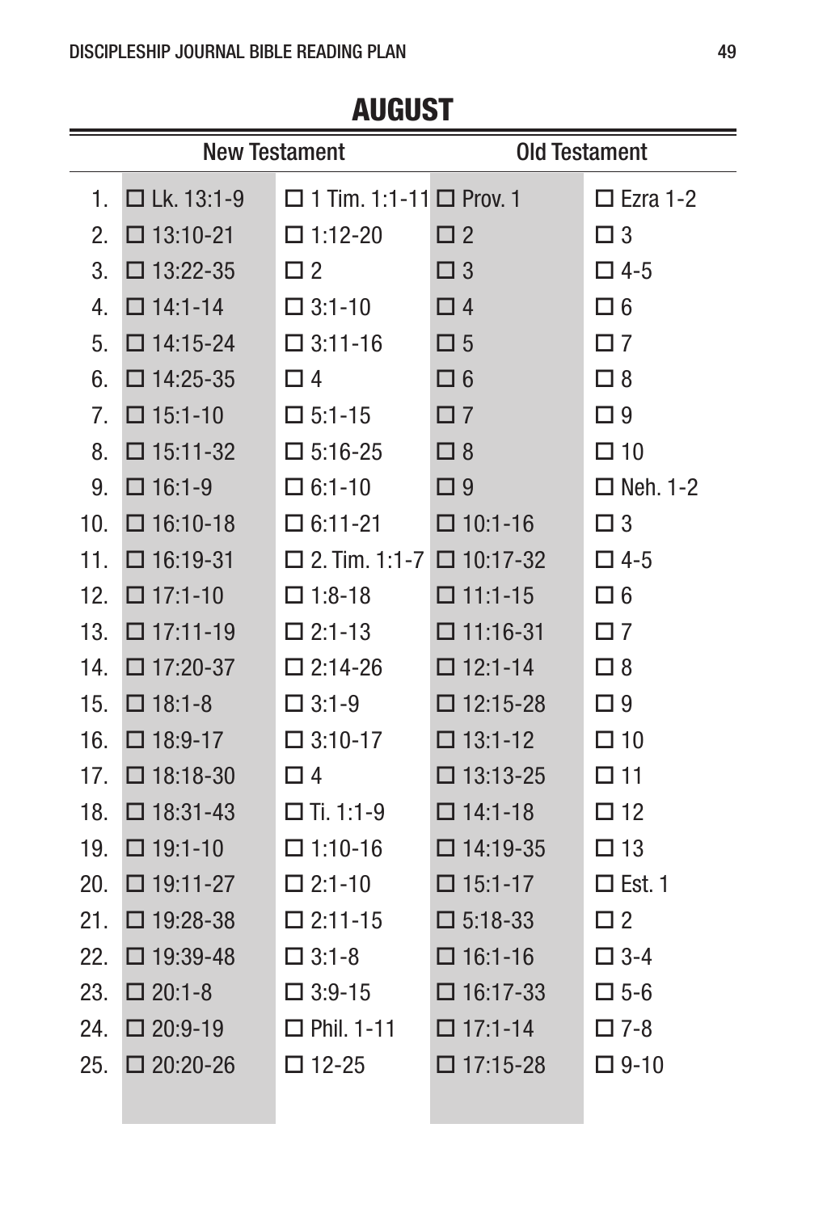# AUGUST

| | New Testament | | Old Testament | |
|---|---|---|---|---|
| 1. | ☐ Lk. 13:1-9 | ☐ 1 Tim. 1:1-11 | ☐ Prov. 1 | ☐ Ezra 1-2 |
| 2. | ☐ 13:10-21 | ☐ 1:12-20 | ☐ 2 | ☐ 3 |
| 3. | ☐ 13:22-35 | ☐ 2 | ☐ 3 | ☐ 4-5 |
| 4. | ☐ 14:1-14 | ☐ 3:1-10 | ☐ 4 | ☐ 6 |
| 5. | ☐ 14:15-24 | ☐ 3:11-16 | ☐ 5 | ☐ 7 |
| 6. | ☐ 14:25-35 | ☐ 4 | ☐ 6 | ☐ 8 |
| 7. | ☐ 15:1-10 | ☐ 5:1-15 | ☐ 7 | ☐ 9 |
| 8. | ☐ 15:11-32 | ☐ 5:16-25 | ☐ 8 | ☐ 10 |
| 9. | ☐ 16:1-9 | ☐ 6:1-10 | ☐ 9 | ☐ Neh. 1-2 |
| 10. | ☐ 16:10-18 | ☐ 6:11-21 | ☐ 10:1-16 | ☐ 3 |
| 11. | ☐ 16:19-31 | ☐ 2. Tim. 1:1-7 | ☐ 10:17-32 | ☐ 4-5 |
| 12. | ☐ 17:1-10 | ☐ 1:8-18 | ☐ 11:1-15 | ☐ 6 |
| 13. | ☐ 17:11-19 | ☐ 2:1-13 | ☐ 11:16-31 | ☐ 7 |
| 14. | ☐ 17:20-37 | ☐ 2:14-26 | ☐ 12:1-14 | ☐ 8 |
| 15. | ☐ 18:1-8 | ☐ 3:1-9 | ☐ 12:15-28 | ☐ 9 |
| 16. | ☐ 18:9-17 | ☐ 3:10-17 | ☐ 13:1-12 | ☐ 10 |
| 17. | ☐ 18:18-30 | ☐ 4 | ☐ 13:13-25 | ☐ 11 |
| 18. | ☐ 18:31-43 | ☐ Ti. 1:1-9 | ☐ 14:1-18 | ☐ 12 |
| 19. | ☐ 19:1-10 | ☐ 1:10-16 | ☐ 14:19-35 | ☐ 13 |
| 20. | ☐ 19:11-27 | ☐ 2:1-10 | ☐ 15:1-17 | ☐ Est. 1 |
| 21. | ☐ 19:28-38 | ☐ 2:11-15 | ☐ 5:18-33 | ☐ 2 |
| 22. | ☐ 19:39-48 | ☐ 3:1-8 | ☐ 16:1-16 | ☐ 3-4 |
| 23. | ☐ 20:1-8 | ☐ 3:9-15 | ☐ 16:17-33 | ☐ 5-6 |
| 24. | ☐ 20:9-19 | ☐ Phil. 1-11 | ☐ 17:1-14 | ☐ 7-8 |
| 25. | ☐ 20:20-26 | ☐ 12-25 | ☐ 17:15-28 | ☐ 9-10 |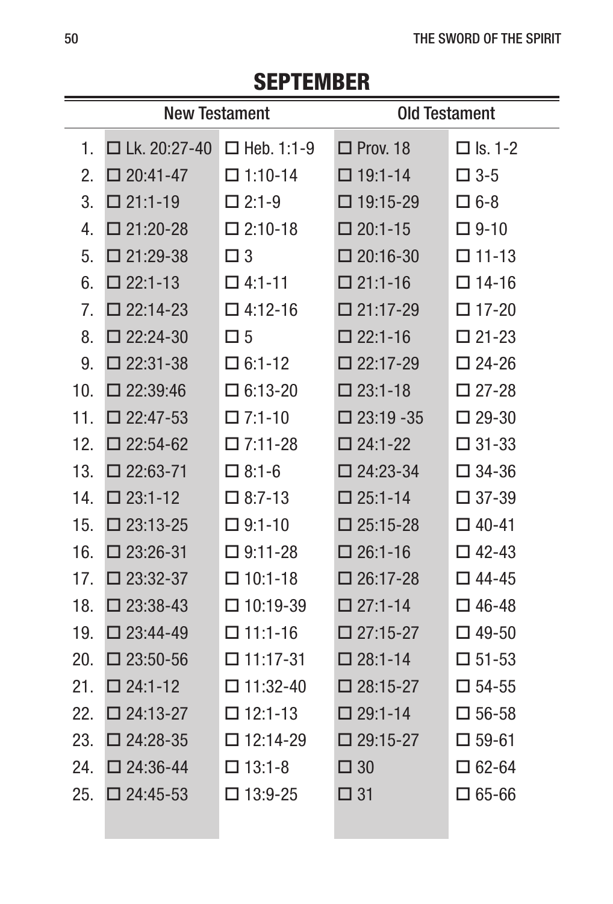## SEPTEMBER

| | New Testament | | Old Testament | |
|---|---|---|---|---|
| 1. | ☐ Lk. 20:27-40 | ☐ Heb. 1:1-9 | ☐ Prov. 18 | ☐ Is. 1-2 |
| 2. | ☐ 20:41-47 | ☐ 1:10-14 | ☐ 19:1-14 | ☐ 3-5 |
| 3. | ☐ 21:1-19 | ☐ 2:1-9 | ☐ 19:15-29 | ☐ 6-8 |
| 4. | ☐ 21:20-28 | ☐ 2:10-18 | ☐ 20:1-15 | ☐ 9-10 |
| 5. | ☐ 21:29-38 | ☐ 3 | ☐ 20:16-30 | ☐ 11-13 |
| 6. | ☐ 22:1-13 | ☐ 4:1-11 | ☐ 21:1-16 | ☐ 14-16 |
| 7. | ☐ 22:14-23 | ☐ 4:12-16 | ☐ 21:17-29 | ☐ 17-20 |
| 8. | ☐ 22:24-30 | ☐ 5 | ☐ 22:1-16 | ☐ 21-23 |
| 9. | ☐ 22:31-38 | ☐ 6:1-12 | ☐ 22:17-29 | ☐ 24-26 |
| 10. | ☐ 22:39:46 | ☐ 6:13-20 | ☐ 23:1-18 | ☐ 27-28 |
| 11. | ☐ 22:47-53 | ☐ 7:1-10 | ☐ 23:19 -35 | ☐ 29-30 |
| 12. | ☐ 22:54-62 | ☐ 7:11-28 | ☐ 24:1-22 | ☐ 31-33 |
| 13. | ☐ 22:63-71 | ☐ 8:1-6 | ☐ 24:23-34 | ☐ 34-36 |
| 14. | ☐ 23:1-12 | ☐ 8:7-13 | ☐ 25:1-14 | ☐ 37-39 |
| 15. | ☐ 23:13-25 | ☐ 9:1-10 | ☐ 25:15-28 | ☐ 40-41 |
| 16. | ☐ 23:26-31 | ☐ 9:11-28 | ☐ 26:1-16 | ☐ 42-43 |
| 17. | ☐ 23:32-37 | ☐ 10:1-18 | ☐ 26:17-28 | ☐ 44-45 |
| 18. | ☐ 23:38-43 | ☐ 10:19-39 | ☐ 27:1-14 | ☐ 46-48 |
| 19. | ☐ 23:44-49 | ☐ 11:1-16 | ☐ 27:15-27 | ☐ 49-50 |
| 20. | ☐ 23:50-56 | ☐ 11:17-31 | ☐ 28:1-14 | ☐ 51-53 |
| 21. | ☐ 24:1-12 | ☐ 11:32-40 | ☐ 28:15-27 | ☐ 54-55 |
| 22. | ☐ 24:13-27 | ☐ 12:1-13 | ☐ 29:1-14 | ☐ 56-58 |
| 23. | ☐ 24:28-35 | ☐ 12:14-29 | ☐ 29:15-27 | ☐ 59-61 |
| 24. | ☐ 24:36-44 | ☐ 13:1-8 | ☐ 30 | ☐ 62-64 |
| 25. | ☐ 24:45-53 | ☐ 13:9-25 | ☐ 31 | ☐ 65-66 |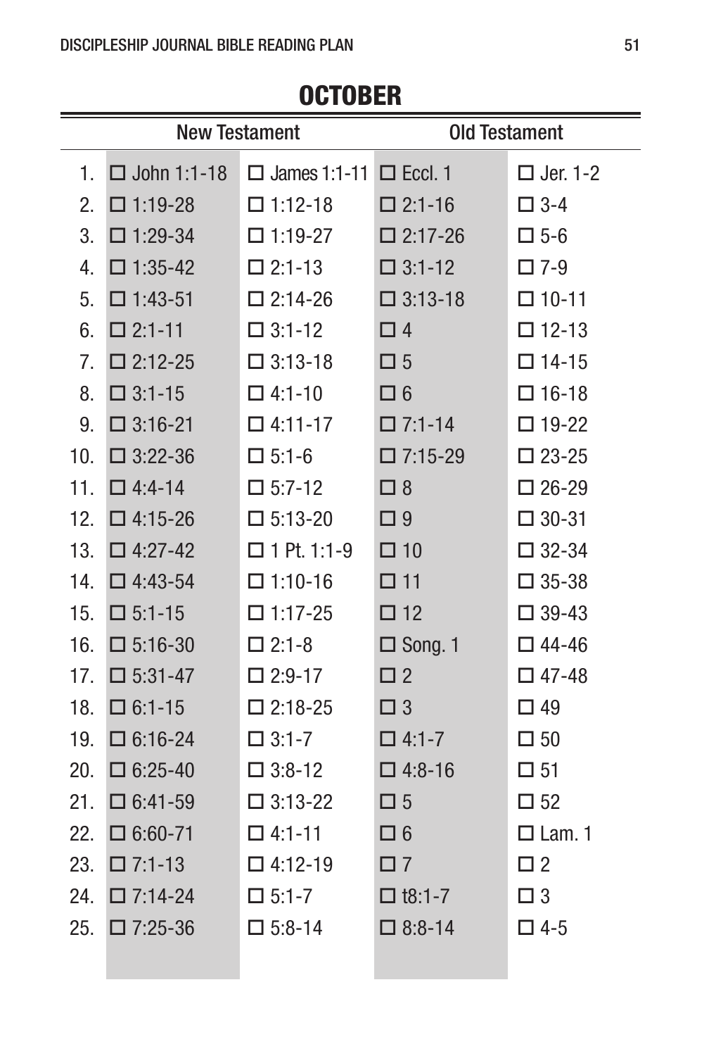# OCTOBER

| | New Testament | | Old Testament | |
|---|---|---|---|---|
| 1. | ☐ John 1:1-18 | ☐ James 1:1-11 | ☐ Eccl. 1 | ☐ Jer. 1-2 |
| 2. | ☐ 1:19-28 | ☐ 1:12-18 | ☐ 2:1-16 | ☐ 3-4 |
| 3. | ☐ 1:29-34 | ☐ 1:19-27 | ☐ 2:17-26 | ☐ 5-6 |
| 4. | ☐ 1:35-42 | ☐ 2:1-13 | ☐ 3:1-12 | ☐ 7-9 |
| 5. | ☐ 1:43-51 | ☐ 2:14-26 | ☐ 3:13-18 | ☐ 10-11 |
| 6. | ☐ 2:1-11 | ☐ 3:1-12 | ☐ 4 | ☐ 12-13 |
| 7. | ☐ 2:12-25 | ☐ 3:13-18 | ☐ 5 | ☐ 14-15 |
| 8. | ☐ 3:1-15 | ☐ 4:1-10 | ☐ 6 | ☐ 16-18 |
| 9. | ☐ 3:16-21 | ☐ 4:11-17 | ☐ 7:1-14 | ☐ 19-22 |
| 10. | ☐ 3:22-36 | ☐ 5:1-6 | ☐ 7:15-29 | ☐ 23-25 |
| 11. | ☐ 4:4-14 | ☐ 5:7-12 | ☐ 8 | ☐ 26-29 |
| 12. | ☐ 4:15-26 | ☐ 5:13-20 | ☐ 9 | ☐ 30-31 |
| 13. | ☐ 4:27-42 | ☐ 1 Pt. 1:1-9 | ☐ 10 | ☐ 32-34 |
| 14. | ☐ 4:43-54 | ☐ 1:10-16 | ☐ 11 | ☐ 35-38 |
| 15. | ☐ 5:1-15 | ☐ 1:17-25 | ☐ 12 | ☐ 39-43 |
| 16. | ☐ 5:16-30 | ☐ 2:1-8 | ☐ Song. 1 | ☐ 44-46 |
| 17. | ☐ 5:31-47 | ☐ 2:9-17 | ☐ 2 | ☐ 47-48 |
| 18. | ☐ 6:1-15 | ☐ 2:18-25 | ☐ 3 | ☐ 49 |
| 19. | ☐ 6:16-24 | ☐ 3:1-7 | ☐ 4:1-7 | ☐ 50 |
| 20. | ☐ 6:25-40 | ☐ 3:8-12 | ☐ 4:8-16 | ☐ 51 |
| 21. | ☐ 6:41-59 | ☐ 3:13-22 | ☐ 5 | ☐ 52 |
| 22. | ☐ 6:60-71 | ☐ 4:1-11 | ☐ 6 | ☐ Lam. 1 |
| 23. | ☐ 7:1-13 | ☐ 4:12-19 | ☐ 7 | ☐ 2 |
| 24. | ☐ 7:14-24 | ☐ 5:1-7 | ☐ t8:1-7 | ☐ 3 |
| 25. | ☐ 7:25-36 | ☐ 5:8-14 | ☐ 8:8-14 | ☐ 4-5 |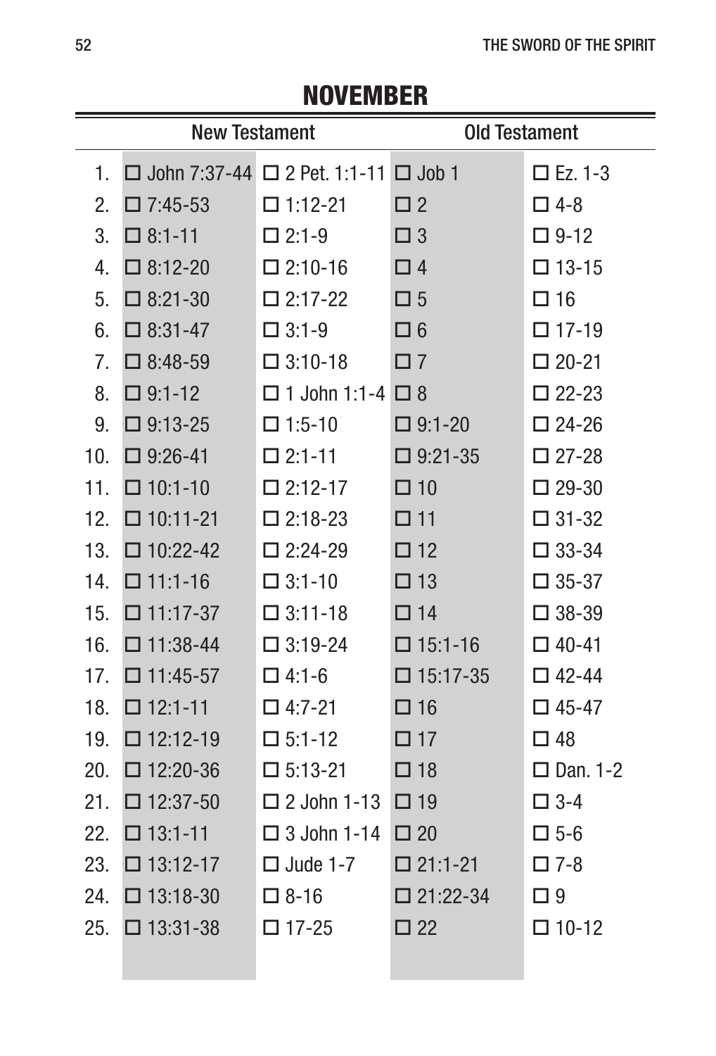## NOVEMBER

| | New Testament | | Old Testament | |
|---|---|---|---|---|
| 1. | ☐ John 7:37-44 | ☐ 2 Pet. 1:1-11 | ☐ Job 1 | ☐ Ez. 1-3 |
| 2. | ☐ 7:45-53 | ☐ 1:12-21 | ☐ 2 | ☐ 4-8 |
| 3. | ☐ 8:1-11 | ☐ 2:1-9 | ☐ 3 | ☐ 9-12 |
| 4. | ☐ 8:12-20 | ☐ 2:10-16 | ☐ 4 | ☐ 13-15 |
| 5. | ☐ 8:21-30 | ☐ 2:17-22 | ☐ 5 | ☐ 16 |
| 6. | ☐ 8:31-47 | ☐ 3:1-9 | ☐ 6 | ☐ 17-19 |
| 7. | ☐ 8:48-59 | ☐ 3:10-18 | ☐ 7 | ☐ 20-21 |
| 8. | ☐ 9:1-12 | ☐ 1 John 1:1-4 | ☐ 8 | ☐ 22-23 |
| 9. | ☐ 9:13-25 | ☐ 1:5-10 | ☐ 9:1-20 | ☐ 24-26 |
| 10. | ☐ 9:26-41 | ☐ 2:1-11 | ☐ 9:21-35 | ☐ 27-28 |
| 11. | ☐ 10:1-10 | ☐ 2:12-17 | ☐ 10 | ☐ 29-30 |
| 12. | ☐ 10:11-21 | ☐ 2:18-23 | ☐ 11 | ☐ 31-32 |
| 13. | ☐ 10:22-42 | ☐ 2:24-29 | ☐ 12 | ☐ 33-34 |
| 14. | ☐ 11:1-16 | ☐ 3:1-10 | ☐ 13 | ☐ 35-37 |
| 15. | ☐ 11:17-37 | ☐ 3:11-18 | ☐ 14 | ☐ 38-39 |
| 16. | ☐ 11:38-44 | ☐ 3:19-24 | ☐ 15:1-16 | ☐ 40-41 |
| 17. | ☐ 11:45-57 | ☐ 4:1-6 | ☐ 15:17-35 | ☐ 42-44 |
| 18. | ☐ 12:1-11 | ☐ 4:7-21 | ☐ 16 | ☐ 45-47 |
| 19. | ☐ 12:12-19 | ☐ 5:1-12 | ☐ 17 | ☐ 48 |
| 20. | ☐ 12:20-36 | ☐ 5:13-21 | ☐ 18 | ☐ Dan. 1-2 |
| 21. | ☐ 12:37-50 | ☐ 2 John 1-13 | ☐ 19 | ☐ 3-4 |
| 22. | ☐ 13:1-11 | ☐ 3 John 1-14 | ☐ 20 | ☐ 5-6 |
| 23. | ☐ 13:12-17 | ☐ Jude 1-7 | ☐ 21:1-21 | ☐ 7-8 |
| 24. | ☐ 13:18-30 | ☐ 8-16 | ☐ 21:22-34 | ☐ 9 |
| 25. | ☐ 13:31-38 | ☐ 17-25 | ☐ 22 | ☐ 10-12 |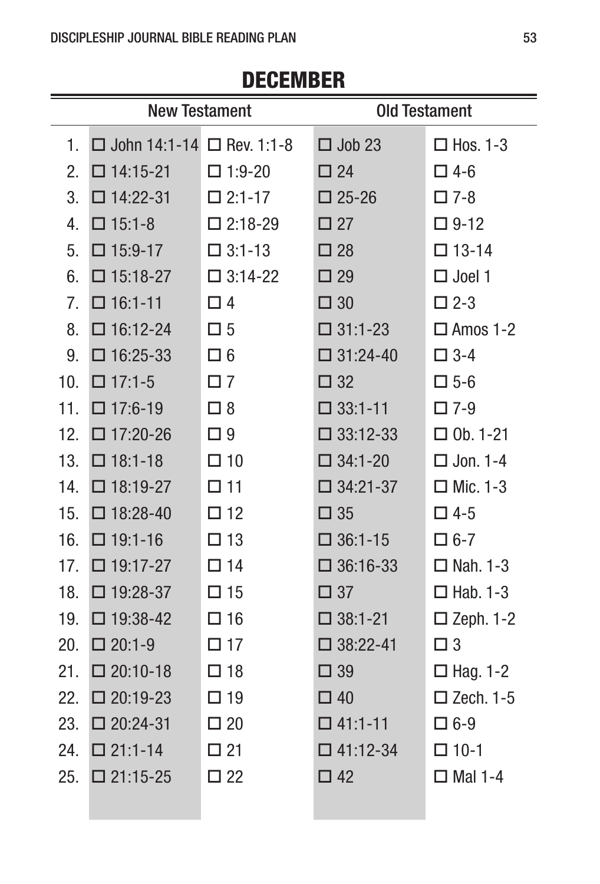# DECEMBER

| | New Testament | | Old Testament | |
|---|---|---|---|---|
| 1. | ☐ John 14:1-14 | ☐ Rev. 1:1-8 | ☐ Job 23 | ☐ Hos. 1-3 |
| 2. | ☐ 14:15-21 | ☐ 1:9-20 | ☐ 24 | ☐ 4-6 |
| 3. | ☐ 14:22-31 | ☐ 2:1-17 | ☐ 25-26 | ☐ 7-8 |
| 4. | ☐ 15:1-8 | ☐ 2:18-29 | ☐ 27 | ☐ 9-12 |
| 5. | ☐ 15:9-17 | ☐ 3:1-13 | ☐ 28 | ☐ 13-14 |
| 6. | ☐ 15:18-27 | ☐ 3:14-22 | ☐ 29 | ☐ Joel 1 |
| 7. | ☐ 16:1-11 | ☐ 4 | ☐ 30 | ☐ 2-3 |
| 8. | ☐ 16:12-24 | ☐ 5 | ☐ 31:1-23 | ☐ Amos 1-2 |
| 9. | ☐ 16:25-33 | ☐ 6 | ☐ 31:24-40 | ☐ 3-4 |
| 10. | ☐ 17:1-5 | ☐ 7 | ☐ 32 | ☐ 5-6 |
| 11. | ☐ 17:6-19 | ☐ 8 | ☐ 33:1-11 | ☐ 7-9 |
| 12. | ☐ 17:20-26 | ☐ 9 | ☐ 33:12-33 | ☐ Ob. 1-21 |
| 13. | ☐ 18:1-18 | ☐ 10 | ☐ 34:1-20 | ☐ Jon. 1-4 |
| 14. | ☐ 18:19-27 | ☐ 11 | ☐ 34:21-37 | ☐ Mic. 1-3 |
| 15. | ☐ 18:28-40 | ☐ 12 | ☐ 35 | ☐ 4-5 |
| 16. | ☐ 19:1-16 | ☐ 13 | ☐ 36:1-15 | ☐ 6-7 |
| 17. | ☐ 19:17-27 | ☐ 14 | ☐ 36:16-33 | ☐ Nah. 1-3 |
| 18. | ☐ 19:28-37 | ☐ 15 | ☐ 37 | ☐ Hab. 1-3 |
| 19. | ☐ 19:38-42 | ☐ 16 | ☐ 38:1-21 | ☐ Zeph. 1-2 |
| 20. | ☐ 20:1-9 | ☐ 17 | ☐ 38:22-41 | ☐ 3 |
| 21. | ☐ 20:10-18 | ☐ 18 | ☐ 39 | ☐ Hag. 1-2 |
| 22. | ☐ 20:19-23 | ☐ 19 | ☐ 40 | ☐ Zech. 1-5 |
| 23. | ☐ 20:24-31 | ☐ 20 | ☐ 41:1-11 | ☐ 6-9 |
| 24. | ☐ 21:1-14 | ☐ 21 | ☐ 41:12-34 | ☐ 10-1 |
| 25. | ☐ 21:15-25 | ☐ 22 | ☐ 42 | ☐ Mal 1-4 |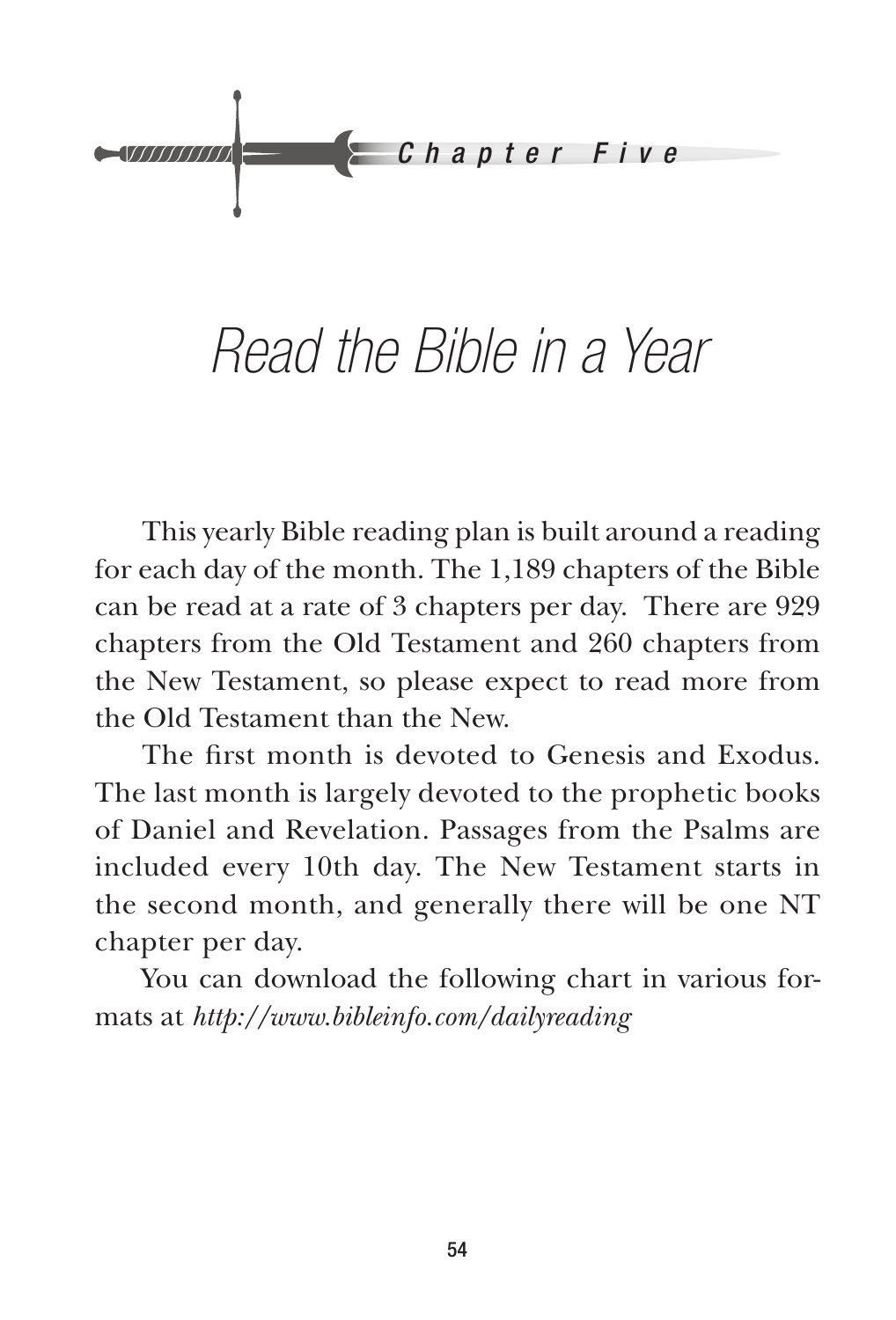Chapter Five

# Read the Bible in a Year

This yearly Bible reading plan is built around a reading for each day of the month. The 1,189 chapters of the Bible can be read at a rate of 3 chapters per day. There are 929 chapters from the Old Testament and 260 chapters from the New Testament, so please expect to read more from the Old Testament than the New.

The first month is devoted to Genesis and Exodus. The last month is largely devoted to the prophetic books of Daniel and Revelation. Passages from the Psalms are included every 10th day. The New Testament starts in the second month, and generally there will be one NT chapter per day.

You can download the following chart in various formats at *http://www.bibleinfo.com/dailyreading*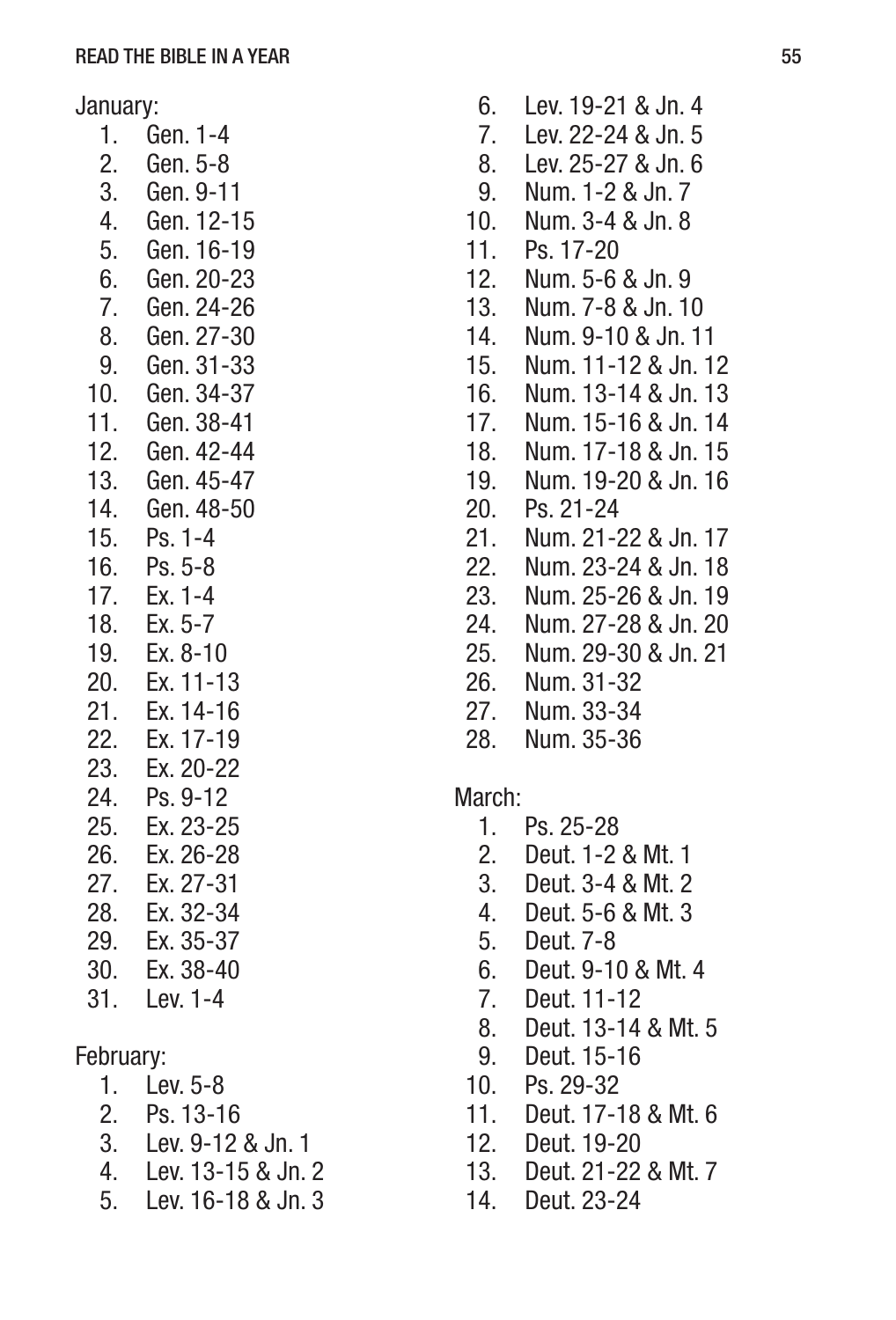January:

1. Gen. 1-4
2. Gen. 5-8
3. Gen. 9-11
4. Gen. 12-15
5. Gen. 16-19
6. Gen. 20-23
7. Gen. 24-26
8. Gen. 27-30
9. Gen. 31-33
10. Gen. 34-37
11. Gen. 38-41
12. Gen. 42-44
13. Gen. 45-47
14. Gen. 48-50
15. Ps. 1-4
16. Ps. 5-8
17. Ex. 1-4
18. Ex. 5-7
19. Ex. 8-10
20. Ex. 11-13
21. Ex. 14-16
22. Ex. 17-19
23. Ex. 20-22
24. Ps. 9-12
25. Ex. 23-25
26. Ex. 26-28
27. Ex. 27-31
28. Ex. 32-34
29. Ex. 35-37
30. Ex. 38-40
31. Lev. 1-4

February:

1. Lev. 5-8
2. Ps. 13-16
3. Lev. 9-12 & Jn. 1
4. Lev. 13-15 & Jn. 2
5. Lev. 16-18 & Jn. 3
6. Lev. 19-21 & Jn. 4
7. Lev. 22-24 & Jn. 5
8. Lev. 25-27 & Jn. 6
9. Num. 1-2 & Jn. 7
10. Num. 3-4 & Jn. 8
11. Ps. 17-20
12. Num. 5-6 & Jn. 9
13. Num. 7-8 & Jn. 10
14. Num. 9-10 & Jn. 11
15. Num. 11-12 & Jn. 12
16. Num. 13-14 & Jn. 13
17. Num. 15-16 & Jn. 14
18. Num. 17-18 & Jn. 15
19. Num. 19-20 & Jn. 16
20. Ps. 21-24
21. Num. 21-22 & Jn. 17
22. Num. 23-24 & Jn. 18
23. Num. 25-26 & Jn. 19
24. Num. 27-28 & Jn. 20
25. Num. 29-30 & Jn. 21
26. Num. 31-32
27. Num. 33-34
28. Num. 35-36

March:

1. Ps. 25-28
2. Deut. 1-2 & Mt. 1
3. Deut. 3-4 & Mt. 2
4. Deut. 5-6 & Mt. 3
5. Deut. 7-8
6. Deut. 9-10 & Mt. 4
7. Deut. 11-12
8. Deut. 13-14 & Mt. 5
9. Deut. 15-16
10. Ps. 29-32
11. Deut. 17-18 & Mt. 6
12. Deut. 19-20
13. Deut. 21-22 & Mt. 7
14. Deut. 23-24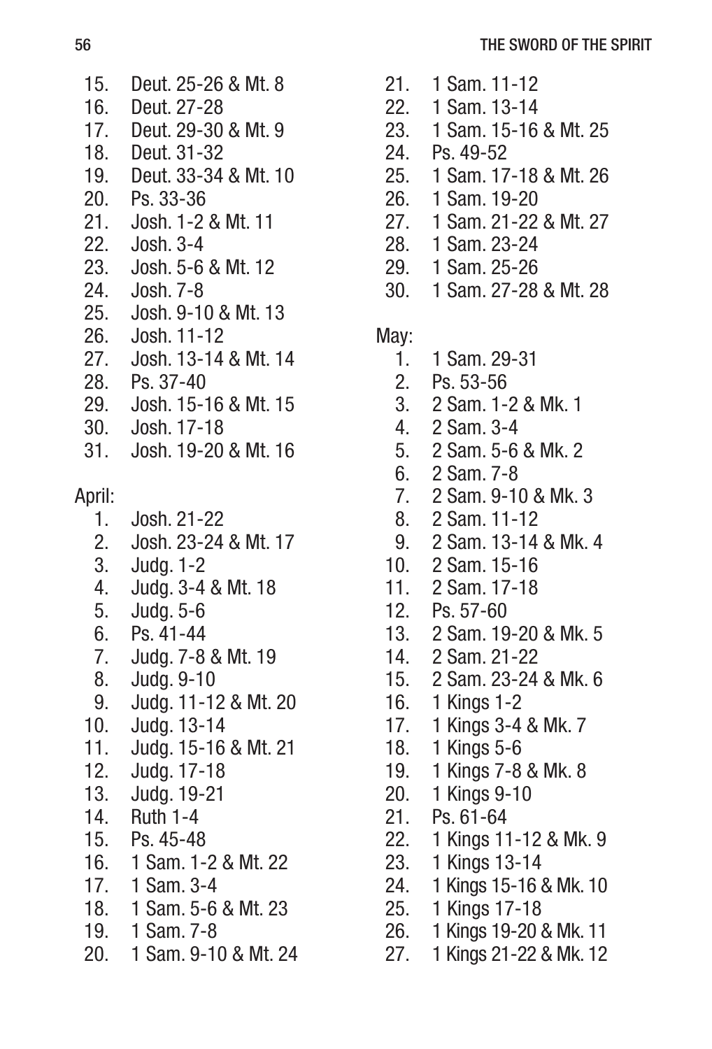15. Deut. 25-26 & Mt. 8
16. Deut. 27-28
17. Deut. 29-30 & Mt. 9
18. Deut. 31-32
19. Deut. 33-34 & Mt. 10
20. Ps. 33-36
21. Josh. 1-2 & Mt. 11
22. Josh. 3-4
23. Josh. 5-6 & Mt. 12
24. Josh. 7-8
25. Josh. 9-10 & Mt. 13
26. Josh. 11-12
27. Josh. 13-14 & Mt. 14
28. Ps. 37-40
29. Josh. 15-16 & Mt. 15
30. Josh. 17-18
31. Josh. 19-20 & Mt. 16

April:

1. Josh. 21-22
2. Josh. 23-24 & Mt. 17
3. Judg. 1-2
4. Judg. 3-4 & Mt. 18
5. Judg. 5-6
6. Ps. 41-44
7. Judg. 7-8 & Mt. 19
8. Judg. 9-10
9. Judg. 11-12 & Mt. 20
10. Judg. 13-14
11. Judg. 15-16 & Mt. 21
12. Judg. 17-18
13. Judg. 19-21
14. Ruth 1-4
15. Ps. 45-48
16. 1 Sam. 1-2 & Mt. 22
17. 1 Sam. 3-4
18. 1 Sam. 5-6 & Mt. 23
19. 1 Sam. 7-8
20. 1 Sam. 9-10 & Mt. 24
21. 1 Sam. 11-12
22. 1 Sam. 13-14
23. 1 Sam. 15-16 & Mt. 25
24. Ps. 49-52
25. 1 Sam. 17-18 & Mt. 26
26. 1 Sam. 19-20
27. 1 Sam. 21-22 & Mt. 27
28. 1 Sam. 23-24
29. 1 Sam. 25-26
30. 1 Sam. 27-28 & Mt. 28

May:

1. 1 Sam. 29-31
2. Ps. 53-56
3. 2 Sam. 1-2 & Mk. 1
4. 2 Sam. 3-4
5. 2 Sam. 5-6 & Mk. 2
6. 2 Sam. 7-8
7. 2 Sam. 9-10 & Mk. 3
8. 2 Sam. 11-12
9. 2 Sam. 13-14 & Mk. 4
10. 2 Sam. 15-16
11. 2 Sam. 17-18
12. Ps. 57-60
13. 2 Sam. 19-20 & Mk. 5
14. 2 Sam. 21-22
15. 2 Sam. 23-24 & Mk. 6
16. 1 Kings 1-2
17. 1 Kings 3-4 & Mk. 7
18. 1 Kings 5-6
19. 1 Kings 7-8 & Mk. 8
20. 1 Kings 9-10
21. Ps. 61-64
22. 1 Kings 11-12 & Mk. 9
23. 1 Kings 13-14
24. 1 Kings 15-16 & Mk. 10
25. 1 Kings 17-18
26. 1 Kings 19-20 & Mk. 11
27. 1 Kings 21-22 & Mk. 12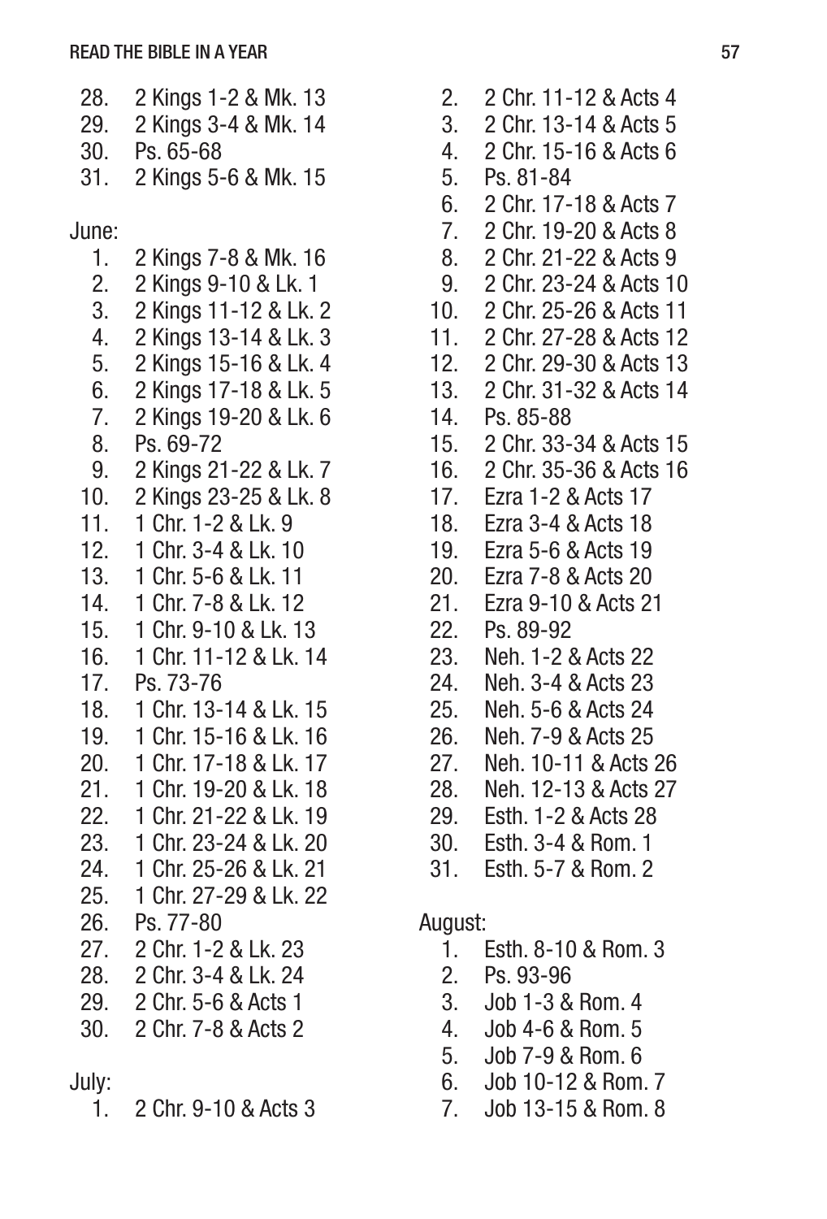28. 2 Kings 1-2 & Mk. 13
29. 2 Kings 3-4 & Mk. 14
30. Ps. 65-68
31. 2 Kings 5-6 & Mk. 15

June:

1. 2 Kings 7-8 & Mk. 16
2. 2 Kings 9-10 & Lk. 1
3. 2 Kings 11-12 & Lk. 2
4. 2 Kings 13-14 & Lk. 3
5. 2 Kings 15-16 & Lk. 4
6. 2 Kings 17-18 & Lk. 5
7. 2 Kings 19-20 & Lk. 6
8. Ps. 69-72
9. 2 Kings 21-22 & Lk. 7
10. 2 Kings 23-25 & Lk. 8
11. 1 Chr. 1-2 & Lk. 9
12. 1 Chr. 3-4 & Lk. 10
13. 1 Chr. 5-6 & Lk. 11
14. 1 Chr. 7-8 & Lk. 12
15. 1 Chr. 9-10 & Lk. 13
16. 1 Chr. 11-12 & Lk. 14
17. Ps. 73-76
18. 1 Chr. 13-14 & Lk. 15
19. 1 Chr. 15-16 & Lk. 16
20. 1 Chr. 17-18 & Lk. 17
21. 1 Chr. 19-20 & Lk. 18
22. 1 Chr. 21-22 & Lk. 19
23. 1 Chr. 23-24 & Lk. 20
24. 1 Chr. 25-26 & Lk. 21
25. 1 Chr. 27-29 & Lk. 22
26. Ps. 77-80
27. 2 Chr. 1-2 & Lk. 23
28. 2 Chr. 3-4 & Lk. 24
29. 2 Chr. 5-6 & Acts 1
30. 2 Chr. 7-8 & Acts 2

July:

1. 2 Chr. 9-10 & Acts 3
2. 2 Chr. 11-12 & Acts 4
3. 2 Chr. 13-14 & Acts 5
4. 2 Chr. 15-16 & Acts 6
5. Ps. 81-84
6. 2 Chr. 17-18 & Acts 7
7. 2 Chr. 19-20 & Acts 8
8. 2 Chr. 21-22 & Acts 9
9. 2 Chr. 23-24 & Acts 10
10. 2 Chr. 25-26 & Acts 11
11. 2 Chr. 27-28 & Acts 12
12. 2 Chr. 29-30 & Acts 13
13. 2 Chr. 31-32 & Acts 14
14. Ps. 85-88
15. 2 Chr. 33-34 & Acts 15
16. 2 Chr. 35-36 & Acts 16
17. Ezra 1-2 & Acts 17
18. Ezra 3-4 & Acts 18
19. Ezra 5-6 & Acts 19
20. Ezra 7-8 & Acts 20
21. Ezra 9-10 & Acts 21
22. Ps. 89-92
23. Neh. 1-2 & Acts 22
24. Neh. 3-4 & Acts 23
25. Neh. 5-6 & Acts 24
26. Neh. 7-9 & Acts 25
27. Neh. 10-11 & Acts 26
28. Neh. 12-13 & Acts 27
29. Esth. 1-2 & Acts 28
30. Esth. 3-4 & Rom. 1
31. Esth. 5-7 & Rom. 2

August:

1. Esth. 8-10 & Rom. 3
2. Ps. 93-96
3. Job 1-3 & Rom. 4
4. Job 4-6 & Rom. 5
5. Job 7-9 & Rom. 6
6. Job 10-12 & Rom. 7
7. Job 13-15 & Rom. 8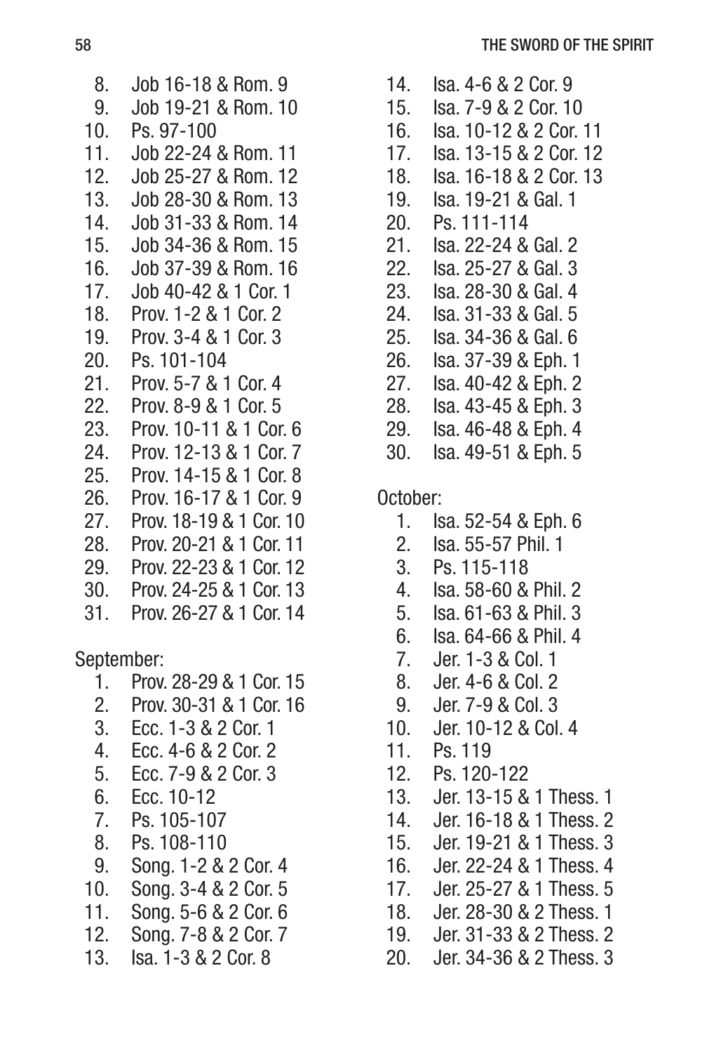8. Job 16-18 & Rom. 9
9. Job 19-21 & Rom. 10
10. Ps. 97-100
11. Job 22-24 & Rom. 11
12. Job 25-27 & Rom. 12
13. Job 28-30 & Rom. 13
14. Job 31-33 & Rom. 14
15. Job 34-36 & Rom. 15
16. Job 37-39 & Rom. 16
17. Job 40-42 & 1 Cor. 1
18. Prov. 1-2 & 1 Cor. 2
19. Prov. 3-4 & 1 Cor. 3
20. Ps. 101-104
21. Prov. 5-7 & 1 Cor. 4
22. Prov. 8-9 & 1 Cor. 5
23. Prov. 10-11 & 1 Cor. 6
24. Prov. 12-13 & 1 Cor. 7
25. Prov. 14-15 & 1 Cor. 8
26. Prov. 16-17 & 1 Cor. 9
27. Prov. 18-19 & 1 Cor. 10
28. Prov. 20-21 & 1 Cor. 11
29. Prov. 22-23 & 1 Cor. 12
30. Prov. 24-25 & 1 Cor. 13
31. Prov. 26-27 & 1 Cor. 14

September:

1. Prov. 28-29 & 1 Cor. 15
2. Prov. 30-31 & 1 Cor. 16
3. Ecc. 1-3 & 2 Cor. 1
4. Ecc. 4-6 & 2 Cor. 2
5. Ecc. 7-9 & 2 Cor. 3
6. Ecc. 10-12
7. Ps. 105-107
8. Ps. 108-110
9. Song. 1-2 & 2 Cor. 4
10. Song. 3-4 & 2 Cor. 5
11. Song. 5-6 & 2 Cor. 6
12. Song. 7-8 & 2 Cor. 7
13. Isa. 1-3 & 2 Cor. 8
14. Isa. 4-6 & 2 Cor. 9
15. Isa. 7-9 & 2 Cor. 10
16. Isa. 10-12 & 2 Cor. 11
17. Isa. 13-15 & 2 Cor. 12
18. Isa. 16-18 & 2 Cor. 13
19. Isa. 19-21 & Gal. 1
20. Ps. 111-114
21. Isa. 22-24 & Gal. 2
22. Isa. 25-27 & Gal. 3
23. Isa. 28-30 & Gal. 4
24. Isa. 31-33 & Gal. 5
25. Isa. 34-36 & Gal. 6
26. Isa. 37-39 & Eph. 1
27. Isa. 40-42 & Eph. 2
28. Isa. 43-45 & Eph. 3
29. Isa. 46-48 & Eph. 4
30. Isa. 49-51 & Eph. 5

October:

1. Isa. 52-54 & Eph. 6
2. Isa. 55-57 Phil. 1
3. Ps. 115-118
4. Isa. 58-60 & Phil. 2
5. Isa. 61-63 & Phil. 3
6. Isa. 64-66 & Phil. 4
7. Jer. 1-3 & Col. 1
8. Jer. 4-6 & Col. 2
9. Jer. 7-9 & Col. 3
10. Jer. 10-12 & Col. 4
11. Ps. 119
12. Ps. 120-122
13. Jer. 13-15 & 1 Thess. 1
14. Jer. 16-18 & 1 Thess. 2
15. Jer. 19-21 & 1 Thess. 3
16. Jer. 22-24 & 1 Thess. 4
17. Jer. 25-27 & 1 Thess. 5
18. Jer. 28-30 & 2 Thess. 1
19. Jer. 31-33 & 2 Thess. 2
20. Jer. 34-36 & 2 Thess. 3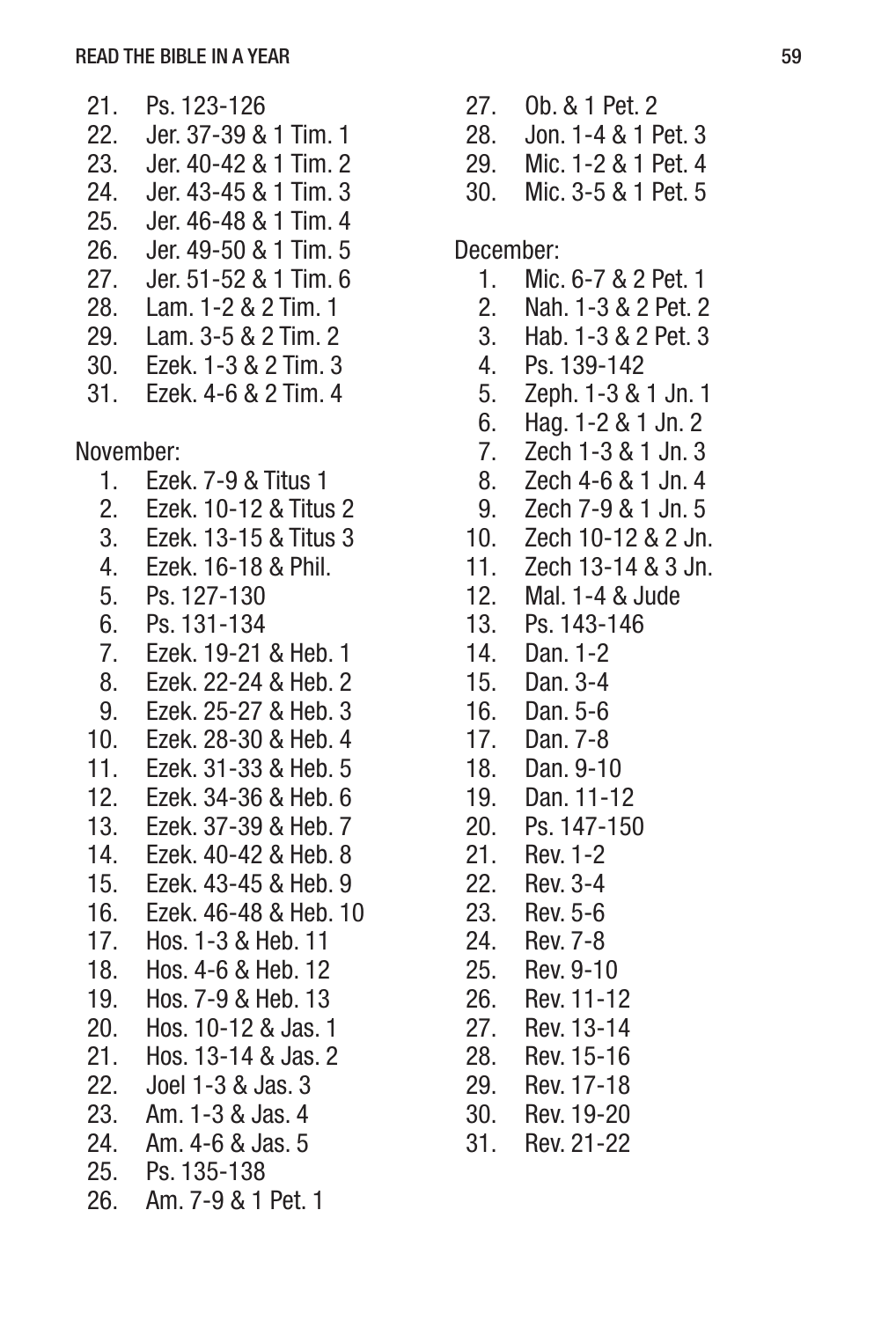21. Ps. 123-126
22. Jer. 37-39 & 1 Tim. 1
23. Jer. 40-42 & 1 Tim. 2
24. Jer. 43-45 & 1 Tim. 3
25. Jer. 46-48 & 1 Tim. 4
26. Jer. 49-50 & 1 Tim. 5
27. Jer. 51-52 & 1 Tim. 6
28. Lam. 1-2 & 2 Tim. 1
29. Lam. 3-5 & 2 Tim. 2
30. Ezek. 1-3 & 2 Tim. 3
31. Ezek. 4-6 & 2 Tim. 4

November:

1. Ezek. 7-9 & Titus 1
2. Ezek. 10-12 & Titus 2
3. Ezek. 13-15 & Titus 3
4. Ezek. 16-18 & Phil.
5. Ps. 127-130
6. Ps. 131-134
7. Ezek. 19-21 & Heb. 1
8. Ezek. 22-24 & Heb. 2
9. Ezek. 25-27 & Heb. 3
10. Ezek. 28-30 & Heb. 4
11. Ezek. 31-33 & Heb. 5
12. Ezek. 34-36 & Heb. 6
13. Ezek. 37-39 & Heb. 7
14. Ezek. 40-42 & Heb. 8
15. Ezek. 43-45 & Heb. 9
16. Ezek. 46-48 & Heb. 10
17. Hos. 1-3 & Heb. 11
18. Hos. 4-6 & Heb. 12
19. Hos. 7-9 & Heb. 13
20. Hos. 10-12 & Jas. 1
21. Hos. 13-14 & Jas. 2
22. Joel 1-3 & Jas. 3
23. Am. 1-3 & Jas. 4
24. Am. 4-6 & Jas. 5
25. Ps. 135-138
26. Am. 7-9 & 1 Pet. 1
27. Ob. & 1 Pet. 2
28. Jon. 1-4 & 1 Pet. 3
29. Mic. 1-2 & 1 Pet. 4
30. Mic. 3-5 & 1 Pet. 5

December:

1. Mic. 6-7 & 2 Pet. 1
2. Nah. 1-3 & 2 Pet. 2
3. Hab. 1-3 & 2 Pet. 3
4. Ps. 139-142
5. Zeph. 1-3 & 1 Jn. 1
6. Hag. 1-2 & 1 Jn. 2
7. Zech 1-3 & 1 Jn. 3
8. Zech 4-6 & 1 Jn. 4
9. Zech 7-9 & 1 Jn. 5
10. Zech 10-12 & 2 Jn.
11. Zech 13-14 & 3 Jn.
12. Mal. 1-4 & Jude
13. Ps. 143-146
14. Dan. 1-2
15. Dan. 3-4
16. Dan. 5-6
17. Dan. 7-8
18. Dan. 9-10
19. Dan. 11-12
20. Ps. 147-150
21. Rev. 1-2
22. Rev. 3-4
23. Rev. 5-6
24. Rev. 7-8
25. Rev. 9-10
26. Rev. 11-12
27. Rev. 13-14
28. Rev. 15-16
29. Rev. 17-18
30. Rev. 19-20
31. Rev. 21-22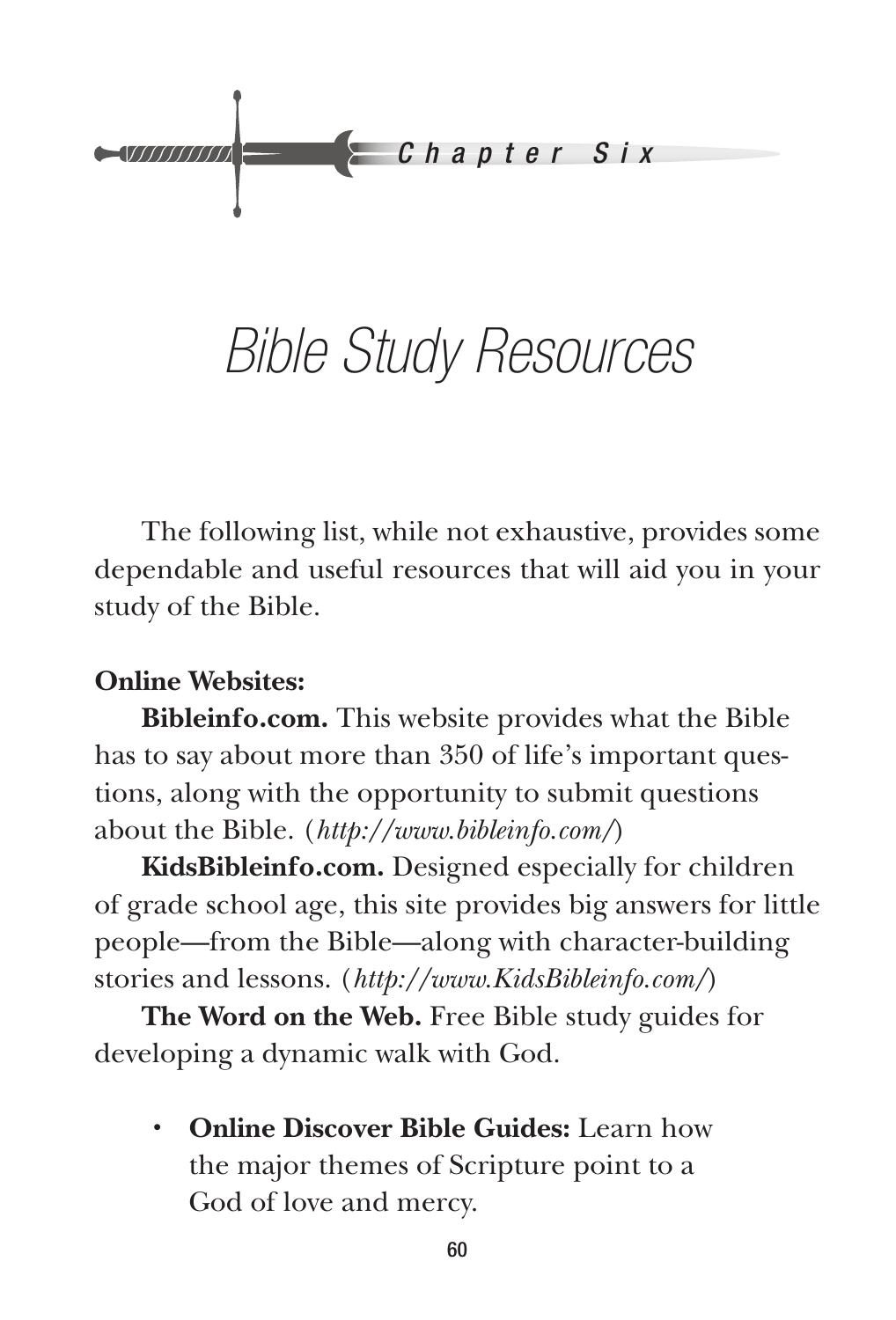*Chapter Six*

# *Bible Study Resources*

The following list, while not exhaustive, provides some dependable and useful resources that will aid you in your study of the Bible.

**Online Websites:**

**Bibleinfo.com.** This website provides what the Bible has to say about more than 350 of life's important questions, along with the opportunity to submit questions about the Bible. (*http://www.bibleinfo.com/*)

**KidsBibleinfo.com.** Designed especially for children of grade school age, this site provides big answers for little people—from the Bible—along with character-building stories and lessons. (*http://www.KidsBibleinfo.com/*)

**The Word on the Web.** Free Bible study guides for developing a dynamic walk with God.

- **Online Discover Bible Guides:** Learn how the major themes of Scripture point to a God of love and mercy.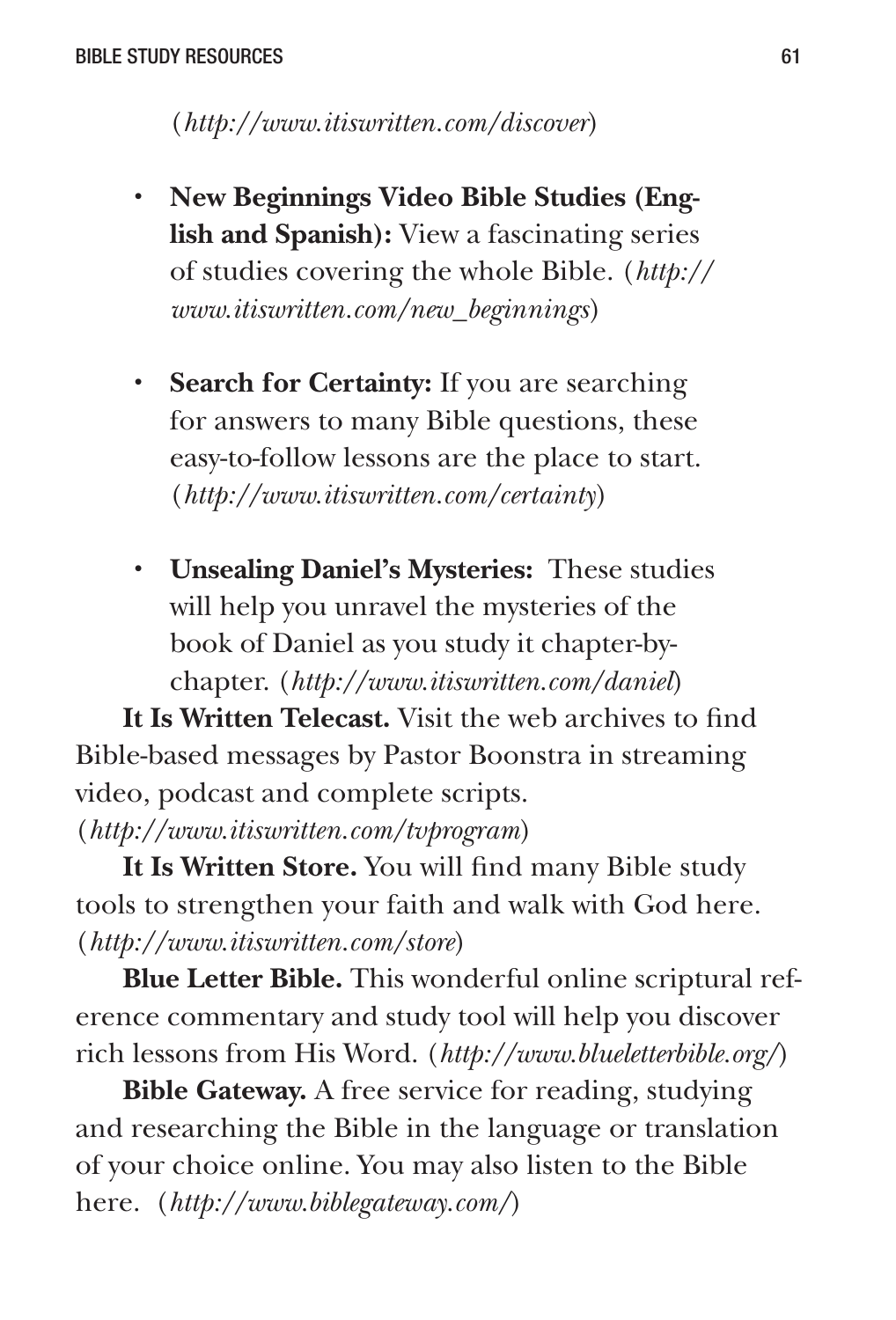(*http://www.itiswritten.com/discover*)

- **New Beginnings Video Bible Studies (English and Spanish):** View a fascinating series of studies covering the whole Bible. (*http://www.itiswritten.com/new_beginnings*)

- **Search for Certainty:** If you are searching for answers to many Bible questions, these easy-to-follow lessons are the place to start. (*http://www.itiswritten.com/certainty*)

- **Unsealing Daniel's Mysteries:** These studies will help you unravel the mysteries of the book of Daniel as you study it chapter-by-chapter. (*http://www.itiswritten.com/daniel*)

**It Is Written Telecast.** Visit the web archives to find Bible-based messages by Pastor Boonstra in streaming video, podcast and complete scripts. (*http://www.itiswritten.com/tvprogram*)

**It Is Written Store.** You will find many Bible study tools to strengthen your faith and walk with God here. (*http://www.itiswritten.com/store*)

**Blue Letter Bible.** This wonderful online scriptural reference commentary and study tool will help you discover rich lessons from His Word. (*http://www.blueletterbible.org/*)

**Bible Gateway.** A free service for reading, studying and researching the Bible in the language or translation of your choice online. You may also listen to the Bible here. (*http://www.biblegateway.com/*)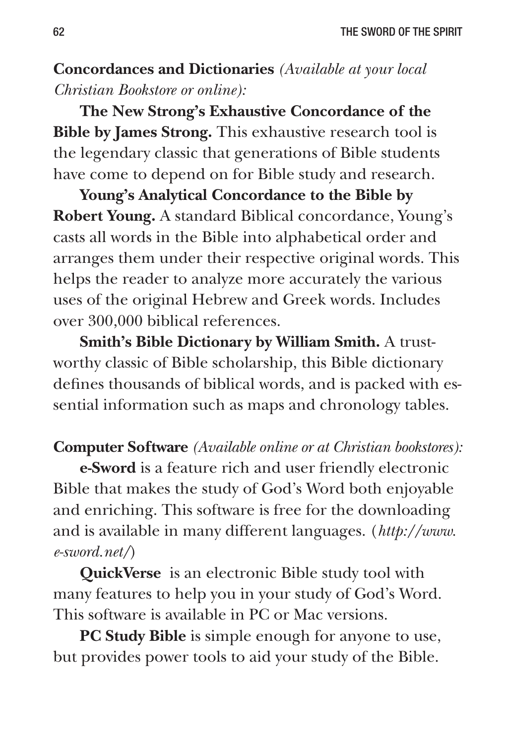**Concordances and Dictionaries** *(Available at your local Christian Bookstore or online):*

**The New Strong's Exhaustive Concordance of the Bible by James Strong.** This exhaustive research tool is the legendary classic that generations of Bible students have come to depend on for Bible study and research.

**Young's Analytical Concordance to the Bible by Robert Young.** A standard Biblical concordance, Young's casts all words in the Bible into alphabetical order and arranges them under their respective original words. This helps the reader to analyze more accurately the various uses of the original Hebrew and Greek words. Includes over 300,000 biblical references.

**Smith's Bible Dictionary by William Smith.** A trustworthy classic of Bible scholarship, this Bible dictionary defines thousands of biblical words, and is packed with essential information such as maps and chronology tables.

**Computer Software** *(Available online or at Christian bookstores):*

**e-Sword** is a feature rich and user friendly electronic Bible that makes the study of God's Word both enjoyable and enriching. This software is free for the downloading and is available in many different languages. (*http://www.e-sword.net/*)

**QuickVerse** is an electronic Bible study tool with many features to help you in your study of God's Word. This software is available in PC or Mac versions.

**PC Study Bible** is simple enough for anyone to use, but provides power tools to aid your study of the Bible.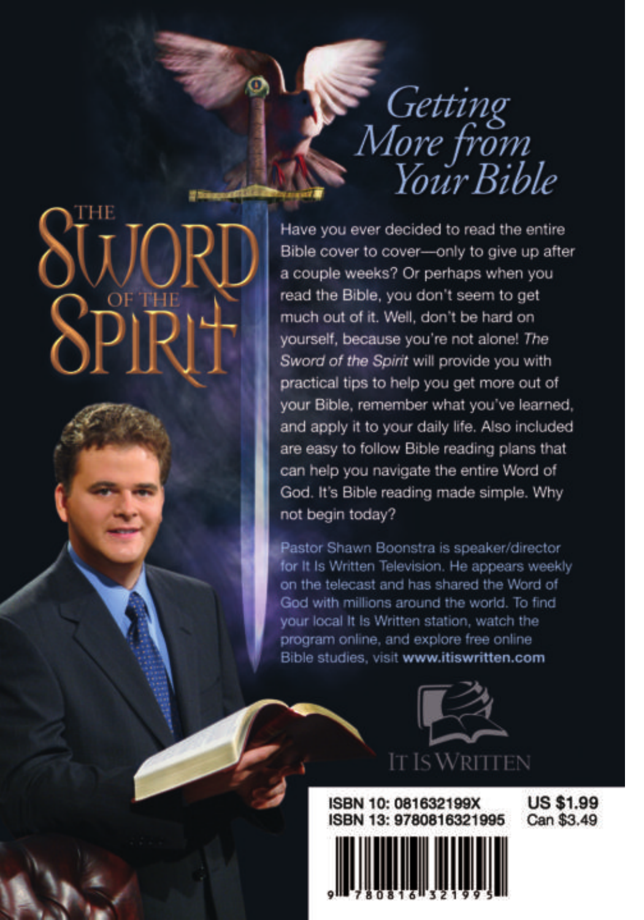# The Sword of the Spirit

## Getting More from Your Bible

Have you ever decided to read the entire Bible cover to cover—only to give up after a couple weeks? Or perhaps when you read the Bible, you don't seem to get much out of it. Well, don't be hard on yourself, because you're not alone! *The Sword of the Spirit* will provide you with practical tips to help you get more out of your Bible, remember what you've learned, and apply it to your daily life. Also included are easy to follow Bible reading plans that can help you navigate the entire Word of God. It's Bible reading made simple. Why not begin today?

Pastor Shawn Boonstra is speaker/director for It Is Written Television. He appears weekly on the telecast and has shared the Word of God with millions around the world. To find your local It Is Written station, watch the program online, and explore free online Bible studies, visit **www.itiswritten.com**

It Is Written

ISBN 10: 081632199X
ISBN 13: 9780816321995

US $1.99
Can $3.49